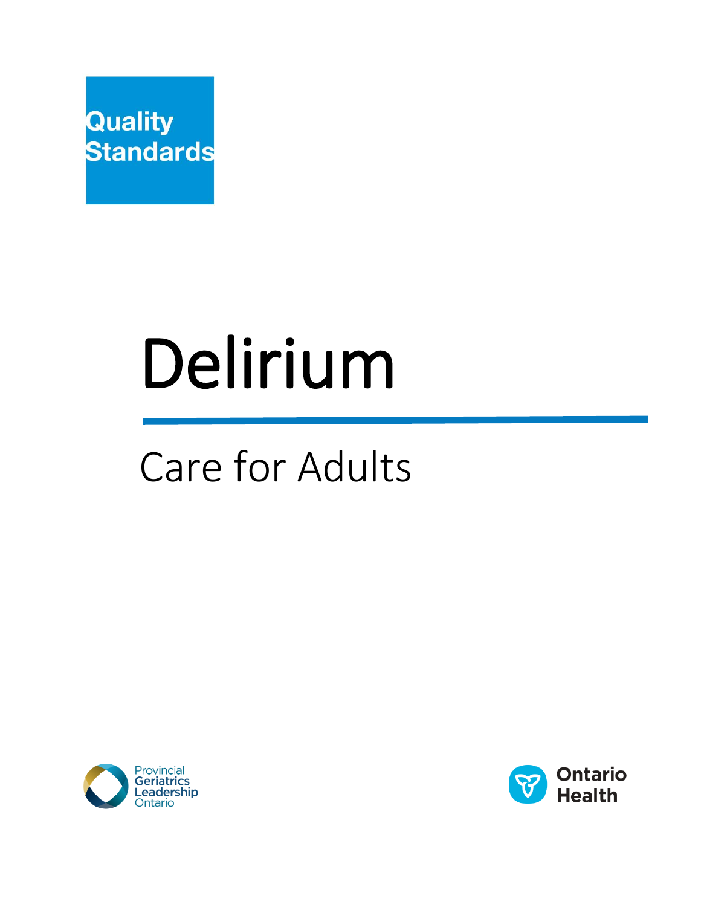Quality Standards

# Delirium

## Care for Adults

Provincial Geriatrics Leadership Ontario

Ontario Health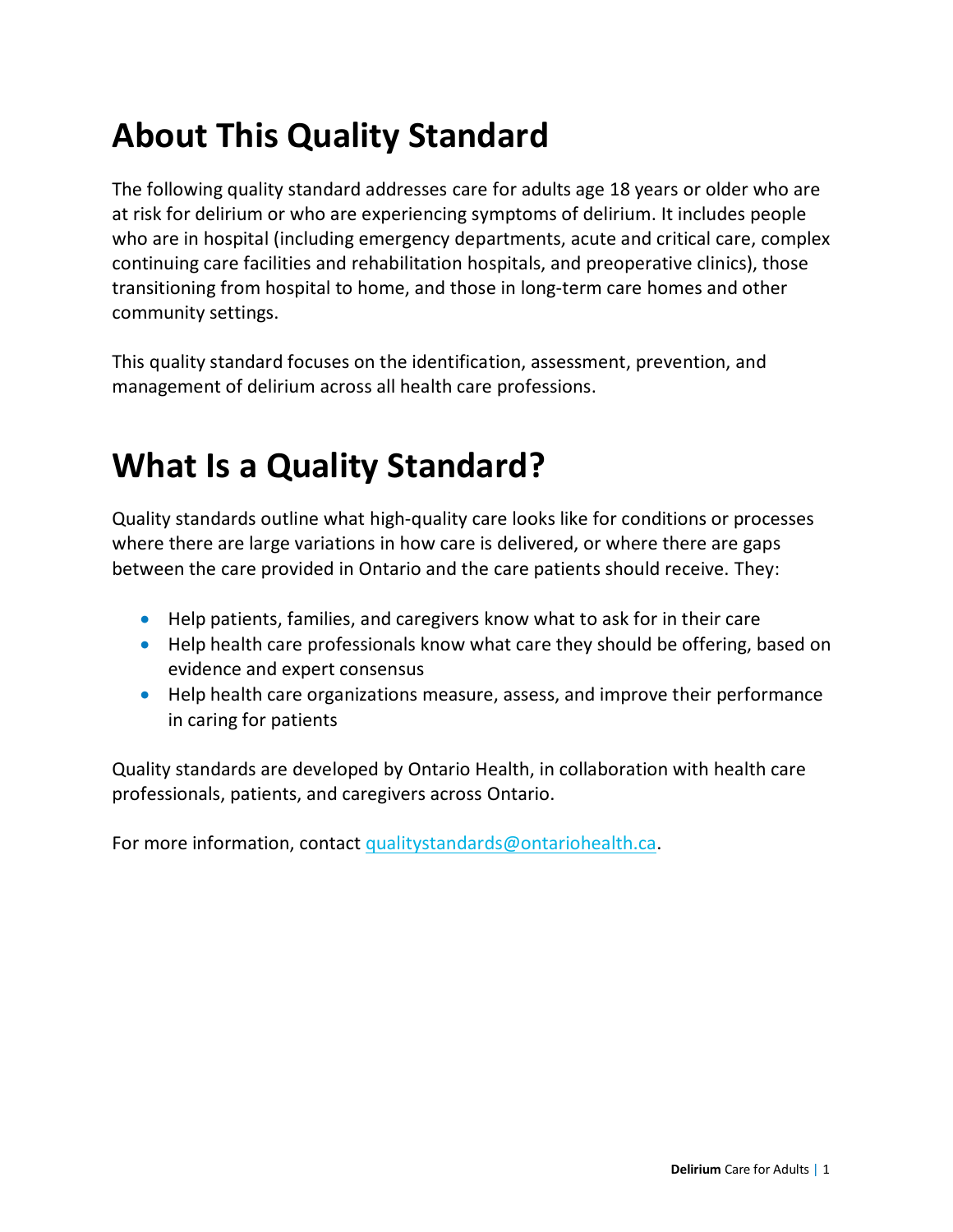# About This Quality Standard

The following quality standard addresses care for adults age 18 years or older who are at risk for delirium or who are experiencing symptoms of delirium. It includes people who are in hospital (including emergency departments, acute and critical care, complex continuing care facilities and rehabilitation hospitals, and preoperative clinics), those transitioning from hospital to home, and those in long-term care homes and other community settings.

This quality standard focuses on the identification, assessment, prevention, and management of delirium across all health care professions.

# What Is a Quality Standard?

Quality standards outline what high-quality care looks like for conditions or processes where there are large variations in how care is delivered, or where there are gaps between the care provided in Ontario and the care patients should receive. They:

- Help patients, families, and caregivers know what to ask for in their care
- Help health care professionals know what care they should be offering, based on evidence and expert consensus
- Help health care organizations measure, assess, and improve their performance in caring for patients

Quality standards are developed by Ontario Health, in collaboration with health care professionals, patients, and caregivers across Ontario.

For more information, contact qualitystandards@ontariohealth.ca.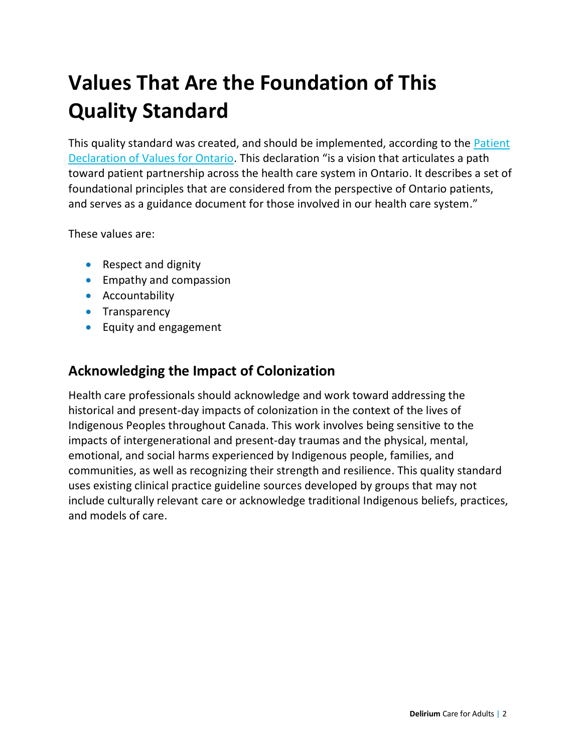# Values That Are the Foundation of This Quality Standard

This quality standard was created, and should be implemented, according to the [Patient Declaration of Values for Ontario](). This declaration "is a vision that articulates a path toward patient partnership across the health care system in Ontario. It describes a set of foundational principles that are considered from the perspective of Ontario patients, and serves as a guidance document for those involved in our health care system."

These values are:

- Respect and dignity
- Empathy and compassion
- Accountability
- Transparency
- Equity and engagement

## Acknowledging the Impact of Colonization

Health care professionals should acknowledge and work toward addressing the historical and present-day impacts of colonization in the context of the lives of Indigenous Peoples throughout Canada. This work involves being sensitive to the impacts of intergenerational and present-day traumas and the physical, mental, emotional, and social harms experienced by Indigenous people, families, and communities, as well as recognizing their strength and resilience. This quality standard uses existing clinical practice guideline sources developed by groups that may not include culturally relevant care or acknowledge traditional Indigenous beliefs, practices, and models of care.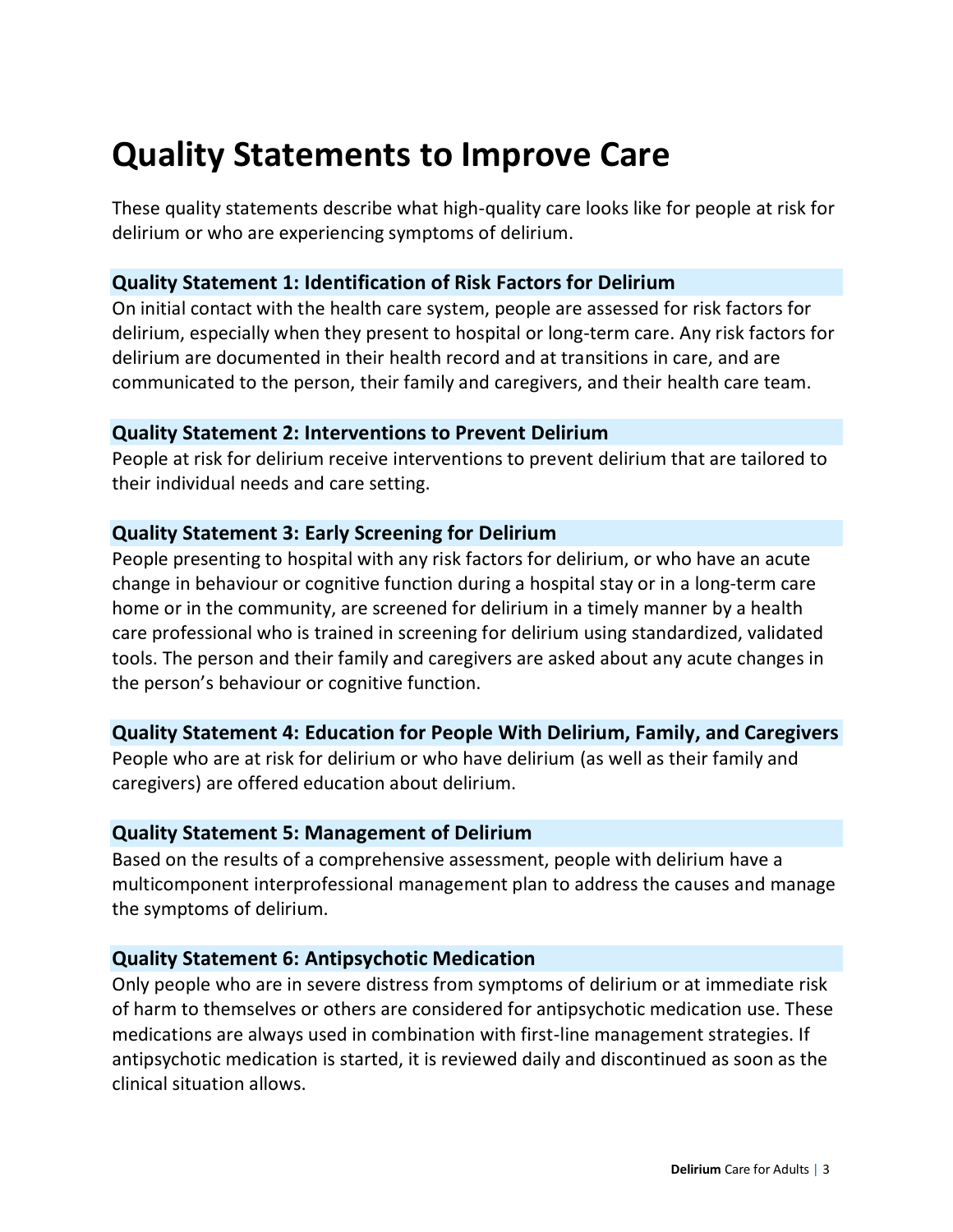# Quality Statements to Improve Care

These quality statements describe what high-quality care looks like for people at risk for delirium or who are experiencing symptoms of delirium.

### Quality Statement 1: Identification of Risk Factors for Delirium

On initial contact with the health care system, people are assessed for risk factors for delirium, especially when they present to hospital or long-term care. Any risk factors for delirium are documented in their health record and at transitions in care, and are communicated to the person, their family and caregivers, and their health care team.

### Quality Statement 2: Interventions to Prevent Delirium

People at risk for delirium receive interventions to prevent delirium that are tailored to their individual needs and care setting.

### Quality Statement 3: Early Screening for Delirium

People presenting to hospital with any risk factors for delirium, or who have an acute change in behaviour or cognitive function during a hospital stay or in a long-term care home or in the community, are screened for delirium in a timely manner by a health care professional who is trained in screening for delirium using standardized, validated tools. The person and their family and caregivers are asked about any acute changes in the person's behaviour or cognitive function.

### Quality Statement 4: Education for People With Delirium, Family, and Caregivers

People who are at risk for delirium or who have delirium (as well as their family and caregivers) are offered education about delirium.

### Quality Statement 5: Management of Delirium

Based on the results of a comprehensive assessment, people with delirium have a multicomponent interprofessional management plan to address the causes and manage the symptoms of delirium.

### Quality Statement 6: Antipsychotic Medication

Only people who are in severe distress from symptoms of delirium or at immediate risk of harm to themselves or others are considered for antipsychotic medication use. These medications are always used in combination with first-line management strategies. If antipsychotic medication is started, it is reviewed daily and discontinued as soon as the clinical situation allows.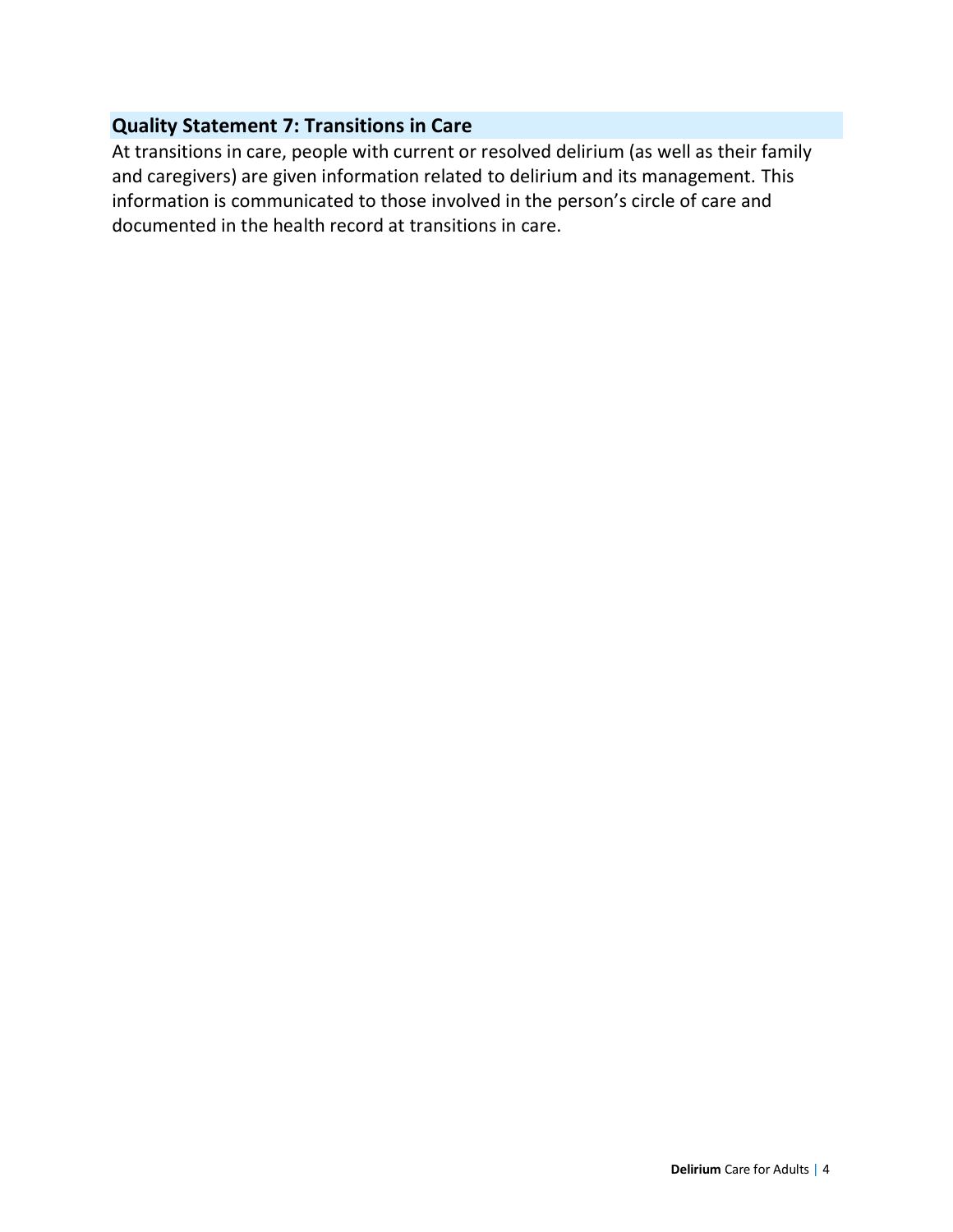## Quality Statement 7: Transitions in Care

At transitions in care, people with current or resolved delirium (as well as their family and caregivers) are given information related to delirium and its management. This information is communicated to those involved in the person's circle of care and documented in the health record at transitions in care.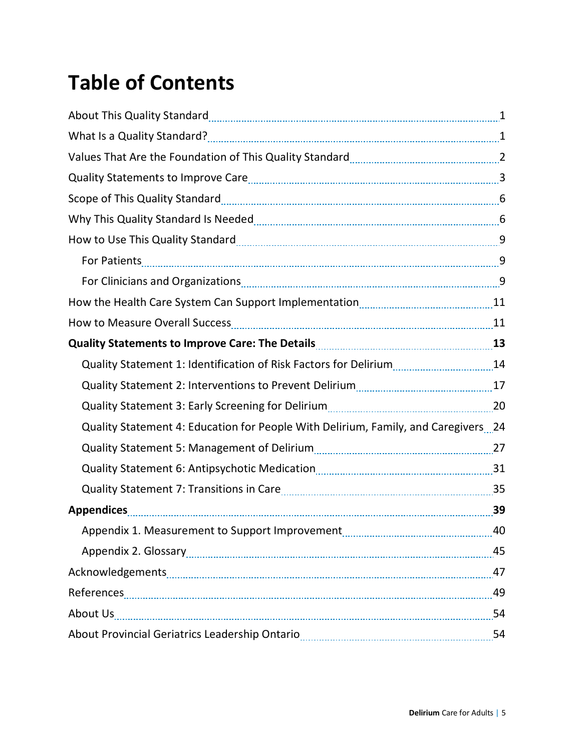# Table of Contents

- About This Quality Standard 1
- What Is a Quality Standard? 1
- Values That Are the Foundation of This Quality Standard 2
- Quality Statements to Improve Care 3
- Scope of This Quality Standard 6
- Why This Quality Standard Is Needed 6
- How to Use This Quality Standard 9
  - For Patients 9
  - For Clinicians and Organizations 9
- How the Health Care System Can Support Implementation 11
- How to Measure Overall Success 11
- **Quality Statements to Improve Care: The Details 13**
  - Quality Statement 1: Identification of Risk Factors for Delirium 14
  - Quality Statement 2: Interventions to Prevent Delirium 17
  - Quality Statement 3: Early Screening for Delirium 20
  - Quality Statement 4: Education for People With Delirium, Family, and Caregivers 24
  - Quality Statement 5: Management of Delirium 27
  - Quality Statement 6: Antipsychotic Medication 31
  - Quality Statement 7: Transitions in Care 35
- **Appendices 39**
  - Appendix 1. Measurement to Support Improvement 40
  - Appendix 2. Glossary 45
- Acknowledgements 47
- References 49
- About Us 54
- About Provincial Geriatrics Leadership Ontario 54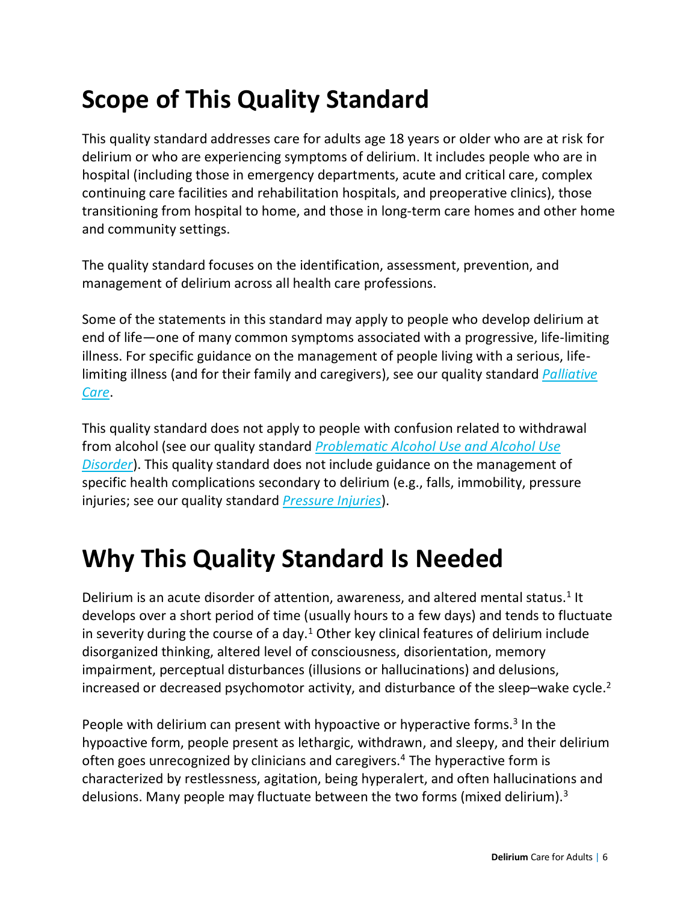# Scope of This Quality Standard

This quality standard addresses care for adults age 18 years or older who are at risk for delirium or who are experiencing symptoms of delirium. It includes people who are in hospital (including those in emergency departments, acute and critical care, complex continuing care facilities and rehabilitation hospitals, and preoperative clinics), those transitioning from hospital to home, and those in long-term care homes and other home and community settings.

The quality standard focuses on the identification, assessment, prevention, and management of delirium across all health care professions.

Some of the statements in this standard may apply to people who develop delirium at end of life—one of many common symptoms associated with a progressive, life-limiting illness. For specific guidance on the management of people living with a serious, life-limiting illness (and for their family and caregivers), see our quality standard *Palliative Care*.

This quality standard does not apply to people with confusion related to withdrawal from alcohol (see our quality standard *Problematic Alcohol Use and Alcohol Use Disorder*). This quality standard does not include guidance on the management of specific health complications secondary to delirium (e.g., falls, immobility, pressure injuries; see our quality standard *Pressure Injuries*).

# Why This Quality Standard Is Needed

Delirium is an acute disorder of attention, awareness, and altered mental status.[1] It develops over a short period of time (usually hours to a few days) and tends to fluctuate in severity during the course of a day.[1] Other key clinical features of delirium include disorganized thinking, altered level of consciousness, disorientation, memory impairment, perceptual disturbances (illusions or hallucinations) and delusions, increased or decreased psychomotor activity, and disturbance of the sleep–wake cycle.[2]

People with delirium can present with hypoactive or hyperactive forms.[3] In the hypoactive form, people present as lethargic, withdrawn, and sleepy, and their delirium often goes unrecognized by clinicians and caregivers.[4] The hyperactive form is characterized by restlessness, agitation, being hyperalert, and often hallucinations and delusions. Many people may fluctuate between the two forms (mixed delirium).[3]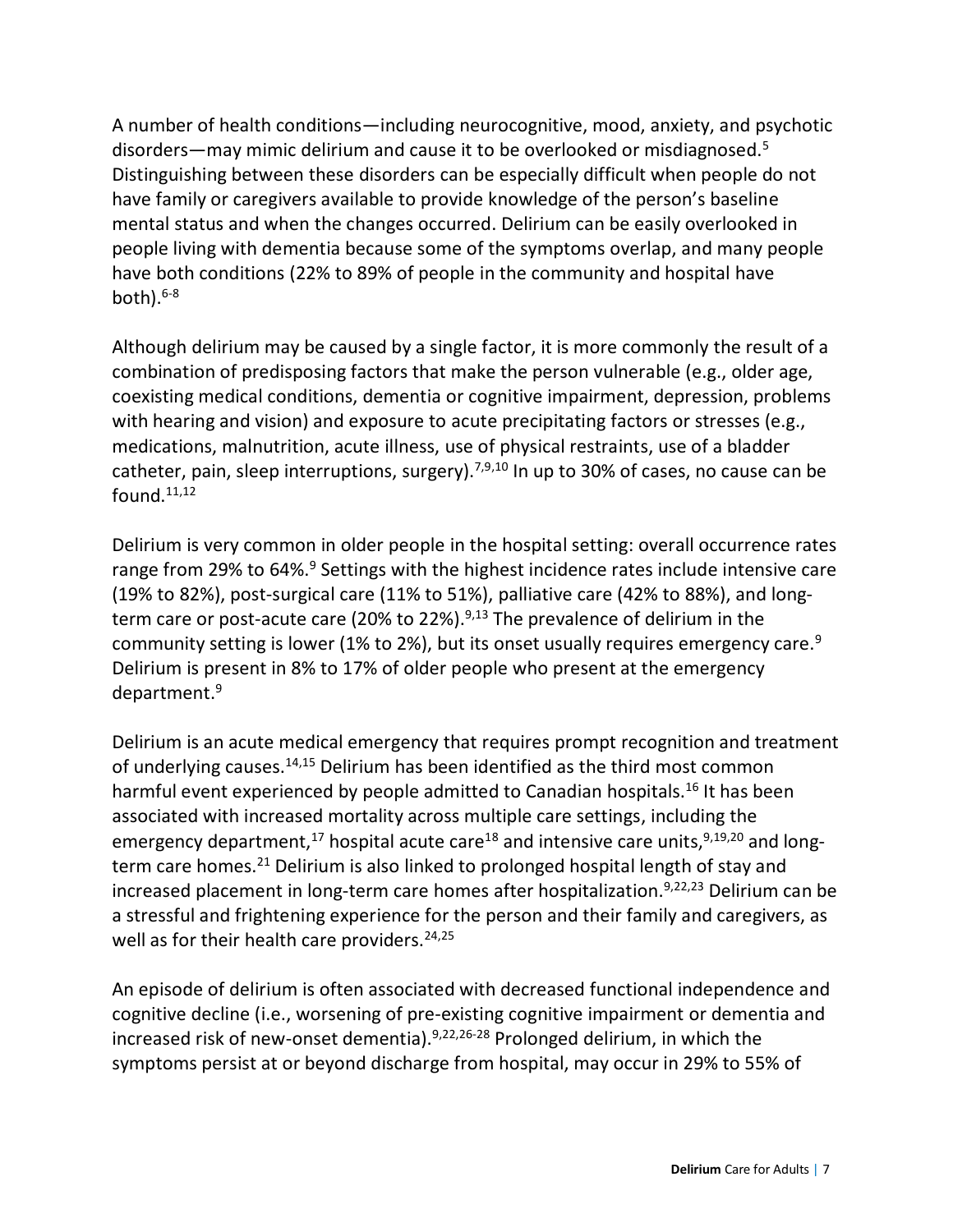A number of health conditions—including neurocognitive, mood, anxiety, and psychotic disorders—may mimic delirium and cause it to be overlooked or misdiagnosed.[5] Distinguishing between these disorders can be especially difficult when people do not have family or caregivers available to provide knowledge of the person's baseline mental status and when the changes occurred. Delirium can be easily overlooked in people living with dementia because some of the symptoms overlap, and many people have both conditions (22% to 89% of people in the community and hospital have both).[6-8]

Although delirium may be caused by a single factor, it is more commonly the result of a combination of predisposing factors that make the person vulnerable (e.g., older age, coexisting medical conditions, dementia or cognitive impairment, depression, problems with hearing and vision) and exposure to acute precipitating factors or stresses (e.g., medications, malnutrition, acute illness, use of physical restraints, use of a bladder catheter, pain, sleep interruptions, surgery).[7,9,10] In up to 30% of cases, no cause can be found.[11,12]

Delirium is very common in older people in the hospital setting: overall occurrence rates range from 29% to 64%.[9] Settings with the highest incidence rates include intensive care (19% to 82%), post-surgical care (11% to 51%), palliative care (42% to 88%), and long-term care or post-acute care (20% to 22%).[9,13] The prevalence of delirium in the community setting is lower (1% to 2%), but its onset usually requires emergency care.[9] Delirium is present in 8% to 17% of older people who present at the emergency department.[9]

Delirium is an acute medical emergency that requires prompt recognition and treatment of underlying causes.[14,15] Delirium has been identified as the third most common harmful event experienced by people admitted to Canadian hospitals.[16] It has been associated with increased mortality across multiple care settings, including the emergency department,[17] hospital acute care[18] and intensive care units,[9,19,20] and long-term care homes.[21] Delirium is also linked to prolonged hospital length of stay and increased placement in long-term care homes after hospitalization.[9,22,23] Delirium can be a stressful and frightening experience for the person and their family and caregivers, as well as for their health care providers.[24,25]

An episode of delirium is often associated with decreased functional independence and cognitive decline (i.e., worsening of pre-existing cognitive impairment or dementia and increased risk of new-onset dementia).[9,22,26-28] Prolonged delirium, in which the symptoms persist at or beyond discharge from hospital, may occur in 29% to 55% of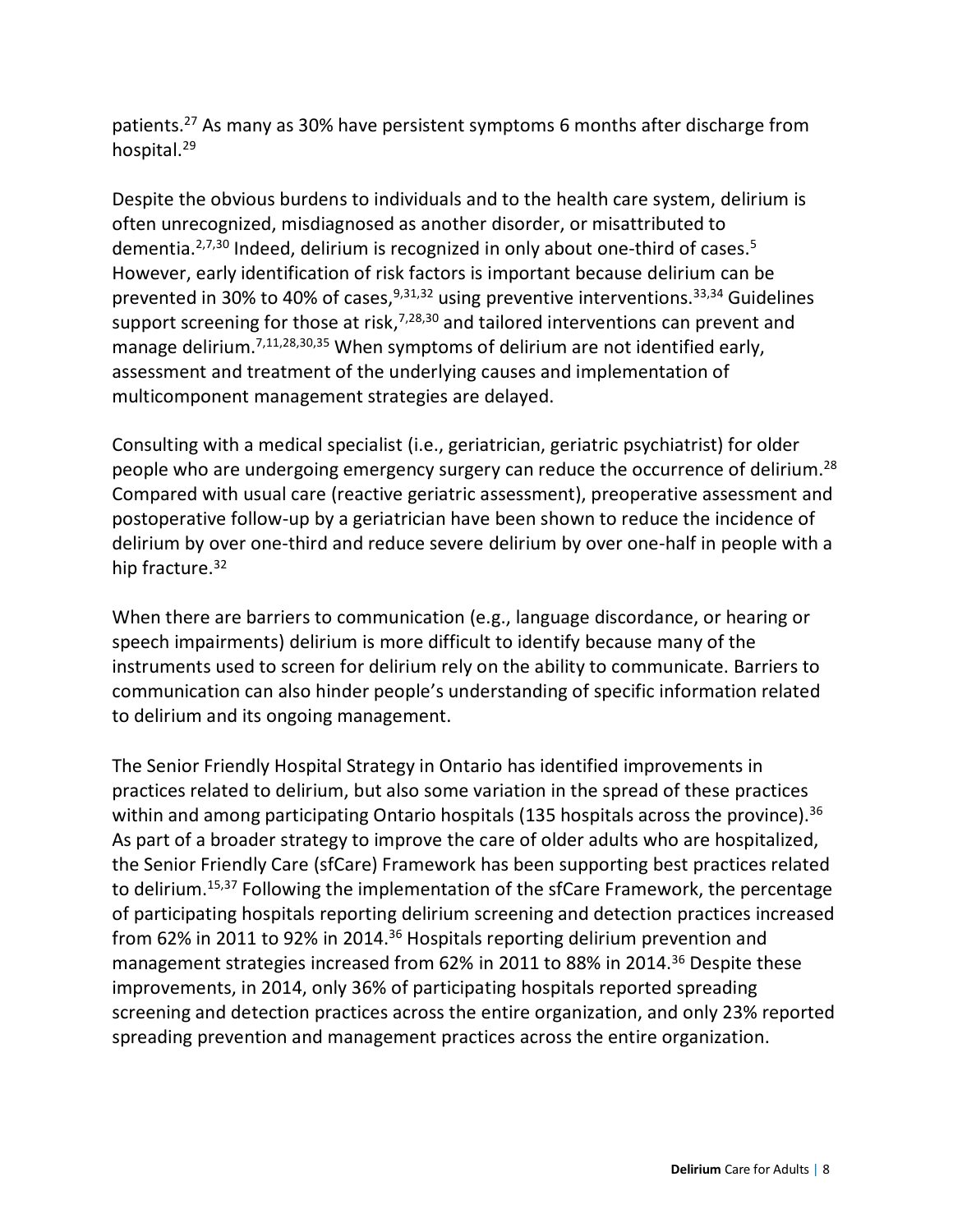patients.[27] As many as 30% have persistent symptoms 6 months after discharge from hospital.[29]

Despite the obvious burdens to individuals and to the health care system, delirium is often unrecognized, misdiagnosed as another disorder, or misattributed to dementia.[2,7,30] Indeed, delirium is recognized in only about one-third of cases.[5] However, early identification of risk factors is important because delirium can be prevented in 30% to 40% of cases,[9,31,32] using preventive interventions.[33,34] Guidelines support screening for those at risk,[7,28,30] and tailored interventions can prevent and manage delirium.[7,11,28,30,35] When symptoms of delirium are not identified early, assessment and treatment of the underlying causes and implementation of multicomponent management strategies are delayed.

Consulting with a medical specialist (i.e., geriatrician, geriatric psychiatrist) for older people who are undergoing emergency surgery can reduce the occurrence of delirium.[28] Compared with usual care (reactive geriatric assessment), preoperative assessment and postoperative follow-up by a geriatrician have been shown to reduce the incidence of delirium by over one-third and reduce severe delirium by over one-half in people with a hip fracture.[32]

When there are barriers to communication (e.g., language discordance, or hearing or speech impairments) delirium is more difficult to identify because many of the instruments used to screen for delirium rely on the ability to communicate. Barriers to communication can also hinder people's understanding of specific information related to delirium and its ongoing management.

The Senior Friendly Hospital Strategy in Ontario has identified improvements in practices related to delirium, but also some variation in the spread of these practices within and among participating Ontario hospitals (135 hospitals across the province).[36] As part of a broader strategy to improve the care of older adults who are hospitalized, the Senior Friendly Care (sfCare) Framework has been supporting best practices related to delirium.[15,37] Following the implementation of the sfCare Framework, the percentage of participating hospitals reporting delirium screening and detection practices increased from 62% in 2011 to 92% in 2014.[36] Hospitals reporting delirium prevention and management strategies increased from 62% in 2011 to 88% in 2014.[36] Despite these improvements, in 2014, only 36% of participating hospitals reported spreading screening and detection practices across the entire organization, and only 23% reported spreading prevention and management practices across the entire organization.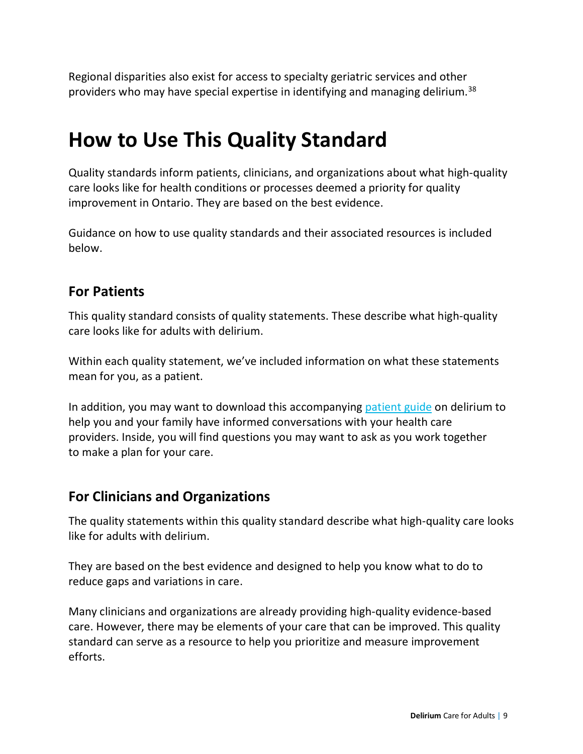Regional disparities also exist for access to specialty geriatric services and other providers who may have special expertise in identifying and managing delirium.[38]

# How to Use This Quality Standard

Quality standards inform patients, clinicians, and organizations about what high-quality care looks like for health conditions or processes deemed a priority for quality improvement in Ontario. They are based on the best evidence.

Guidance on how to use quality standards and their associated resources is included below.

## For Patients

This quality standard consists of quality statements. These describe what high-quality care looks like for adults with delirium.

Within each quality statement, we've included information on what these statements mean for you, as a patient.

In addition, you may want to download this accompanying patient guide on delirium to help you and your family have informed conversations with your health care providers. Inside, you will find questions you may want to ask as you work together to make a plan for your care.

## For Clinicians and Organizations

The quality statements within this quality standard describe what high-quality care looks like for adults with delirium.

They are based on the best evidence and designed to help you know what to do to reduce gaps and variations in care.

Many clinicians and organizations are already providing high-quality evidence-based care. However, there may be elements of your care that can be improved. This quality standard can serve as a resource to help you prioritize and measure improvement efforts.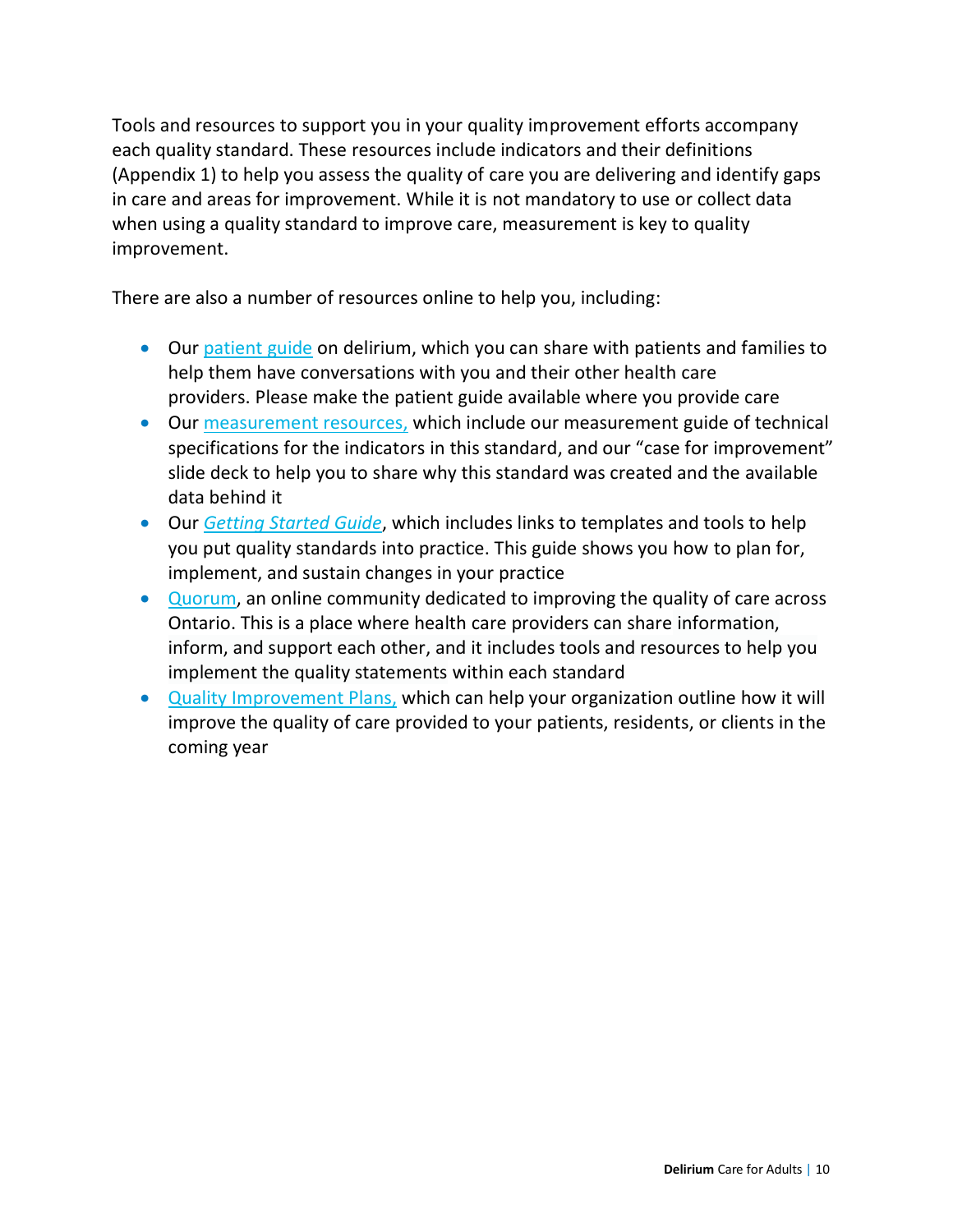Tools and resources to support you in your quality improvement efforts accompany each quality standard. These resources include indicators and their definitions (Appendix 1) to help you assess the quality of care you are delivering and identify gaps in care and areas for improvement. While it is not mandatory to use or collect data when using a quality standard to improve care, measurement is key to quality improvement.

There are also a number of resources online to help you, including:

- Our patient guide on delirium, which you can share with patients and families to help them have conversations with you and their other health care providers. Please make the patient guide available where you provide care
- Our measurement resources, which include our measurement guide of technical specifications for the indicators in this standard, and our "case for improvement" slide deck to help you to share why this standard was created and the available data behind it
- Our *Getting Started Guide*, which includes links to templates and tools to help you put quality standards into practice. This guide shows you how to plan for, implement, and sustain changes in your practice
- Quorum, an online community dedicated to improving the quality of care across Ontario. This is a place where health care providers can share information, inform, and support each other, and it includes tools and resources to help you implement the quality statements within each standard
- Quality Improvement Plans, which can help your organization outline how it will improve the quality of care provided to your patients, residents, or clients in the coming year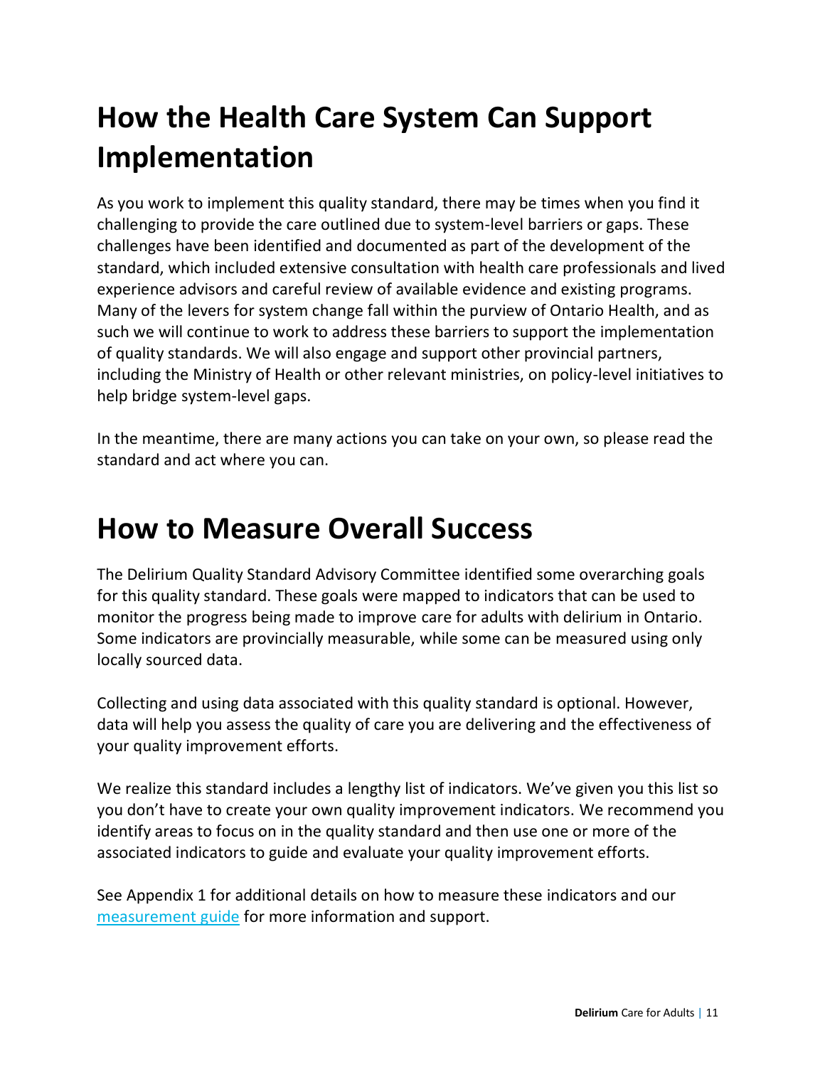# How the Health Care System Can Support Implementation

As you work to implement this quality standard, there may be times when you find it challenging to provide the care outlined due to system-level barriers or gaps. These challenges have been identified and documented as part of the development of the standard, which included extensive consultation with health care professionals and lived experience advisors and careful review of available evidence and existing programs. Many of the levers for system change fall within the purview of Ontario Health, and as such we will continue to work to address these barriers to support the implementation of quality standards. We will also engage and support other provincial partners, including the Ministry of Health or other relevant ministries, on policy-level initiatives to help bridge system-level gaps.

In the meantime, there are many actions you can take on your own, so please read the standard and act where you can.

# How to Measure Overall Success

The Delirium Quality Standard Advisory Committee identified some overarching goals for this quality standard. These goals were mapped to indicators that can be used to monitor the progress being made to improve care for adults with delirium in Ontario. Some indicators are provincially measurable, while some can be measured using only locally sourced data.

Collecting and using data associated with this quality standard is optional. However, data will help you assess the quality of care you are delivering and the effectiveness of your quality improvement efforts.

We realize this standard includes a lengthy list of indicators. We've given you this list so you don't have to create your own quality improvement indicators. We recommend you identify areas to focus on in the quality standard and then use one or more of the associated indicators to guide and evaluate your quality improvement efforts.

See Appendix 1 for additional details on how to measure these indicators and our measurement guide for more information and support.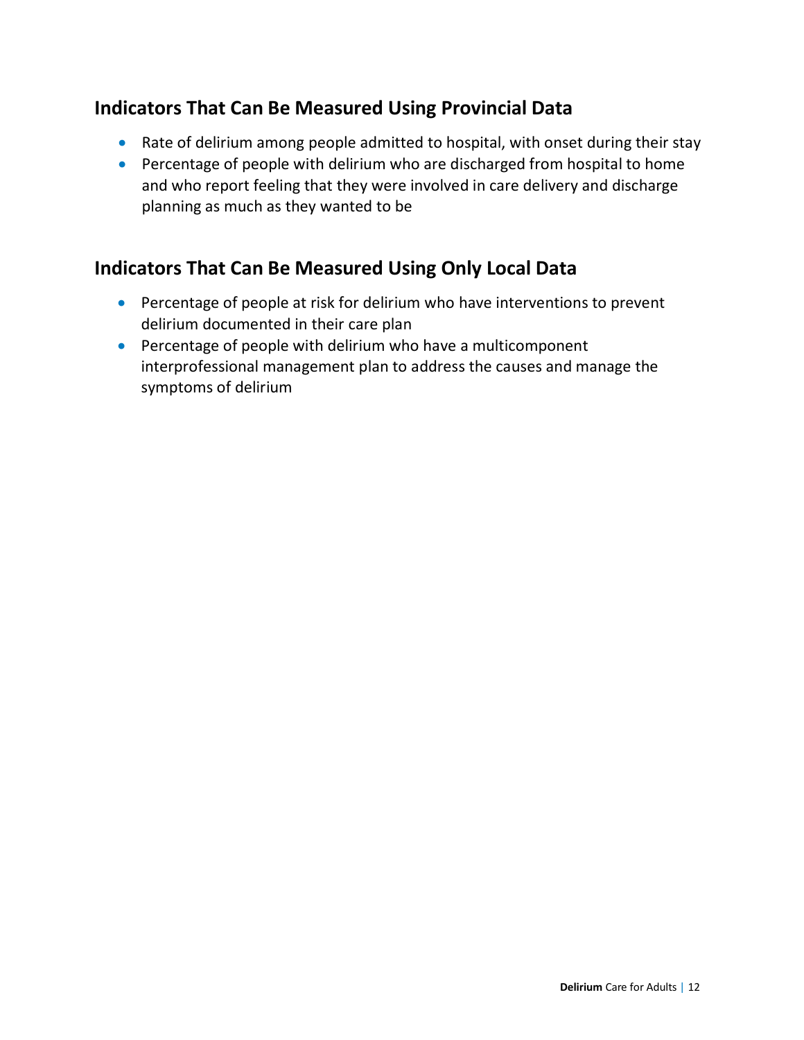## Indicators That Can Be Measured Using Provincial Data

- Rate of delirium among people admitted to hospital, with onset during their stay
- Percentage of people with delirium who are discharged from hospital to home and who report feeling that they were involved in care delivery and discharge planning as much as they wanted to be

## Indicators That Can Be Measured Using Only Local Data

- Percentage of people at risk for delirium who have interventions to prevent delirium documented in their care plan
- Percentage of people with delirium who have a multicomponent interprofessional management plan to address the causes and manage the symptoms of delirium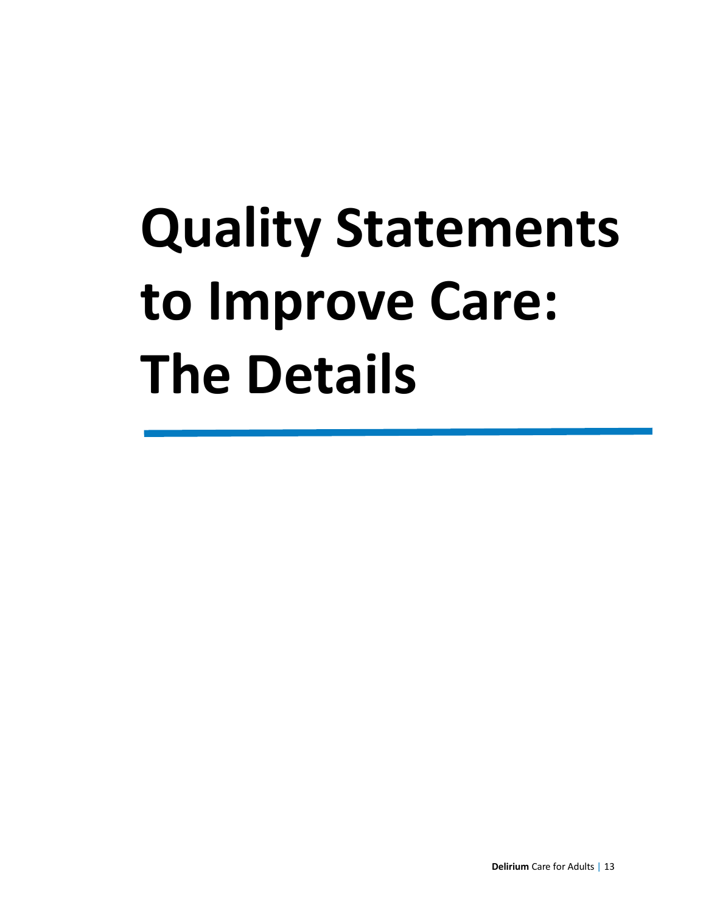# Quality Statements to Improve Care: The Details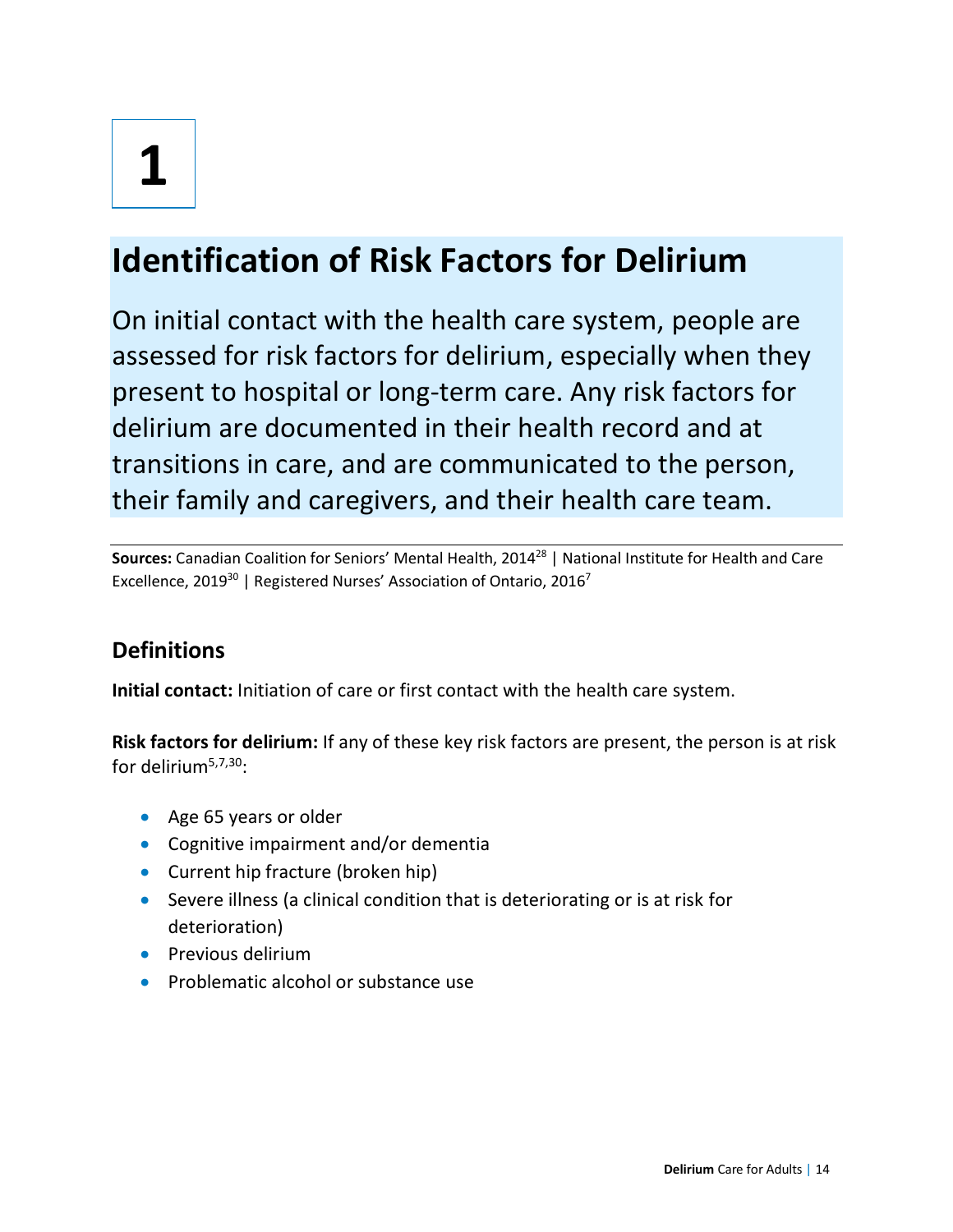# 1

## Identification of Risk Factors for Delirium

On initial contact with the health care system, people are assessed for risk factors for delirium, especially when they present to hospital or long-term care. Any risk factors for delirium are documented in their health record and at transitions in care, and are communicated to the person, their family and caregivers, and their health care team.

**Sources:** Canadian Coalition for Seniors' Mental Health, 2014[28] | National Institute for Health and Care Excellence, 2019[30] | Registered Nurses' Association of Ontario, 2016[7]

### Definitions

**Initial contact:** Initiation of care or first contact with the health care system.

**Risk factors for delirium:** If any of these key risk factors are present, the person is at risk for delirium[5,7,30]:

- Age 65 years or older
- Cognitive impairment and/or dementia
- Current hip fracture (broken hip)
- Severe illness (a clinical condition that is deteriorating or is at risk for deterioration)
- Previous delirium
- Problematic alcohol or substance use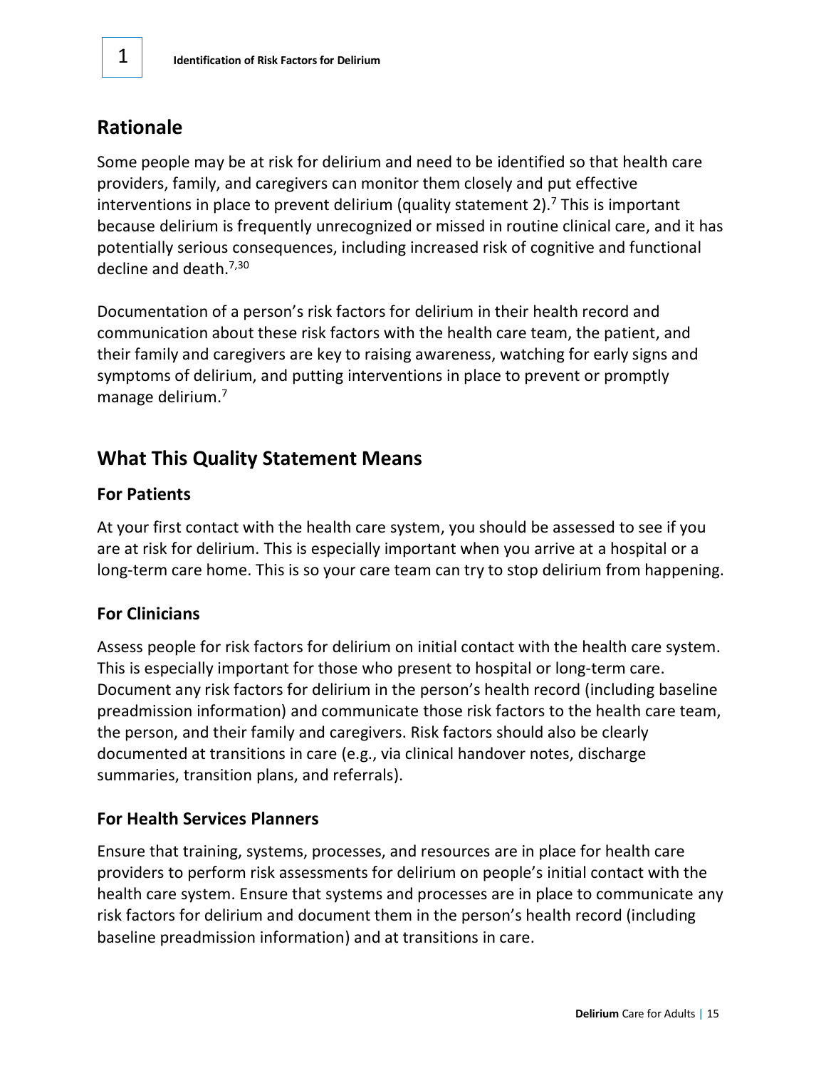## Rationale

Some people may be at risk for delirium and need to be identified so that health care providers, family, and caregivers can monitor them closely and put effective interventions in place to prevent delirium (quality statement 2).[7] This is important because delirium is frequently unrecognized or missed in routine clinical care, and it has potentially serious consequences, including increased risk of cognitive and functional decline and death.[7,30]

Documentation of a person's risk factors for delirium in their health record and communication about these risk factors with the health care team, the patient, and their family and caregivers are key to raising awareness, watching for early signs and symptoms of delirium, and putting interventions in place to prevent or promptly manage delirium.[7]

## What This Quality Statement Means

### For Patients

At your first contact with the health care system, you should be assessed to see if you are at risk for delirium. This is especially important when you arrive at a hospital or a long-term care home. This is so your care team can try to stop delirium from happening.

### For Clinicians

Assess people for risk factors for delirium on initial contact with the health care system. This is especially important for those who present to hospital or long-term care. Document any risk factors for delirium in the person's health record (including baseline preadmission information) and communicate those risk factors to the health care team, the person, and their family and caregivers. Risk factors should also be clearly documented at transitions in care (e.g., via clinical handover notes, discharge summaries, transition plans, and referrals).

### For Health Services Planners

Ensure that training, systems, processes, and resources are in place for health care providers to perform risk assessments for delirium on people's initial contact with the health care system. Ensure that systems and processes are in place to communicate any risk factors for delirium and document them in the person's health record (including baseline preadmission information) and at transitions in care.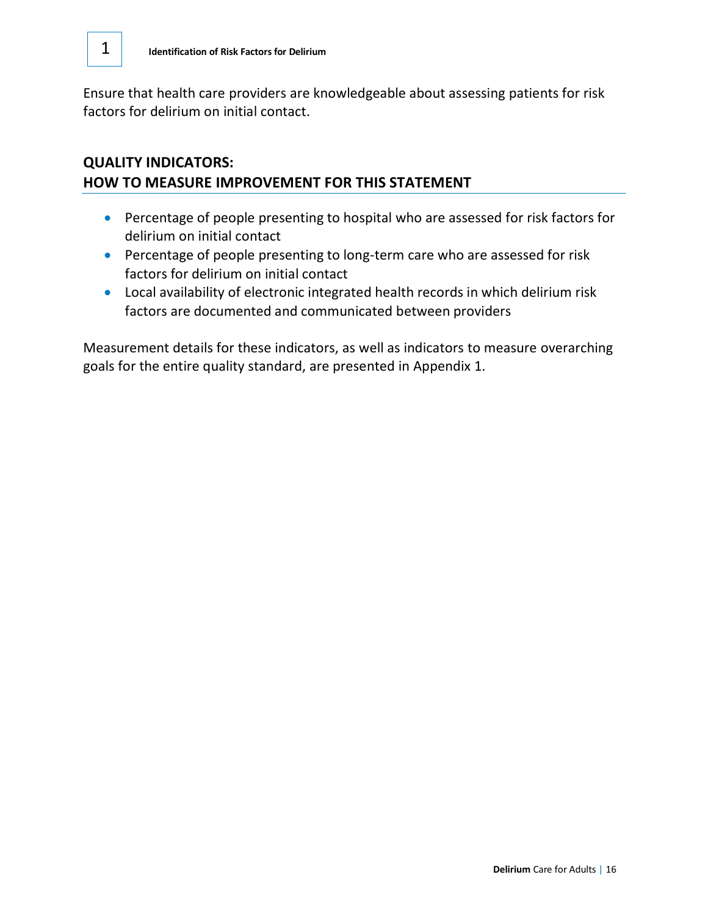Ensure that health care providers are knowledgeable about assessing patients for risk factors for delirium on initial contact.

## QUALITY INDICATORS: HOW TO MEASURE IMPROVEMENT FOR THIS STATEMENT

- Percentage of people presenting to hospital who are assessed for risk factors for delirium on initial contact
- Percentage of people presenting to long-term care who are assessed for risk factors for delirium on initial contact
- Local availability of electronic integrated health records in which delirium risk factors are documented and communicated between providers

Measurement details for these indicators, as well as indicators to measure overarching goals for the entire quality standard, are presented in Appendix 1.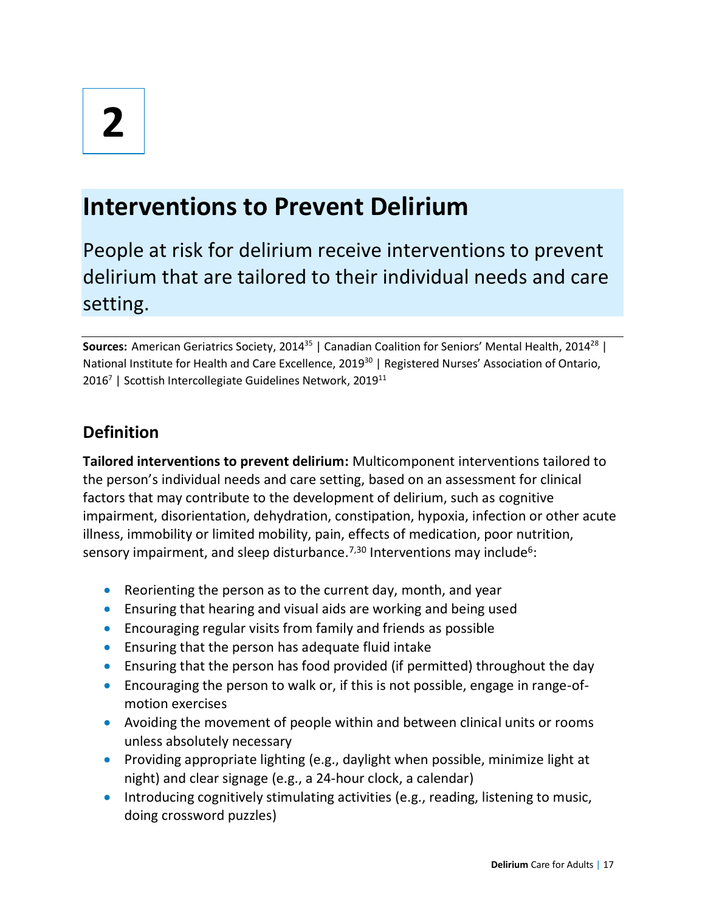# 2

# Interventions to Prevent Delirium

People at risk for delirium receive interventions to prevent delirium that are tailored to their individual needs and care setting.

**Sources:** American Geriatrics Society, 2014[35] | Canadian Coalition for Seniors' Mental Health, 2014[28] | National Institute for Health and Care Excellence, 2019[30] | Registered Nurses' Association of Ontario, 2016[7] | Scottish Intercollegiate Guidelines Network, 2019[11]

## Definition

**Tailored interventions to prevent delirium:** Multicomponent interventions tailored to the person's individual needs and care setting, based on an assessment for clinical factors that may contribute to the development of delirium, such as cognitive impairment, disorientation, dehydration, constipation, hypoxia, infection or other acute illness, immobility or limited mobility, pain, effects of medication, poor nutrition, sensory impairment, and sleep disturbance.[7,30] Interventions may include[6]:

- Reorienting the person as to the current day, month, and year
- Ensuring that hearing and visual aids are working and being used
- Encouraging regular visits from family and friends as possible
- Ensuring that the person has adequate fluid intake
- Ensuring that the person has food provided (if permitted) throughout the day
- Encouraging the person to walk or, if this is not possible, engage in range-of-motion exercises
- Avoiding the movement of people within and between clinical units or rooms unless absolutely necessary
- Providing appropriate lighting (e.g., daylight when possible, minimize light at night) and clear signage (e.g., a 24-hour clock, a calendar)
- Introducing cognitively stimulating activities (e.g., reading, listening to music, doing crossword puzzles)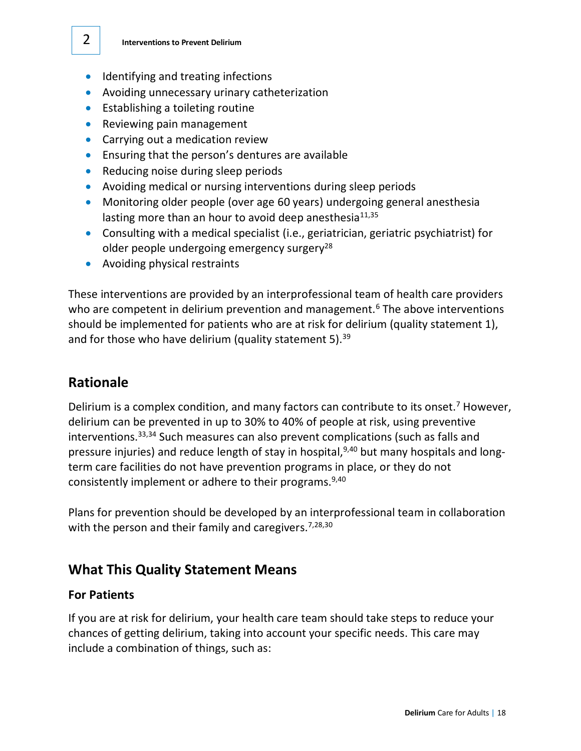- Identifying and treating infections
- Avoiding unnecessary urinary catheterization
- Establishing a toileting routine
- Reviewing pain management
- Carrying out a medication review
- Ensuring that the person's dentures are available
- Reducing noise during sleep periods
- Avoiding medical or nursing interventions during sleep periods
- Monitoring older people (over age 60 years) undergoing general anesthesia lasting more than an hour to avoid deep anesthesia[11,35]
- Consulting with a medical specialist (i.e., geriatrician, geriatric psychiatrist) for older people undergoing emergency surgery[28]
- Avoiding physical restraints

These interventions are provided by an interprofessional team of health care providers who are competent in delirium prevention and management.[6] The above interventions should be implemented for patients who are at risk for delirium (quality statement 1), and for those who have delirium (quality statement 5).[39]

## Rationale

Delirium is a complex condition, and many factors can contribute to its onset.[7] However, delirium can be prevented in up to 30% to 40% of people at risk, using preventive interventions.[33,34] Such measures can also prevent complications (such as falls and pressure injuries) and reduce length of stay in hospital,[9,40] but many hospitals and long-term care facilities do not have prevention programs in place, or they do not consistently implement or adhere to their programs.[9,40]

Plans for prevention should be developed by an interprofessional team in collaboration with the person and their family and caregivers.[7,28,30]

## What This Quality Statement Means

### For Patients

If you are at risk for delirium, your health care team should take steps to reduce your chances of getting delirium, taking into account your specific needs. This care may include a combination of things, such as: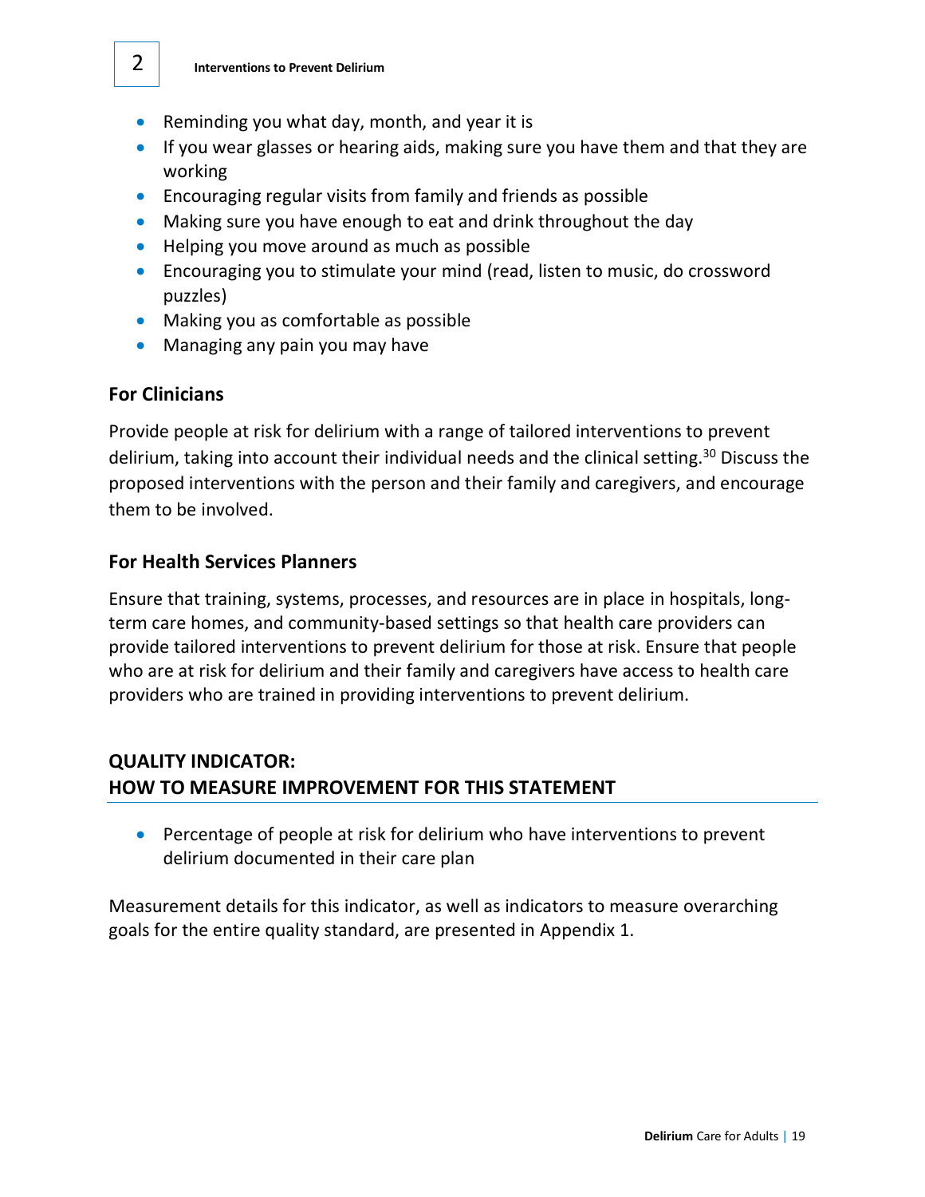- Reminding you what day, month, and year it is
- If you wear glasses or hearing aids, making sure you have them and that they are working
- Encouraging regular visits from family and friends as possible
- Making sure you have enough to eat and drink throughout the day
- Helping you move around as much as possible
- Encouraging you to stimulate your mind (read, listen to music, do crossword puzzles)
- Making you as comfortable as possible
- Managing any pain you may have

### For Clinicians

Provide people at risk for delirium with a range of tailored interventions to prevent delirium, taking into account their individual needs and the clinical setting.[30] Discuss the proposed interventions with the person and their family and caregivers, and encourage them to be involved.

### For Health Services Planners

Ensure that training, systems, processes, and resources are in place in hospitals, long-term care homes, and community-based settings so that health care providers can provide tailored interventions to prevent delirium for those at risk. Ensure that people who are at risk for delirium and their family and caregivers have access to health care providers who are trained in providing interventions to prevent delirium.

## QUALITY INDICATOR:
## HOW TO MEASURE IMPROVEMENT FOR THIS STATEMENT

- Percentage of people at risk for delirium who have interventions to prevent delirium documented in their care plan

Measurement details for this indicator, as well as indicators to measure overarching goals for the entire quality standard, are presented in Appendix 1.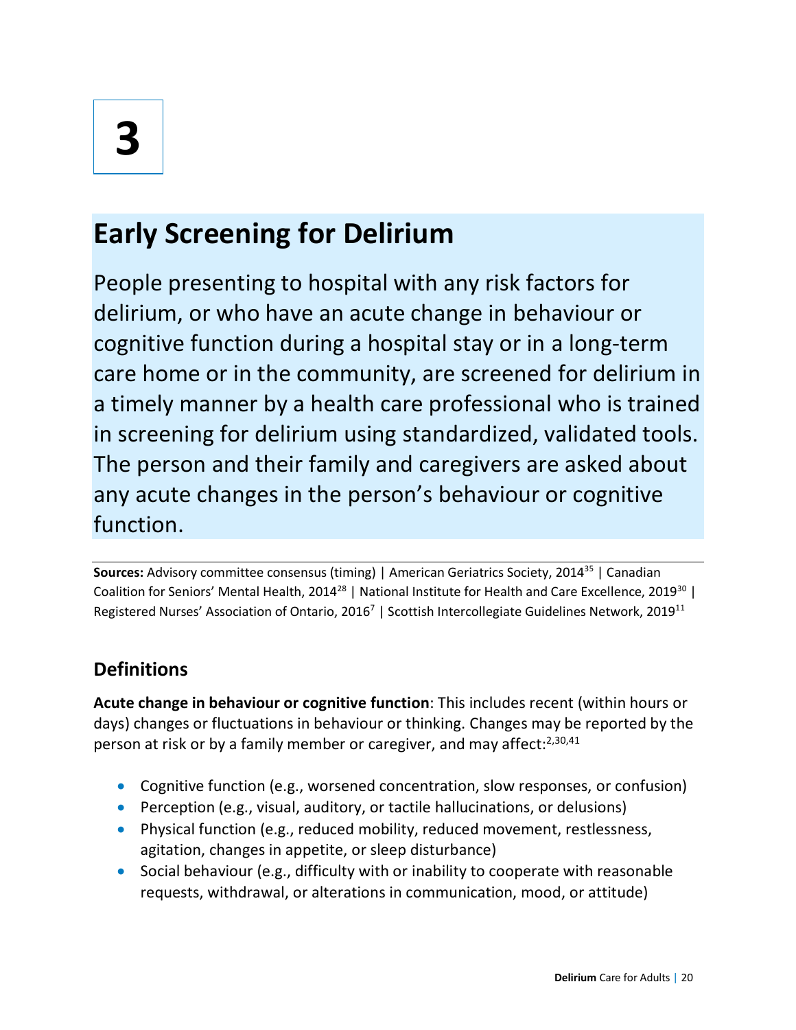# 3

## Early Screening for Delirium

People presenting to hospital with any risk factors for delirium, or who have an acute change in behaviour or cognitive function during a hospital stay or in a long-term care home or in the community, are screened for delirium in a timely manner by a health care professional who is trained in screening for delirium using standardized, validated tools. The person and their family and caregivers are asked about any acute changes in the person's behaviour or cognitive function.

**Sources:** Advisory committee consensus (timing) | American Geriatrics Society, 2014[35] | Canadian Coalition for Seniors' Mental Health, 2014[28] | National Institute for Health and Care Excellence, 2019[30] | Registered Nurses' Association of Ontario, 2016[7] | Scottish Intercollegiate Guidelines Network, 2019[11]

### Definitions

**Acute change in behaviour or cognitive function**: This includes recent (within hours or days) changes or fluctuations in behaviour or thinking. Changes may be reported by the person at risk or by a family member or caregiver, and may affect:[2,30,41]

- Cognitive function (e.g., worsened concentration, slow responses, or confusion)
- Perception (e.g., visual, auditory, or tactile hallucinations, or delusions)
- Physical function (e.g., reduced mobility, reduced movement, restlessness, agitation, changes in appetite, or sleep disturbance)
- Social behaviour (e.g., difficulty with or inability to cooperate with reasonable requests, withdrawal, or alterations in communication, mood, or attitude)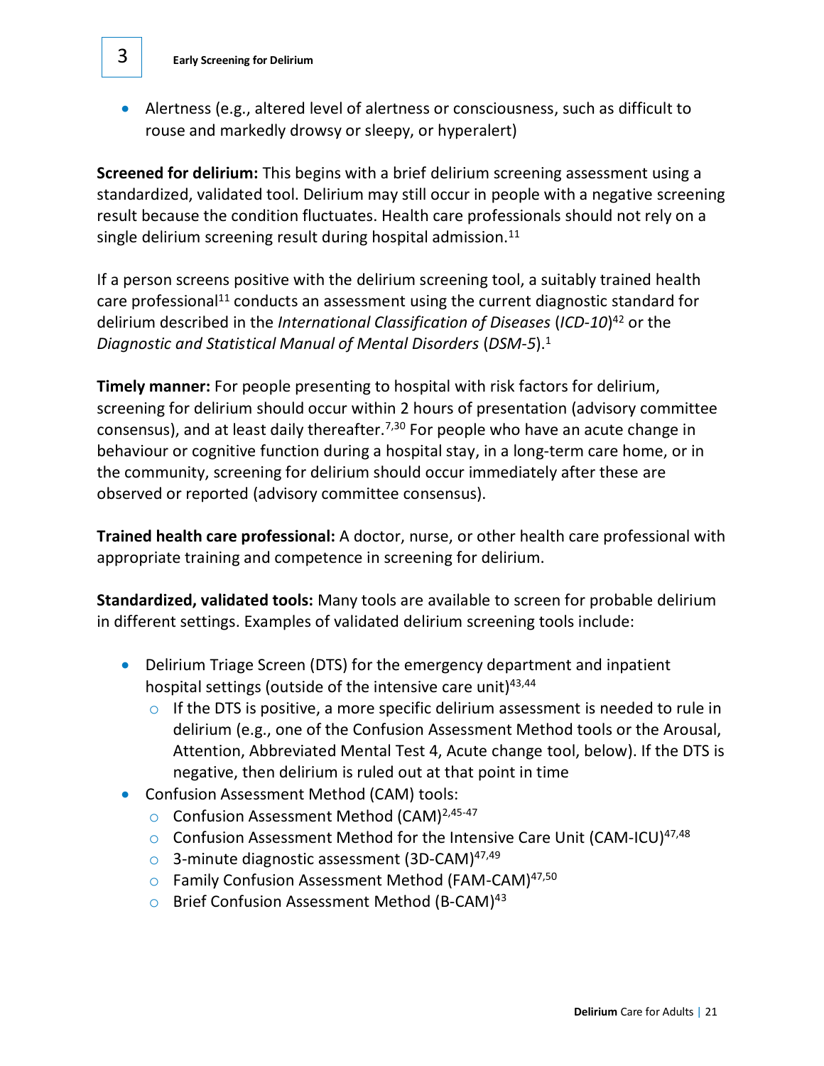- Alertness (e.g., altered level of alertness or consciousness, such as difficult to rouse and markedly drowsy or sleepy, or hyperalert)

**Screened for delirium:** This begins with a brief delirium screening assessment using a standardized, validated tool. Delirium may still occur in people with a negative screening result because the condition fluctuates. Health care professionals should not rely on a single delirium screening result during hospital admission.[11]

If a person screens positive with the delirium screening tool, a suitably trained health care professional[11] conducts an assessment using the current diagnostic standard for delirium described in the *International Classification of Diseases* (*ICD-10*)[42] or the *Diagnostic and Statistical Manual of Mental Disorders* (*DSM-5*).[1]

**Timely manner:** For people presenting to hospital with risk factors for delirium, screening for delirium should occur within 2 hours of presentation (advisory committee consensus), and at least daily thereafter.[7,30] For people who have an acute change in behaviour or cognitive function during a hospital stay, in a long-term care home, or in the community, screening for delirium should occur immediately after these are observed or reported (advisory committee consensus).

**Trained health care professional:** A doctor, nurse, or other health care professional with appropriate training and competence in screening for delirium.

**Standardized, validated tools:** Many tools are available to screen for probable delirium in different settings. Examples of validated delirium screening tools include:

- Delirium Triage Screen (DTS) for the emergency department and inpatient hospital settings (outside of the intensive care unit)[43,44]
  - If the DTS is positive, a more specific delirium assessment is needed to rule in delirium (e.g., one of the Confusion Assessment Method tools or the Arousal, Attention, Abbreviated Mental Test 4, Acute change tool, below). If the DTS is negative, then delirium is ruled out at that point in time
- Confusion Assessment Method (CAM) tools:
  - Confusion Assessment Method (CAM)[2,45-47]
  - Confusion Assessment Method for the Intensive Care Unit (CAM-ICU)[47,48]
  - 3-minute diagnostic assessment (3D-CAM)[47,49]
  - Family Confusion Assessment Method (FAM-CAM)[47,50]
  - Brief Confusion Assessment Method (B-CAM)[43]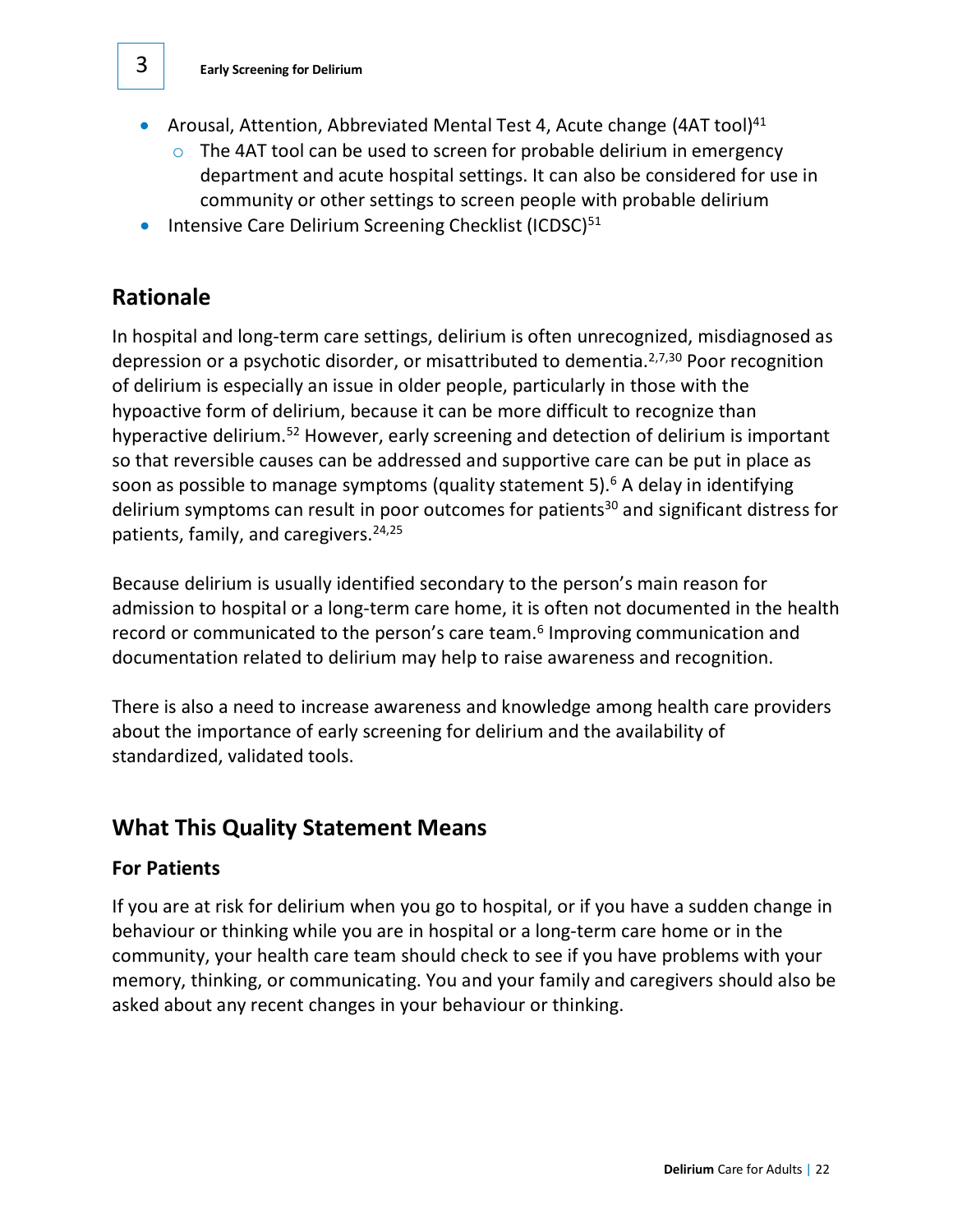- Arousal, Attention, Abbreviated Mental Test 4, Acute change (4AT tool)[41]
  - The 4AT tool can be used to screen for probable delirium in emergency department and acute hospital settings. It can also be considered for use in community or other settings to screen people with probable delirium
- Intensive Care Delirium Screening Checklist (ICDSC)[51]

## Rationale

In hospital and long-term care settings, delirium is often unrecognized, misdiagnosed as depression or a psychotic disorder, or misattributed to dementia.[2,7,30] Poor recognition of delirium is especially an issue in older people, particularly in those with the hypoactive form of delirium, because it can be more difficult to recognize than hyperactive delirium.[52] However, early screening and detection of delirium is important so that reversible causes can be addressed and supportive care can be put in place as soon as possible to manage symptoms (quality statement 5).[6] A delay in identifying delirium symptoms can result in poor outcomes for patients[30] and significant distress for patients, family, and caregivers.[24,25]

Because delirium is usually identified secondary to the person's main reason for admission to hospital or a long-term care home, it is often not documented in the health record or communicated to the person's care team.[6] Improving communication and documentation related to delirium may help to raise awareness and recognition.

There is also a need to increase awareness and knowledge among health care providers about the importance of early screening for delirium and the availability of standardized, validated tools.

## What This Quality Statement Means

### For Patients

If you are at risk for delirium when you go to hospital, or if you have a sudden change in behaviour or thinking while you are in hospital or a long-term care home or in the community, your health care team should check to see if you have problems with your memory, thinking, or communicating. You and your family and caregivers should also be asked about any recent changes in your behaviour or thinking.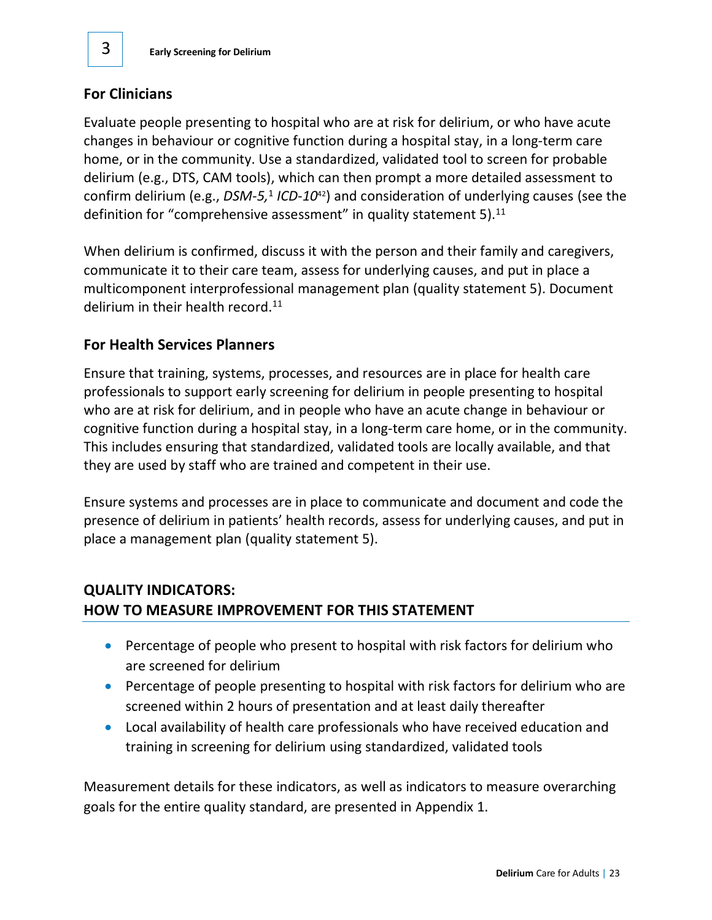## For Clinicians

Evaluate people presenting to hospital who are at risk for delirium, or who have acute changes in behaviour or cognitive function during a hospital stay, in a long-term care home, or in the community. Use a standardized, validated tool to screen for probable delirium (e.g., DTS, CAM tools), which can then prompt a more detailed assessment to confirm delirium (e.g., *DSM-5,*[1] *ICD-10*[42]) and consideration of underlying causes (see the definition for "comprehensive assessment" in quality statement 5).[11]

When delirium is confirmed, discuss it with the person and their family and caregivers, communicate it to their care team, assess for underlying causes, and put in place a multicomponent interprofessional management plan (quality statement 5). Document delirium in their health record.[11]

## For Health Services Planners

Ensure that training, systems, processes, and resources are in place for health care professionals to support early screening for delirium in people presenting to hospital who are at risk for delirium, and in people who have an acute change in behaviour or cognitive function during a hospital stay, in a long-term care home, or in the community. This includes ensuring that standardized, validated tools are locally available, and that they are used by staff who are trained and competent in their use.

Ensure systems and processes are in place to communicate and document and code the presence of delirium in patients' health records, assess for underlying causes, and put in place a management plan (quality statement 5).

## QUALITY INDICATORS: HOW TO MEASURE IMPROVEMENT FOR THIS STATEMENT

- Percentage of people who present to hospital with risk factors for delirium who are screened for delirium
- Percentage of people presenting to hospital with risk factors for delirium who are screened within 2 hours of presentation and at least daily thereafter
- Local availability of health care professionals who have received education and training in screening for delirium using standardized, validated tools

Measurement details for these indicators, as well as indicators to measure overarching goals for the entire quality standard, are presented in Appendix 1.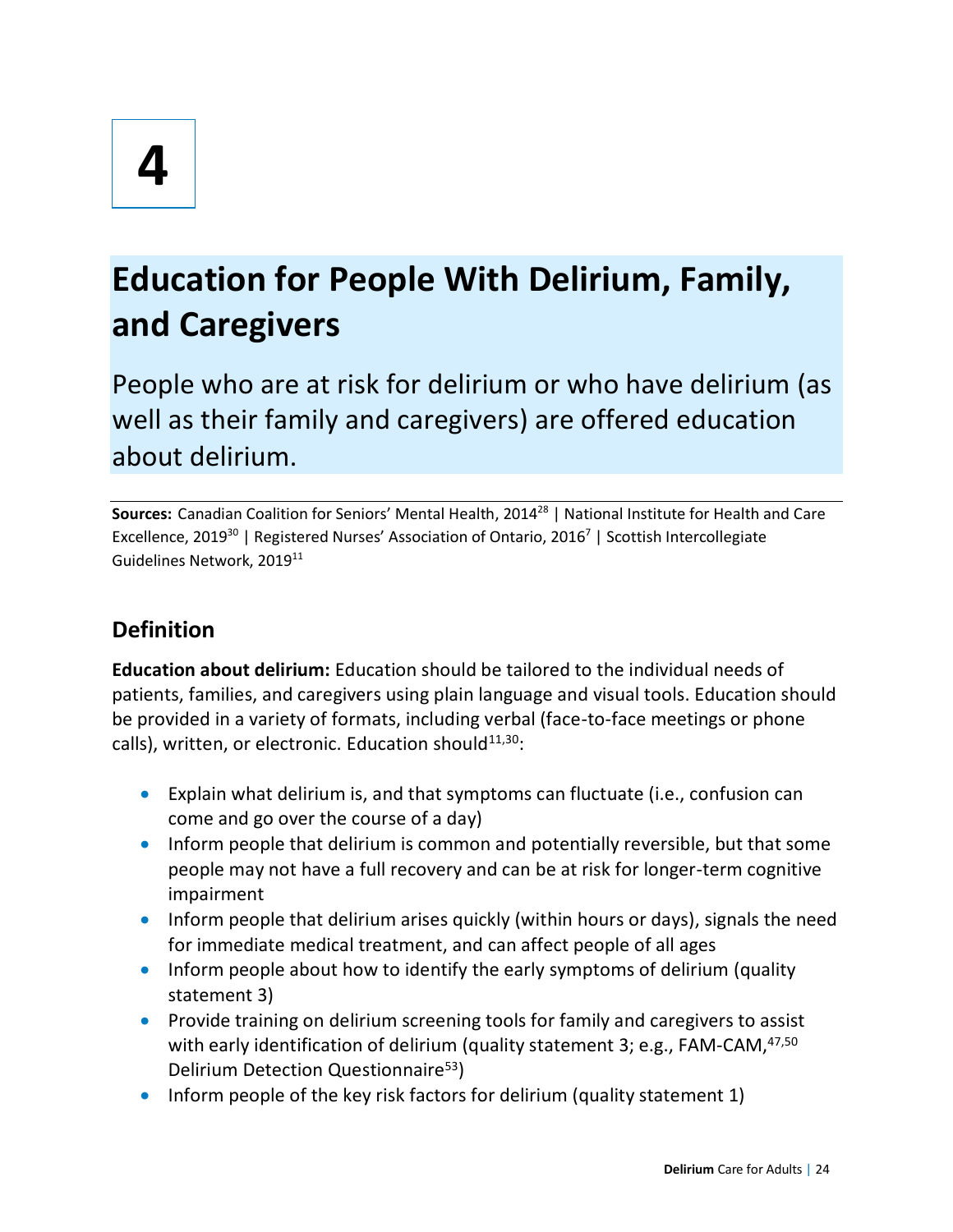# 4

# Education for People With Delirium, Family, and Caregivers

People who are at risk for delirium or who have delirium (as well as their family and caregivers) are offered education about delirium.

**Sources:** Canadian Coalition for Seniors' Mental Health, 2014[28] | National Institute for Health and Care Excellence, 2019[30] | Registered Nurses' Association of Ontario, 2016[7] | Scottish Intercollegiate Guidelines Network, 2019[11]

## Definition

**Education about delirium:** Education should be tailored to the individual needs of patients, families, and caregivers using plain language and visual tools. Education should be provided in a variety of formats, including verbal (face-to-face meetings or phone calls), written, or electronic. Education should[11,30]:

- Explain what delirium is, and that symptoms can fluctuate (i.e., confusion can come and go over the course of a day)
- Inform people that delirium is common and potentially reversible, but that some people may not have a full recovery and can be at risk for longer-term cognitive impairment
- Inform people that delirium arises quickly (within hours or days), signals the need for immediate medical treatment, and can affect people of all ages
- Inform people about how to identify the early symptoms of delirium (quality statement 3)
- Provide training on delirium screening tools for family and caregivers to assist with early identification of delirium (quality statement 3; e.g., FAM-CAM,[47,50] Delirium Detection Questionnaire[53])
- Inform people of the key risk factors for delirium (quality statement 1)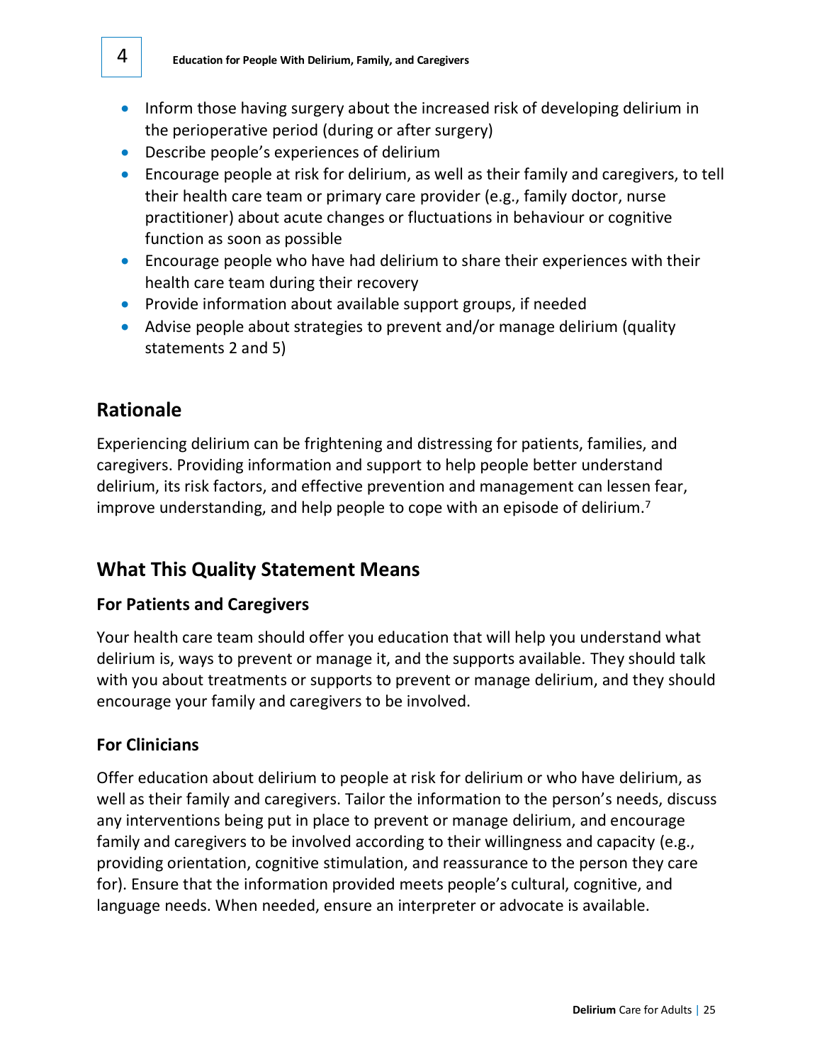- Inform those having surgery about the increased risk of developing delirium in the perioperative period (during or after surgery)
- Describe people's experiences of delirium
- Encourage people at risk for delirium, as well as their family and caregivers, to tell their health care team or primary care provider (e.g., family doctor, nurse practitioner) about acute changes or fluctuations in behaviour or cognitive function as soon as possible
- Encourage people who have had delirium to share their experiences with their health care team during their recovery
- Provide information about available support groups, if needed
- Advise people about strategies to prevent and/or manage delirium (quality statements 2 and 5)

## Rationale

Experiencing delirium can be frightening and distressing for patients, families, and caregivers. Providing information and support to help people better understand delirium, its risk factors, and effective prevention and management can lessen fear, improve understanding, and help people to cope with an episode of delirium.[7]

## What This Quality Statement Means

### For Patients and Caregivers

Your health care team should offer you education that will help you understand what delirium is, ways to prevent or manage it, and the supports available. They should talk with you about treatments or supports to prevent or manage delirium, and they should encourage your family and caregivers to be involved.

### For Clinicians

Offer education about delirium to people at risk for delirium or who have delirium, as well as their family and caregivers. Tailor the information to the person's needs, discuss any interventions being put in place to prevent or manage delirium, and encourage family and caregivers to be involved according to their willingness and capacity (e.g., providing orientation, cognitive stimulation, and reassurance to the person they care for). Ensure that the information provided meets people's cultural, cognitive, and language needs. When needed, ensure an interpreter or advocate is available.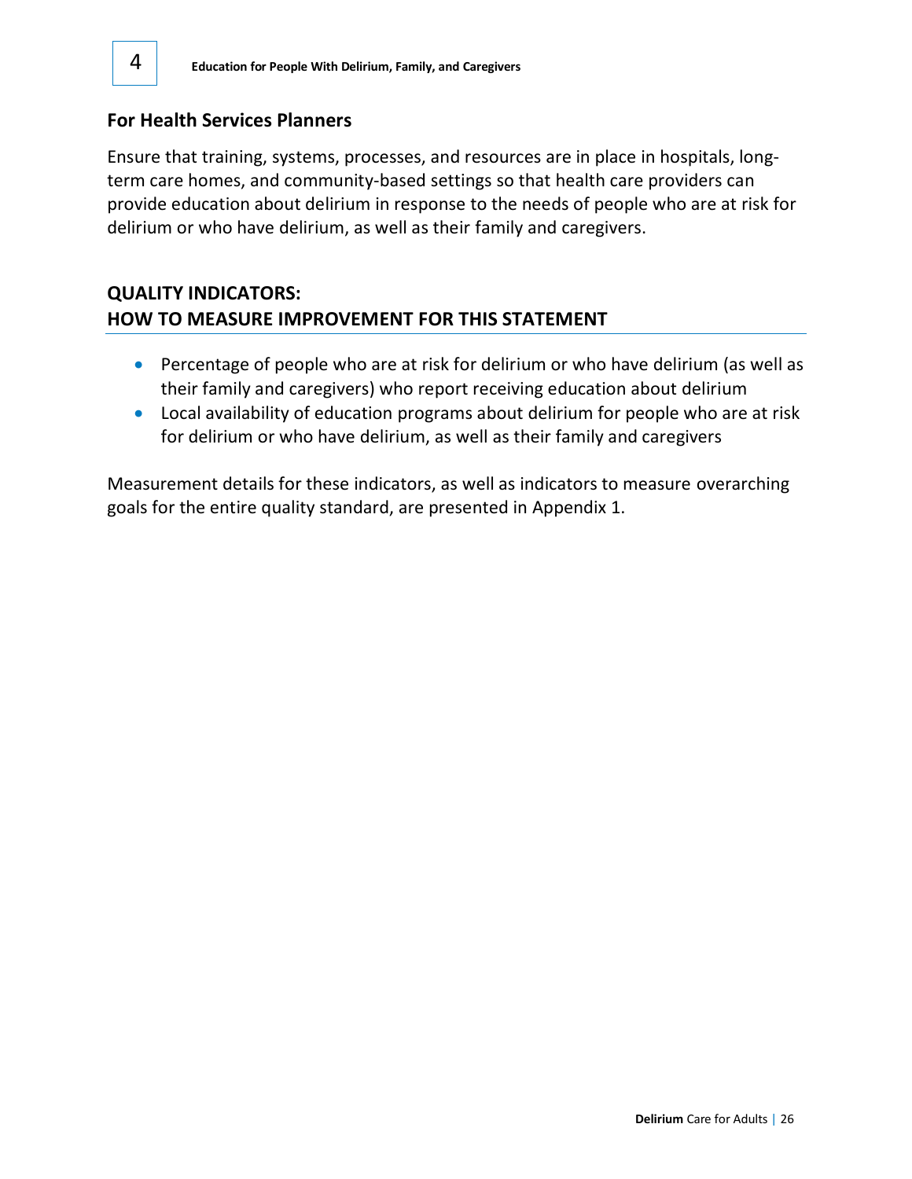## For Health Services Planners

Ensure that training, systems, processes, and resources are in place in hospitals, long-term care homes, and community-based settings so that health care providers can provide education about delirium in response to the needs of people who are at risk for delirium or who have delirium, as well as their family and caregivers.

## QUALITY INDICATORS: HOW TO MEASURE IMPROVEMENT FOR THIS STATEMENT

- Percentage of people who are at risk for delirium or who have delirium (as well as their family and caregivers) who report receiving education about delirium
- Local availability of education programs about delirium for people who are at risk for delirium or who have delirium, as well as their family and caregivers

Measurement details for these indicators, as well as indicators to measure overarching goals for the entire quality standard, are presented in Appendix 1.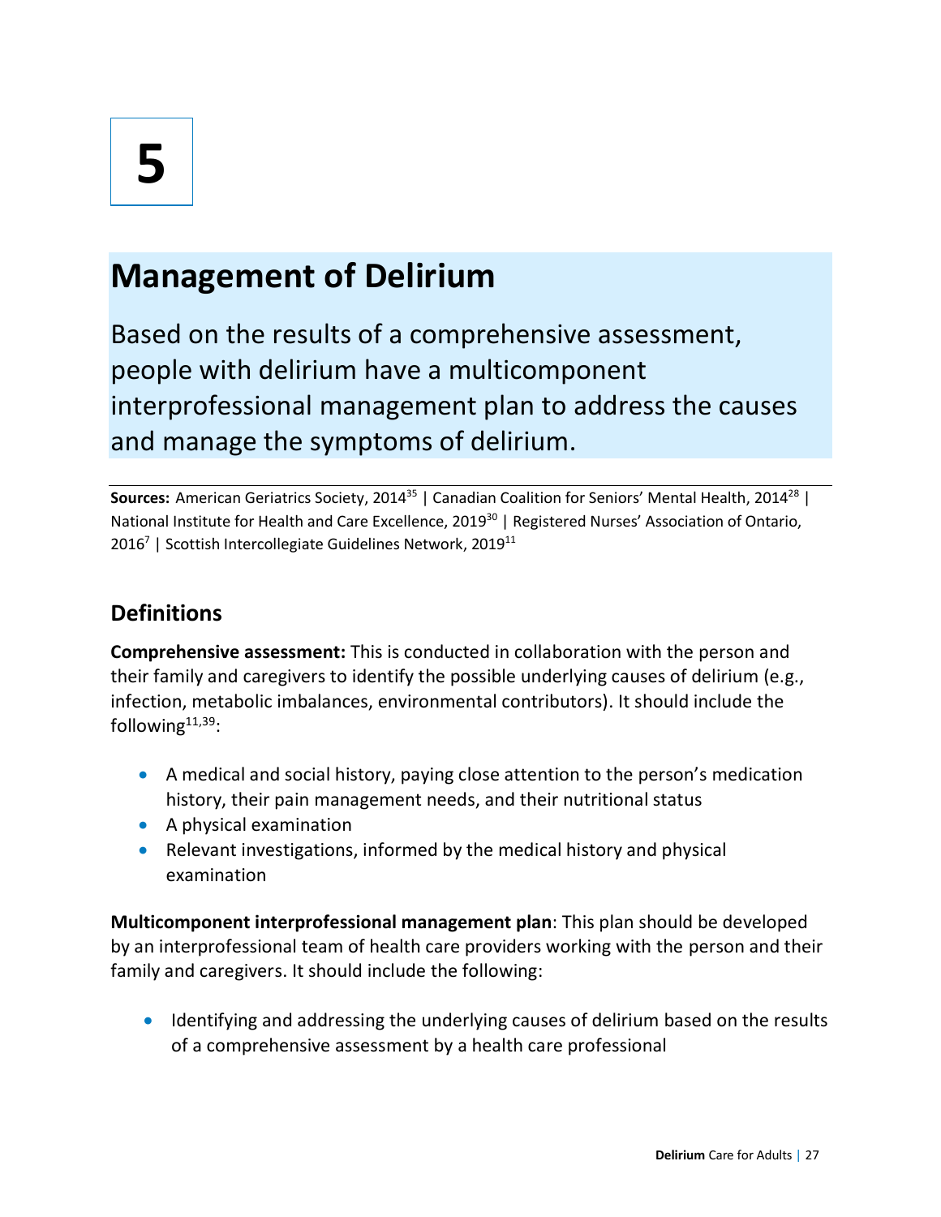# 5

# Management of Delirium

Based on the results of a comprehensive assessment, people with delirium have a multicomponent interprofessional management plan to address the causes and manage the symptoms of delirium.

**Sources:** American Geriatrics Society, 2014[35] | Canadian Coalition for Seniors' Mental Health, 2014[28] | National Institute for Health and Care Excellence, 2019[30] | Registered Nurses' Association of Ontario, 2016[7] | Scottish Intercollegiate Guidelines Network, 2019[11]

## Definitions

**Comprehensive assessment:** This is conducted in collaboration with the person and their family and caregivers to identify the possible underlying causes of delirium (e.g., infection, metabolic imbalances, environmental contributors). It should include the following[11,39]:

- A medical and social history, paying close attention to the person's medication history, their pain management needs, and their nutritional status
- A physical examination
- Relevant investigations, informed by the medical history and physical examination

**Multicomponent interprofessional management plan**: This plan should be developed by an interprofessional team of health care providers working with the person and their family and caregivers. It should include the following:

- Identifying and addressing the underlying causes of delirium based on the results of a comprehensive assessment by a health care professional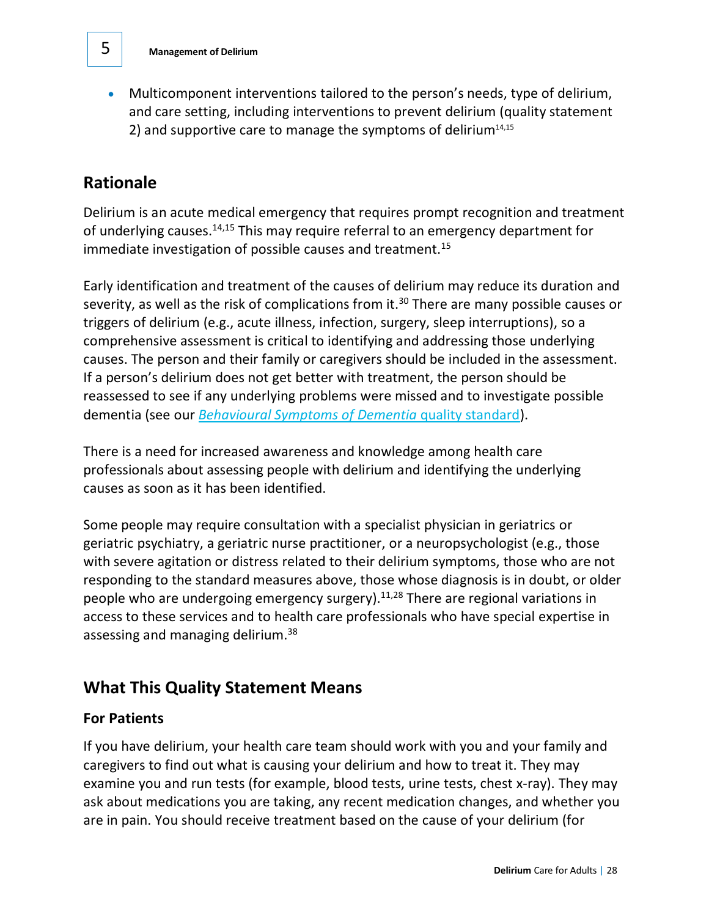- Multicomponent interventions tailored to the person's needs, type of delirium, and care setting, including interventions to prevent delirium (quality statement 2) and supportive care to manage the symptoms of delirium[14,15]

## Rationale

Delirium is an acute medical emergency that requires prompt recognition and treatment of underlying causes.[14,15] This may require referral to an emergency department for immediate investigation of possible causes and treatment.[15]

Early identification and treatment of the causes of delirium may reduce its duration and severity, as well as the risk of complications from it.[30] There are many possible causes or triggers of delirium (e.g., acute illness, infection, surgery, sleep interruptions), so a comprehensive assessment is critical to identifying and addressing those underlying causes. The person and their family or caregivers should be included in the assessment. If a person's delirium does not get better with treatment, the person should be reassessed to see if any underlying problems were missed and to investigate possible dementia (see our *Behavioural Symptoms of Dementia* quality standard).

There is a need for increased awareness and knowledge among health care professionals about assessing people with delirium and identifying the underlying causes as soon as it has been identified.

Some people may require consultation with a specialist physician in geriatrics or geriatric psychiatry, a geriatric nurse practitioner, or a neuropsychologist (e.g., those with severe agitation or distress related to their delirium symptoms, those who are not responding to the standard measures above, those whose diagnosis is in doubt, or older people who are undergoing emergency surgery).[11,28] There are regional variations in access to these services and to health care professionals who have special expertise in assessing and managing delirium.[38]

## What This Quality Statement Means

### For Patients

If you have delirium, your health care team should work with you and your family and caregivers to find out what is causing your delirium and how to treat it. They may examine you and run tests (for example, blood tests, urine tests, chest x-ray). They may ask about medications you are taking, any recent medication changes, and whether you are in pain. You should receive treatment based on the cause of your delirium (for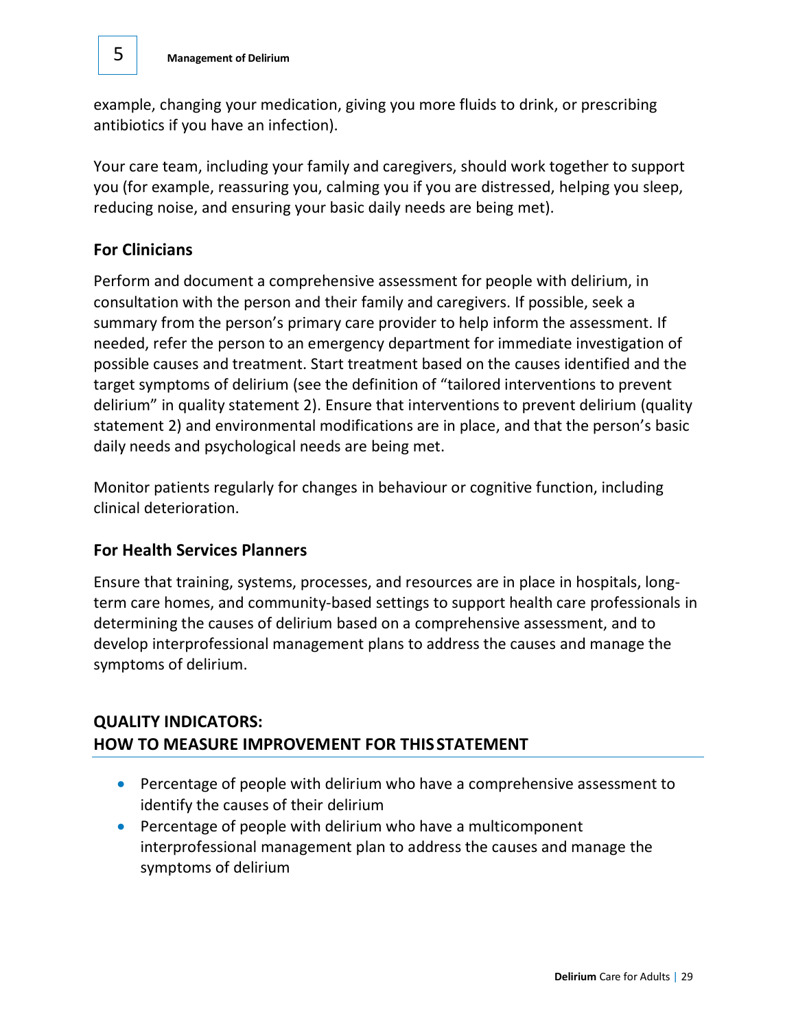example, changing your medication, giving you more fluids to drink, or prescribing antibiotics if you have an infection).

Your care team, including your family and caregivers, should work together to support you (for example, reassuring you, calming you if you are distressed, helping you sleep, reducing noise, and ensuring your basic daily needs are being met).

### For Clinicians

Perform and document a comprehensive assessment for people with delirium, in consultation with the person and their family and caregivers. If possible, seek a summary from the person's primary care provider to help inform the assessment. If needed, refer the person to an emergency department for immediate investigation of possible causes and treatment. Start treatment based on the causes identified and the target symptoms of delirium (see the definition of "tailored interventions to prevent delirium" in quality statement 2). Ensure that interventions to prevent delirium (quality statement 2) and environmental modifications are in place, and that the person's basic daily needs and psychological needs are being met.

Monitor patients regularly for changes in behaviour or cognitive function, including clinical deterioration.

### For Health Services Planners

Ensure that training, systems, processes, and resources are in place in hospitals, long-term care homes, and community-based settings to support health care professionals in determining the causes of delirium based on a comprehensive assessment, and to develop interprofessional management plans to address the causes and manage the symptoms of delirium.

## QUALITY INDICATORS: HOW TO MEASURE IMPROVEMENT FOR THIS STATEMENT

- Percentage of people with delirium who have a comprehensive assessment to identify the causes of their delirium
- Percentage of people with delirium who have a multicomponent interprofessional management plan to address the causes and manage the symptoms of delirium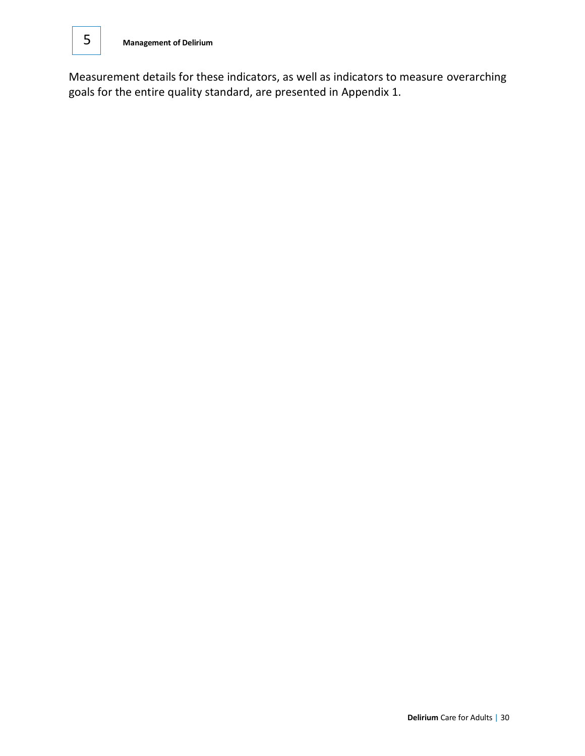Measurement details for these indicators, as well as indicators to measure overarching goals for the entire quality standard, are presented in Appendix 1.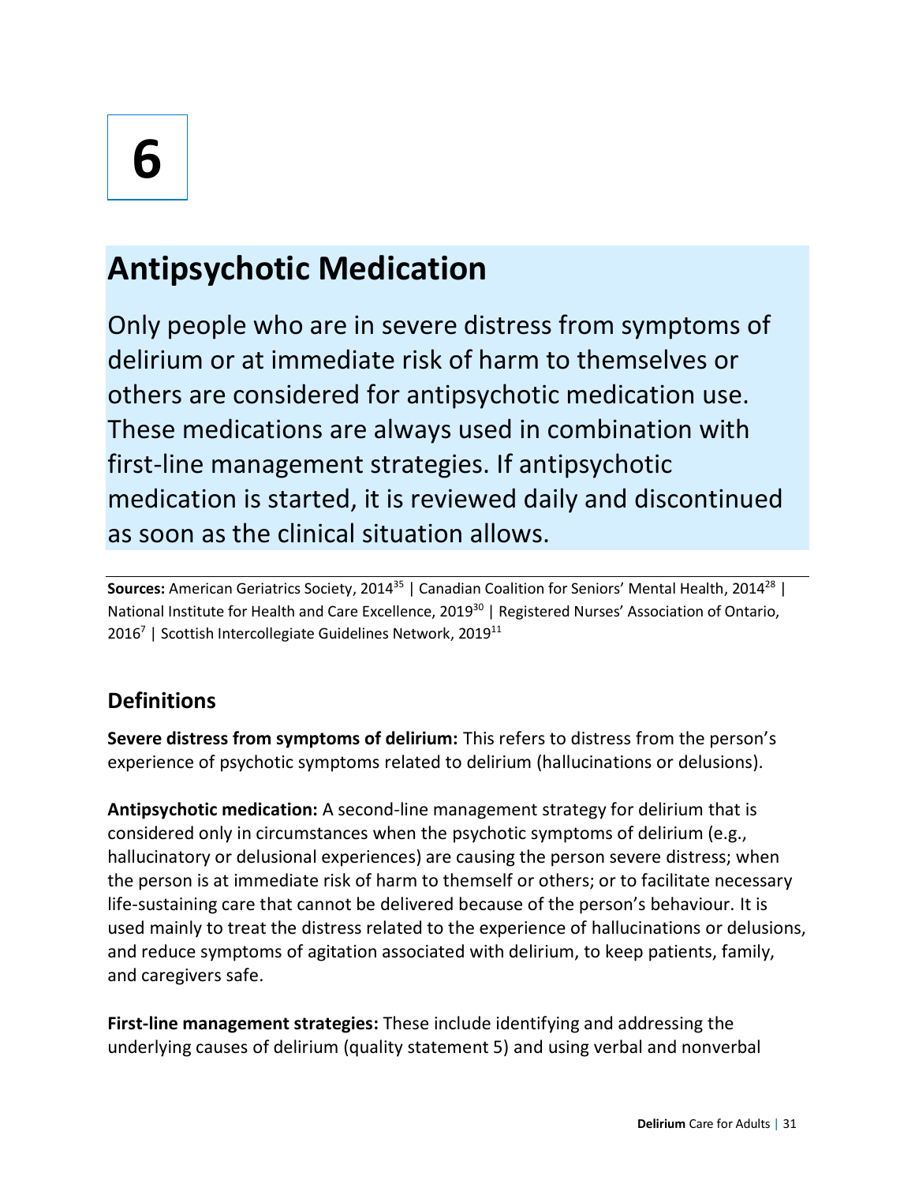# 6

## Antipsychotic Medication

Only people who are in severe distress from symptoms of delirium or at immediate risk of harm to themselves or others are considered for antipsychotic medication use. These medications are always used in combination with first-line management strategies. If antipsychotic medication is started, it is reviewed daily and discontinued as soon as the clinical situation allows.

**Sources:** American Geriatrics Society, 2014[35] | Canadian Coalition for Seniors' Mental Health, 2014[28] | National Institute for Health and Care Excellence, 2019[30] | Registered Nurses' Association of Ontario, 2016[7] | Scottish Intercollegiate Guidelines Network, 2019[11]

### Definitions

**Severe distress from symptoms of delirium:** This refers to distress from the person's experience of psychotic symptoms related to delirium (hallucinations or delusions).

**Antipsychotic medication:** A second-line management strategy for delirium that is considered only in circumstances when the psychotic symptoms of delirium (e.g., hallucinatory or delusional experiences) are causing the person severe distress; when the person is at immediate risk of harm to themself or others; or to facilitate necessary life-sustaining care that cannot be delivered because of the person's behaviour. It is used mainly to treat the distress related to the experience of hallucinations or delusions, and reduce symptoms of agitation associated with delirium, to keep patients, family, and caregivers safe.

**First-line management strategies:** These include identifying and addressing the underlying causes of delirium (quality statement 5) and using verbal and nonverbal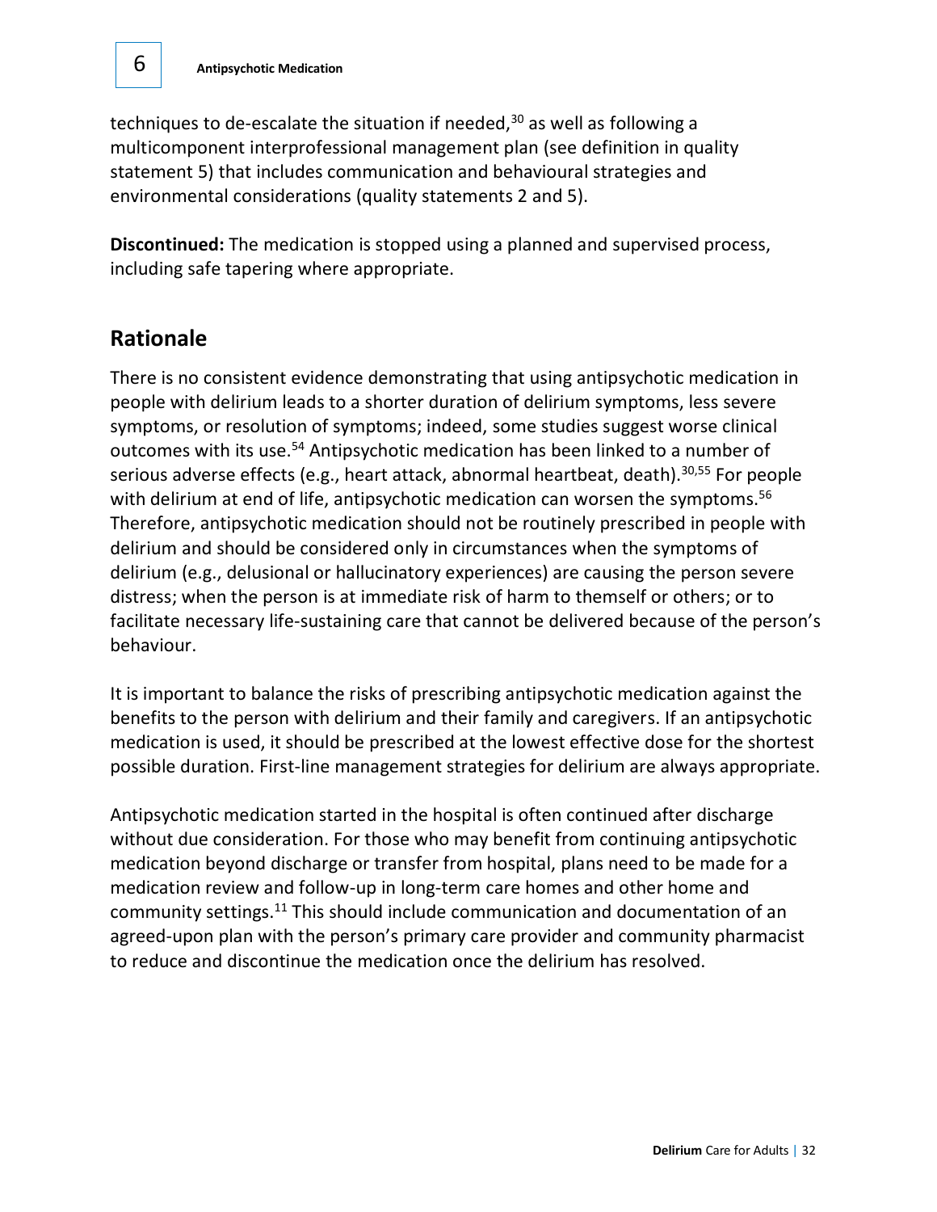techniques to de-escalate the situation if needed,[30] as well as following a multicomponent interprofessional management plan (see definition in quality statement 5) that includes communication and behavioural strategies and environmental considerations (quality statements 2 and 5).

**Discontinued:** The medication is stopped using a planned and supervised process, including safe tapering where appropriate.

## Rationale

There is no consistent evidence demonstrating that using antipsychotic medication in people with delirium leads to a shorter duration of delirium symptoms, less severe symptoms, or resolution of symptoms; indeed, some studies suggest worse clinical outcomes with its use.[54] Antipsychotic medication has been linked to a number of serious adverse effects (e.g., heart attack, abnormal heartbeat, death).[30,55] For people with delirium at end of life, antipsychotic medication can worsen the symptoms.[56] Therefore, antipsychotic medication should not be routinely prescribed in people with delirium and should be considered only in circumstances when the symptoms of delirium (e.g., delusional or hallucinatory experiences) are causing the person severe distress; when the person is at immediate risk of harm to themself or others; or to facilitate necessary life-sustaining care that cannot be delivered because of the person's behaviour.

It is important to balance the risks of prescribing antipsychotic medication against the benefits to the person with delirium and their family and caregivers. If an antipsychotic medication is used, it should be prescribed at the lowest effective dose for the shortest possible duration. First-line management strategies for delirium are always appropriate.

Antipsychotic medication started in the hospital is often continued after discharge without due consideration. For those who may benefit from continuing antipsychotic medication beyond discharge or transfer from hospital, plans need to be made for a medication review and follow-up in long-term care homes and other home and community settings.[11] This should include communication and documentation of an agreed-upon plan with the person's primary care provider and community pharmacist to reduce and discontinue the medication once the delirium has resolved.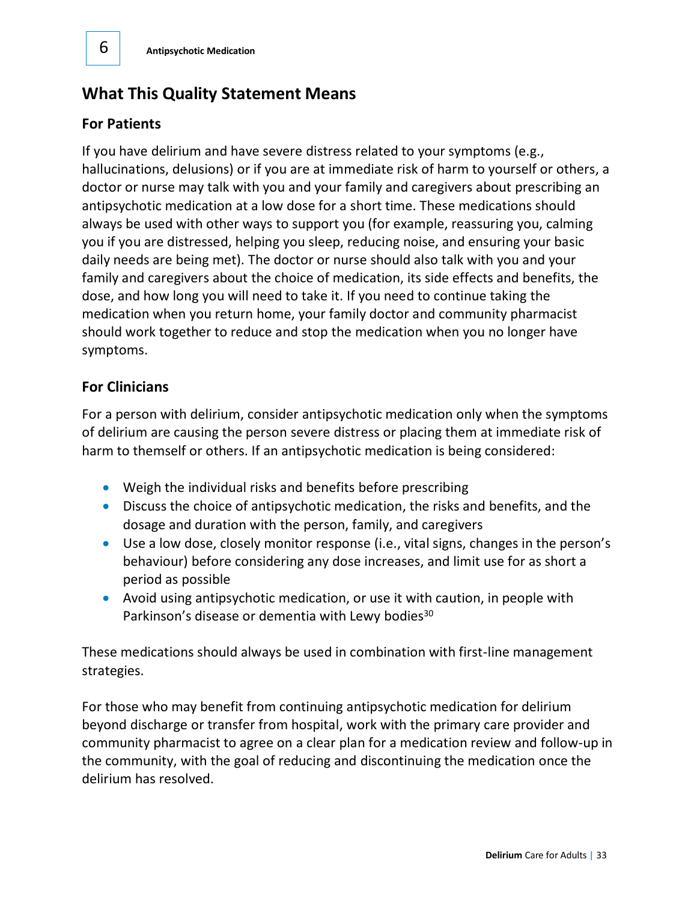## What This Quality Statement Means

### For Patients

If you have delirium and have severe distress related to your symptoms (e.g., hallucinations, delusions) or if you are at immediate risk of harm to yourself or others, a doctor or nurse may talk with you and your family and caregivers about prescribing an antipsychotic medication at a low dose for a short time. These medications should always be used with other ways to support you (for example, reassuring you, calming you if you are distressed, helping you sleep, reducing noise, and ensuring your basic daily needs are being met). The doctor or nurse should also talk with you and your family and caregivers about the choice of medication, its side effects and benefits, the dose, and how long you will need to take it. If you need to continue taking the medication when you return home, your family doctor and community pharmacist should work together to reduce and stop the medication when you no longer have symptoms.

### For Clinicians

For a person with delirium, consider antipsychotic medication only when the symptoms of delirium are causing the person severe distress or placing them at immediate risk of harm to themself or others. If an antipsychotic medication is being considered:

- Weigh the individual risks and benefits before prescribing
- Discuss the choice of antipsychotic medication, the risks and benefits, and the dosage and duration with the person, family, and caregivers
- Use a low dose, closely monitor response (i.e., vital signs, changes in the person's behaviour) before considering any dose increases, and limit use for as short a period as possible
- Avoid using antipsychotic medication, or use it with caution, in people with Parkinson's disease or dementia with Lewy bodies[30]

These medications should always be used in combination with first-line management strategies.

For those who may benefit from continuing antipsychotic medication for delirium beyond discharge or transfer from hospital, work with the primary care provider and community pharmacist to agree on a clear plan for a medication review and follow-up in the community, with the goal of reducing and discontinuing the medication once the delirium has resolved.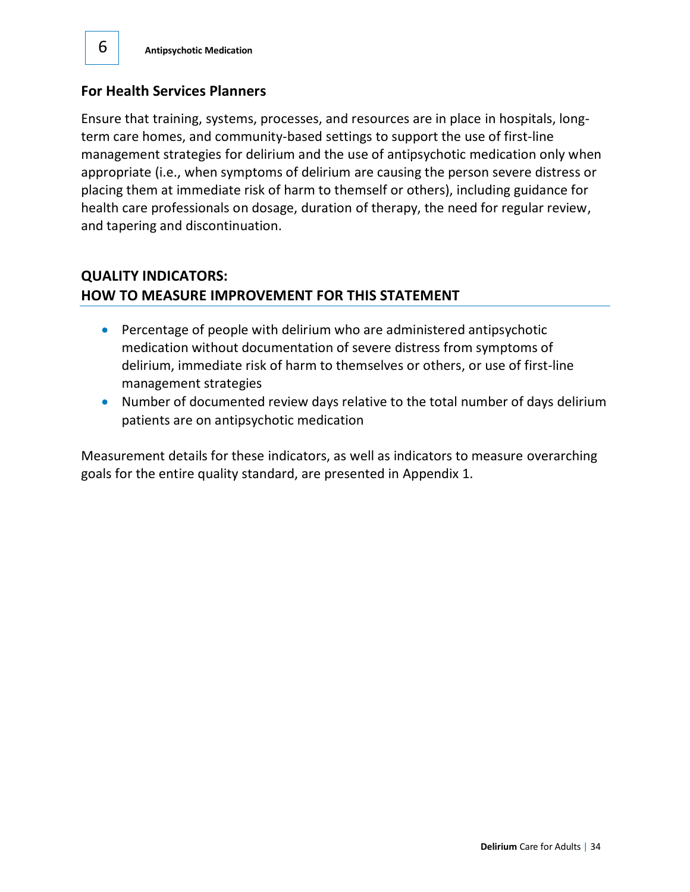## For Health Services Planners

Ensure that training, systems, processes, and resources are in place in hospitals, long-term care homes, and community-based settings to support the use of first-line management strategies for delirium and the use of antipsychotic medication only when appropriate (i.e., when symptoms of delirium are causing the person severe distress or placing them at immediate risk of harm to themself or others), including guidance for health care professionals on dosage, duration of therapy, the need for regular review, and tapering and discontinuation.

## QUALITY INDICATORS: HOW TO MEASURE IMPROVEMENT FOR THIS STATEMENT

- Percentage of people with delirium who are administered antipsychotic medication without documentation of severe distress from symptoms of delirium, immediate risk of harm to themselves or others, or use of first-line management strategies
- Number of documented review days relative to the total number of days delirium patients are on antipsychotic medication

Measurement details for these indicators, as well as indicators to measure overarching goals for the entire quality standard, are presented in Appendix 1.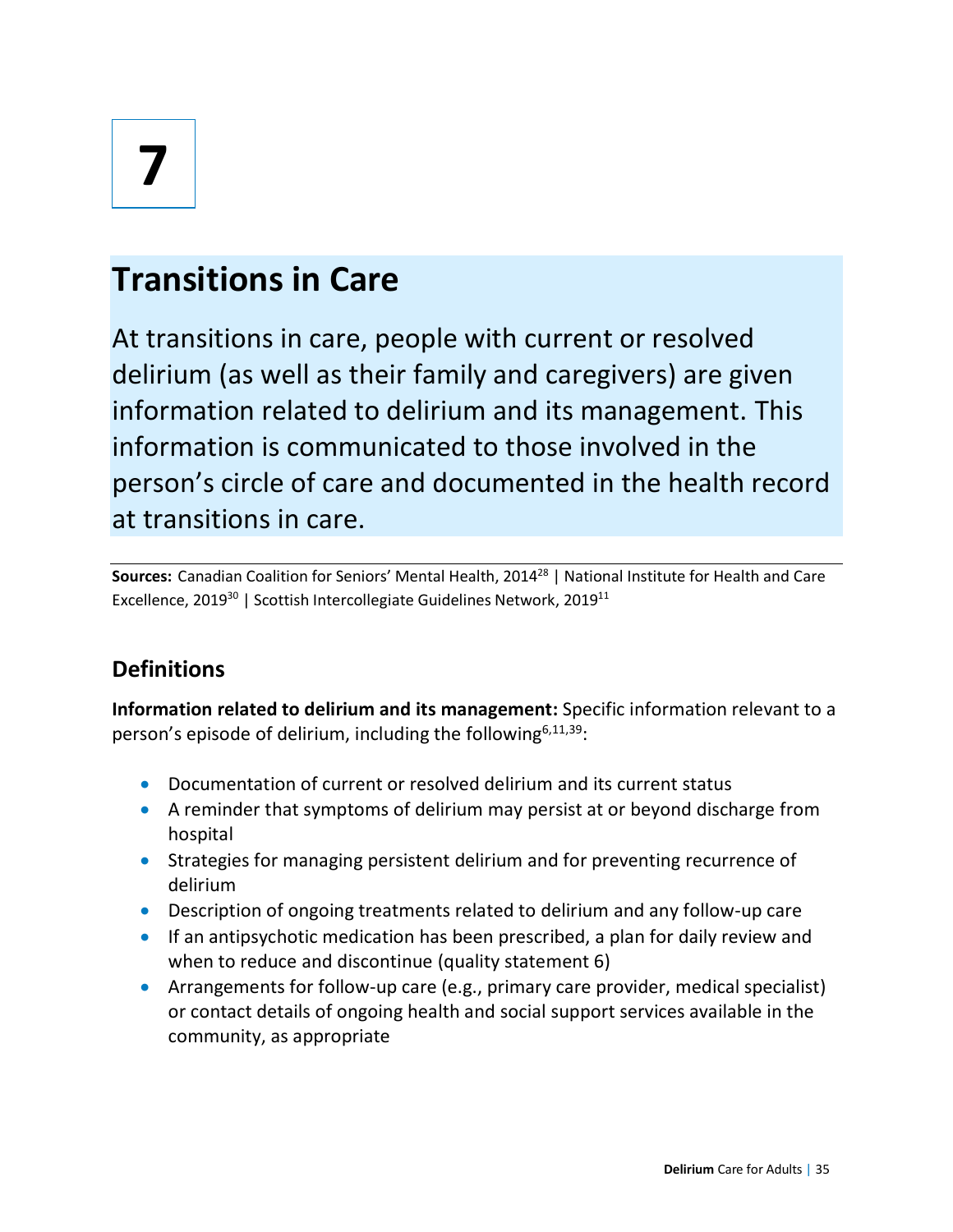# 7

## Transitions in Care

At transitions in care, people with current or resolved delirium (as well as their family and caregivers) are given information related to delirium and its management. This information is communicated to those involved in the person's circle of care and documented in the health record at transitions in care.

**Sources:** Canadian Coalition for Seniors' Mental Health, 2014[28] | National Institute for Health and Care Excellence, 2019[30] | Scottish Intercollegiate Guidelines Network, 2019[11]

### Definitions

**Information related to delirium and its management:** Specific information relevant to a person's episode of delirium, including the following[6,11,39]:

- Documentation of current or resolved delirium and its current status
- A reminder that symptoms of delirium may persist at or beyond discharge from hospital
- Strategies for managing persistent delirium and for preventing recurrence of delirium
- Description of ongoing treatments related to delirium and any follow-up care
- If an antipsychotic medication has been prescribed, a plan for daily review and when to reduce and discontinue (quality statement 6)
- Arrangements for follow-up care (e.g., primary care provider, medical specialist) or contact details of ongoing health and social support services available in the community, as appropriate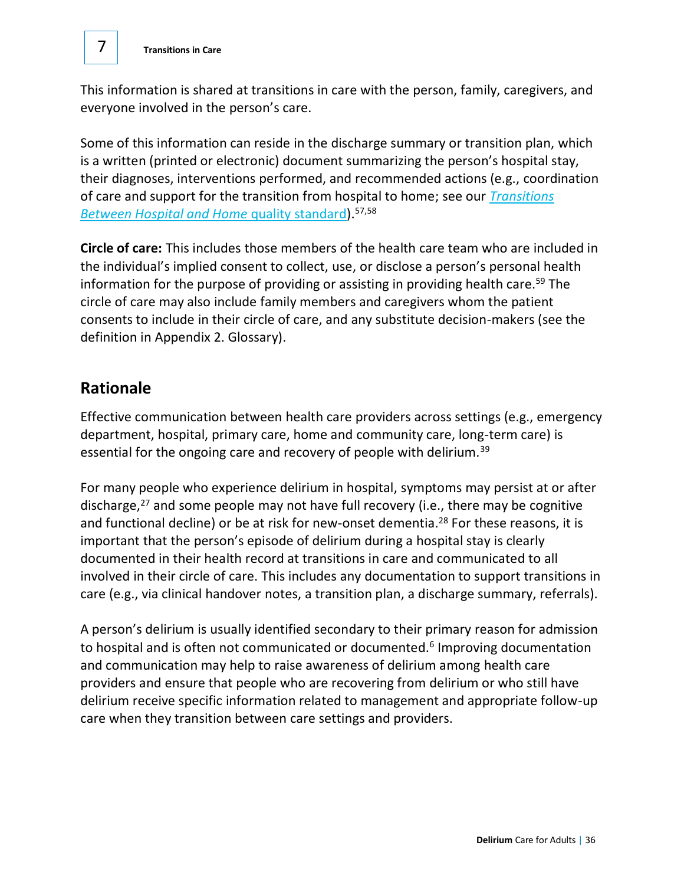This information is shared at transitions in care with the person, family, caregivers, and everyone involved in the person's care.

Some of this information can reside in the discharge summary or transition plan, which is a written (printed or electronic) document summarizing the person's hospital stay, their diagnoses, interventions performed, and recommended actions (e.g., coordination of care and support for the transition from hospital to home; see our *Transitions Between Hospital and Home* quality standard).[57,58]

**Circle of care:** This includes those members of the health care team who are included in the individual's implied consent to collect, use, or disclose a person's personal health information for the purpose of providing or assisting in providing health care.[59] The circle of care may also include family members and caregivers whom the patient consents to include in their circle of care, and any substitute decision-makers (see the definition in Appendix 2. Glossary).

## Rationale

Effective communication between health care providers across settings (e.g., emergency department, hospital, primary care, home and community care, long-term care) is essential for the ongoing care and recovery of people with delirium.[39]

For many people who experience delirium in hospital, symptoms may persist at or after discharge,[27] and some people may not have full recovery (i.e., there may be cognitive and functional decline) or be at risk for new-onset dementia.[28] For these reasons, it is important that the person's episode of delirium during a hospital stay is clearly documented in their health record at transitions in care and communicated to all involved in their circle of care. This includes any documentation to support transitions in care (e.g., via clinical handover notes, a transition plan, a discharge summary, referrals).

A person's delirium is usually identified secondary to their primary reason for admission to hospital and is often not communicated or documented.[6] Improving documentation and communication may help to raise awareness of delirium among health care providers and ensure that people who are recovering from delirium or who still have delirium receive specific information related to management and appropriate follow-up care when they transition between care settings and providers.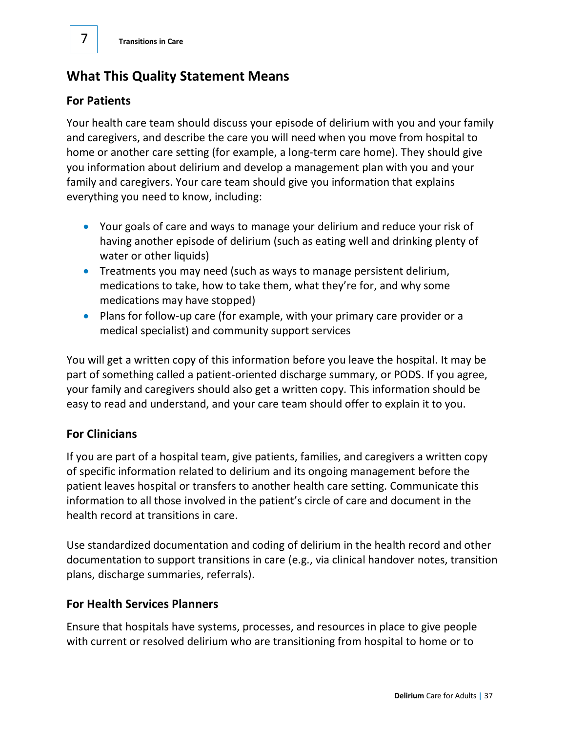## What This Quality Statement Means

### For Patients

Your health care team should discuss your episode of delirium with you and your family and caregivers, and describe the care you will need when you move from hospital to home or another care setting (for example, a long-term care home). They should give you information about delirium and develop a management plan with you and your family and caregivers. Your care team should give you information that explains everything you need to know, including:

- Your goals of care and ways to manage your delirium and reduce your risk of having another episode of delirium (such as eating well and drinking plenty of water or other liquids)
- Treatments you may need (such as ways to manage persistent delirium, medications to take, how to take them, what they're for, and why some medications may have stopped)
- Plans for follow-up care (for example, with your primary care provider or a medical specialist) and community support services

You will get a written copy of this information before you leave the hospital. It may be part of something called a patient-oriented discharge summary, or PODS. If you agree, your family and caregivers should also get a written copy. This information should be easy to read and understand, and your care team should offer to explain it to you.

### For Clinicians

If you are part of a hospital team, give patients, families, and caregivers a written copy of specific information related to delirium and its ongoing management before the patient leaves hospital or transfers to another health care setting. Communicate this information to all those involved in the patient's circle of care and document in the health record at transitions in care.

Use standardized documentation and coding of delirium in the health record and other documentation to support transitions in care (e.g., via clinical handover notes, transition plans, discharge summaries, referrals).

### For Health Services Planners

Ensure that hospitals have systems, processes, and resources in place to give people with current or resolved delirium who are transitioning from hospital to home or to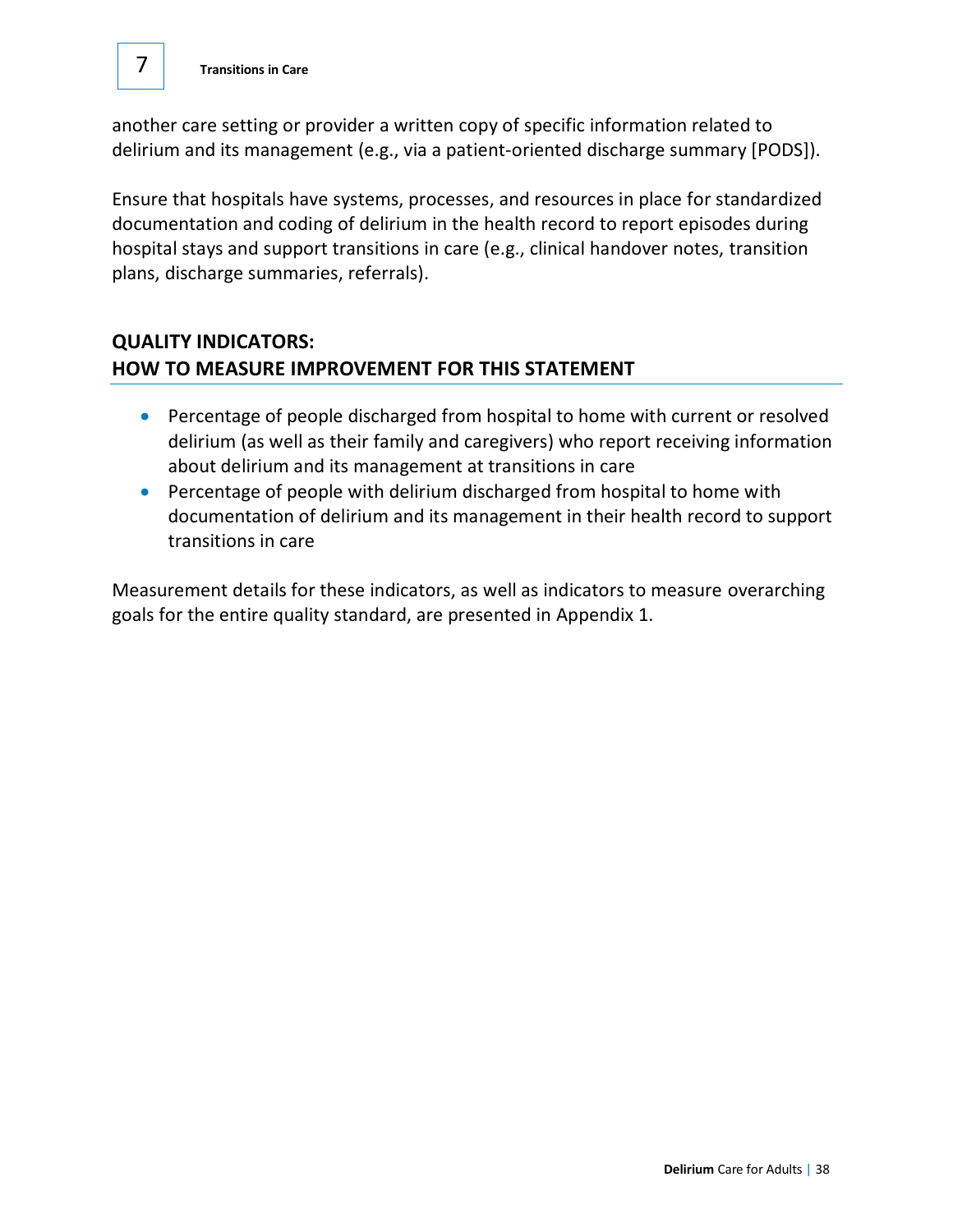another care setting or provider a written copy of specific information related to delirium and its management (e.g., via a patient-oriented discharge summary [PODS]).

Ensure that hospitals have systems, processes, and resources in place for standardized documentation and coding of delirium in the health record to report episodes during hospital stays and support transitions in care (e.g., clinical handover notes, transition plans, discharge summaries, referrals).

## QUALITY INDICATORS: HOW TO MEASURE IMPROVEMENT FOR THIS STATEMENT

- Percentage of people discharged from hospital to home with current or resolved delirium (as well as their family and caregivers) who report receiving information about delirium and its management at transitions in care
- Percentage of people with delirium discharged from hospital to home with documentation of delirium and its management in their health record to support transitions in care

Measurement details for these indicators, as well as indicators to measure overarching goals for the entire quality standard, are presented in Appendix 1.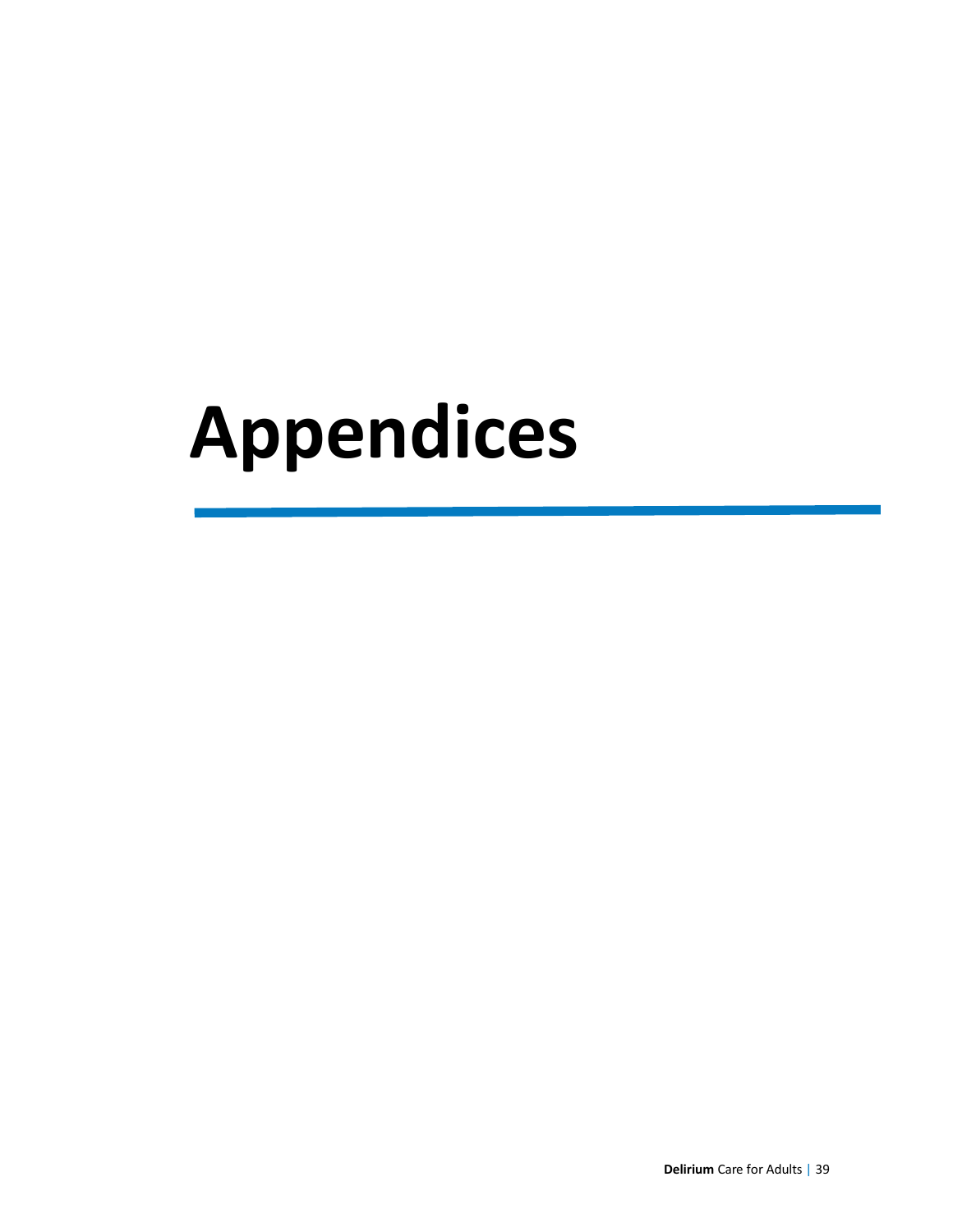# Appendices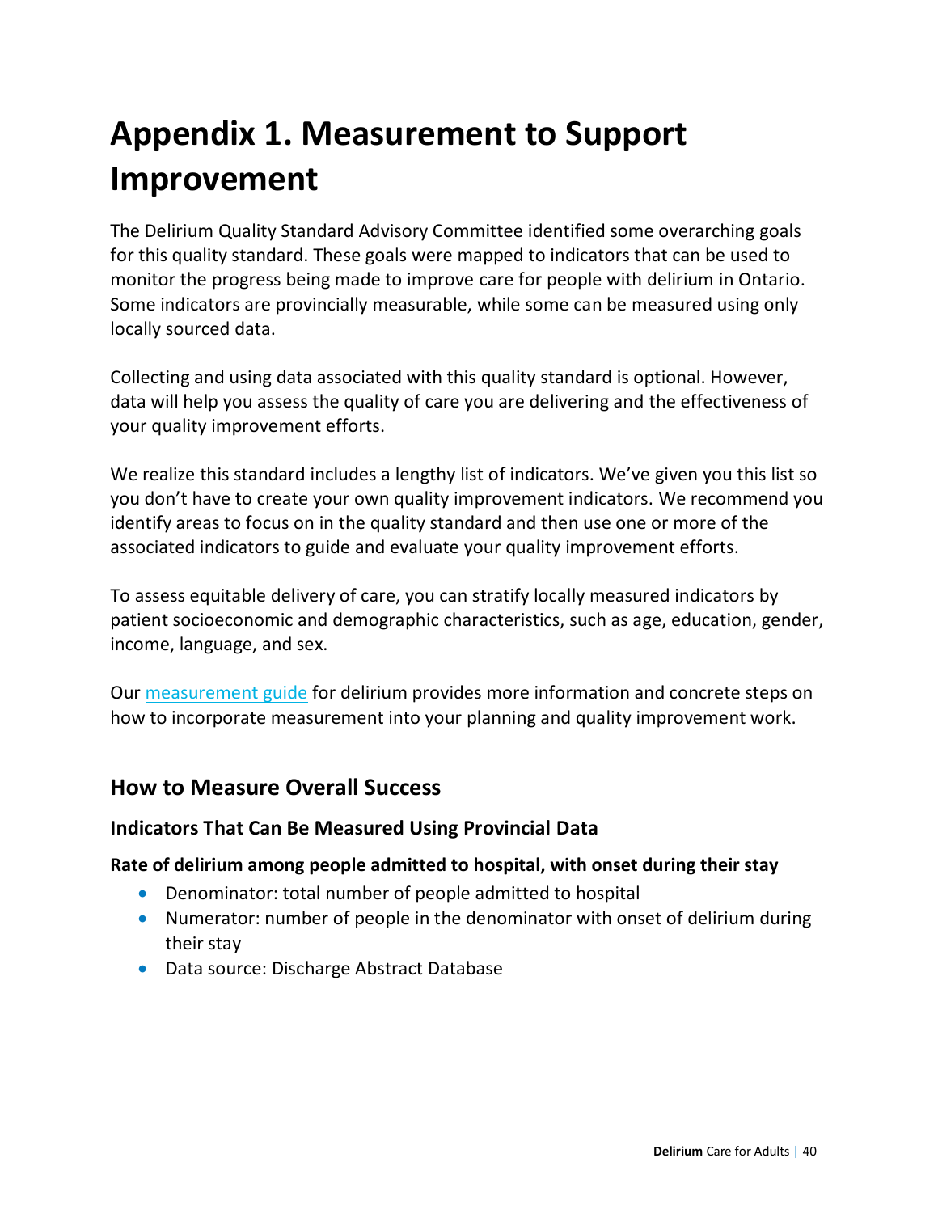# Appendix 1. Measurement to Support Improvement

The Delirium Quality Standard Advisory Committee identified some overarching goals for this quality standard. These goals were mapped to indicators that can be used to monitor the progress being made to improve care for people with delirium in Ontario. Some indicators are provincially measurable, while some can be measured using only locally sourced data.

Collecting and using data associated with this quality standard is optional. However, data will help you assess the quality of care you are delivering and the effectiveness of your quality improvement efforts.

We realize this standard includes a lengthy list of indicators. We've given you this list so you don't have to create your own quality improvement indicators. We recommend you identify areas to focus on in the quality standard and then use one or more of the associated indicators to guide and evaluate your quality improvement efforts.

To assess equitable delivery of care, you can stratify locally measured indicators by patient socioeconomic and demographic characteristics, such as age, education, gender, income, language, and sex.

Our measurement guide for delirium provides more information and concrete steps on how to incorporate measurement into your planning and quality improvement work.

## How to Measure Overall Success

### Indicators That Can Be Measured Using Provincial Data

**Rate of delirium among people admitted to hospital, with onset during their stay**

- Denominator: total number of people admitted to hospital
- Numerator: number of people in the denominator with onset of delirium during their stay
- Data source: Discharge Abstract Database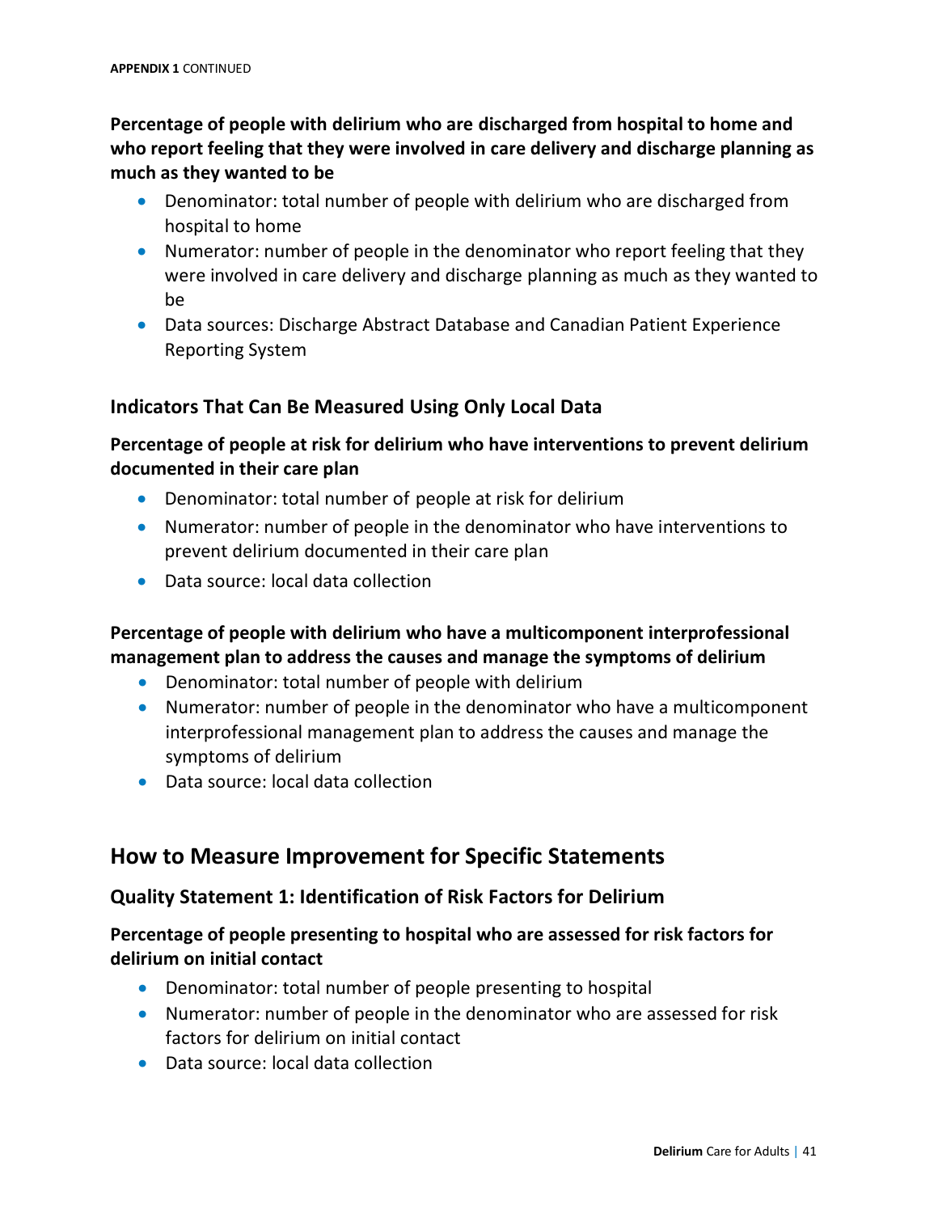**Percentage of people with delirium who are discharged from hospital to home and who report feeling that they were involved in care delivery and discharge planning as much as they wanted to be**

- Denominator: total number of people with delirium who are discharged from hospital to home
- Numerator: number of people in the denominator who report feeling that they were involved in care delivery and discharge planning as much as they wanted to be
- Data sources: Discharge Abstract Database and Canadian Patient Experience Reporting System

### Indicators That Can Be Measured Using Only Local Data

**Percentage of people at risk for delirium who have interventions to prevent delirium documented in their care plan**

- Denominator: total number of people at risk for delirium
- Numerator: number of people in the denominator who have interventions to prevent delirium documented in their care plan
- Data source: local data collection

**Percentage of people with delirium who have a multicomponent interprofessional management plan to address the causes and manage the symptoms of delirium**

- Denominator: total number of people with delirium
- Numerator: number of people in the denominator who have a multicomponent interprofessional management plan to address the causes and manage the symptoms of delirium
- Data source: local data collection

## How to Measure Improvement for Specific Statements

### Quality Statement 1: Identification of Risk Factors for Delirium

**Percentage of people presenting to hospital who are assessed for risk factors for delirium on initial contact**

- Denominator: total number of people presenting to hospital
- Numerator: number of people in the denominator who are assessed for risk factors for delirium on initial contact
- Data source: local data collection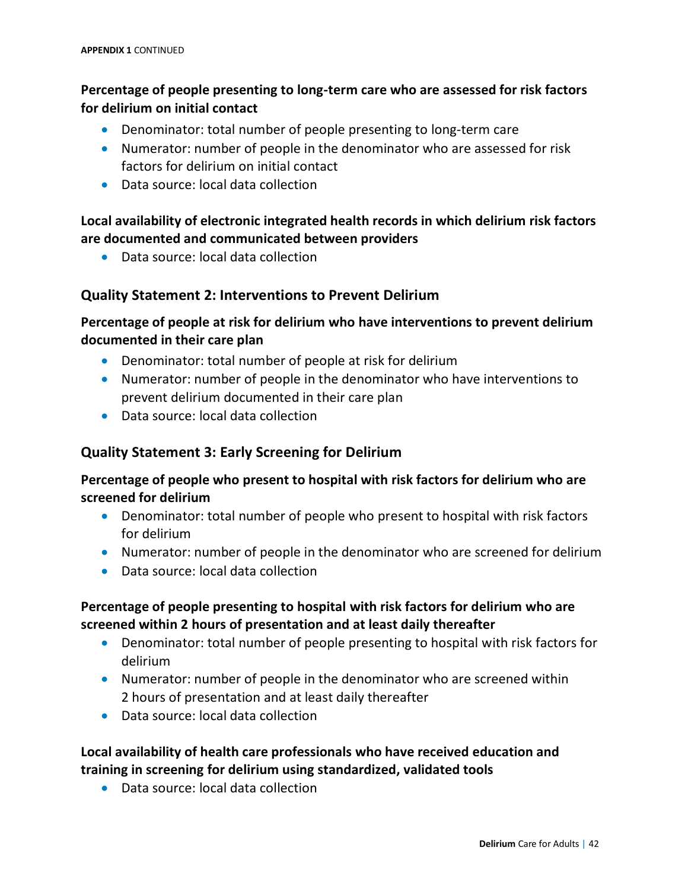**APPENDIX 1** CONTINUED

**Percentage of people presenting to long-term care who are assessed for risk factors for delirium on initial contact**

- Denominator: total number of people presenting to long-term care
- Numerator: number of people in the denominator who are assessed for risk factors for delirium on initial contact
- Data source: local data collection

**Local availability of electronic integrated health records in which delirium risk factors are documented and communicated between providers**

- Data source: local data collection

## Quality Statement 2: Interventions to Prevent Delirium

**Percentage of people at risk for delirium who have interventions to prevent delirium documented in their care plan**

- Denominator: total number of people at risk for delirium
- Numerator: number of people in the denominator who have interventions to prevent delirium documented in their care plan
- Data source: local data collection

## Quality Statement 3: Early Screening for Delirium

**Percentage of people who present to hospital with risk factors for delirium who are screened for delirium**

- Denominator: total number of people who present to hospital with risk factors for delirium
- Numerator: number of people in the denominator who are screened for delirium
- Data source: local data collection

**Percentage of people presenting to hospital with risk factors for delirium who are screened within 2 hours of presentation and at least daily thereafter**

- Denominator: total number of people presenting to hospital with risk factors for delirium
- Numerator: number of people in the denominator who are screened within 2 hours of presentation and at least daily thereafter
- Data source: local data collection

**Local availability of health care professionals who have received education and training in screening for delirium using standardized, validated tools**

- Data source: local data collection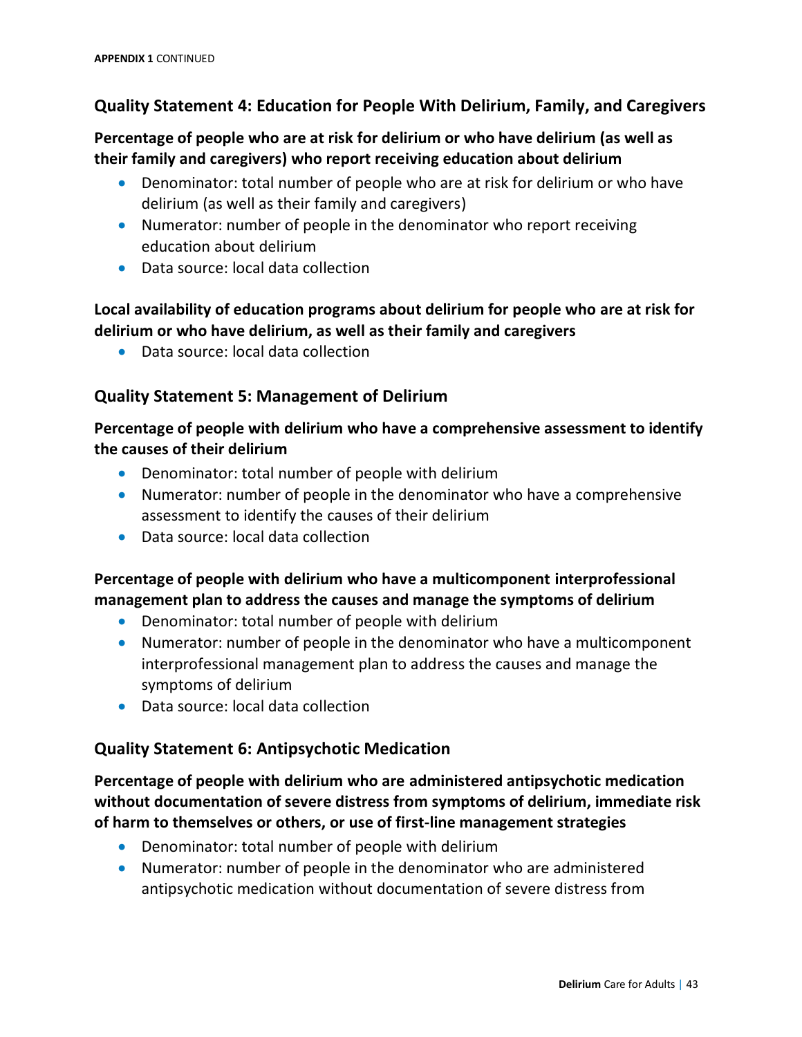**APPENDIX 1** CONTINUED

## Quality Statement 4: Education for People With Delirium, Family, and Caregivers

### Percentage of people who are at risk for delirium or who have delirium (as well as their family and caregivers) who report receiving education about delirium

- Denominator: total number of people who are at risk for delirium or who have delirium (as well as their family and caregivers)
- Numerator: number of people in the denominator who report receiving education about delirium
- Data source: local data collection

### Local availability of education programs about delirium for people who are at risk for delirium or who have delirium, as well as their family and caregivers

- Data source: local data collection

## Quality Statement 5: Management of Delirium

### Percentage of people with delirium who have a comprehensive assessment to identify the causes of their delirium

- Denominator: total number of people with delirium
- Numerator: number of people in the denominator who have a comprehensive assessment to identify the causes of their delirium
- Data source: local data collection

### Percentage of people with delirium who have a multicomponent interprofessional management plan to address the causes and manage the symptoms of delirium

- Denominator: total number of people with delirium
- Numerator: number of people in the denominator who have a multicomponent interprofessional management plan to address the causes and manage the symptoms of delirium
- Data source: local data collection

## Quality Statement 6: Antipsychotic Medication

### Percentage of people with delirium who are administered antipsychotic medication without documentation of severe distress from symptoms of delirium, immediate risk of harm to themselves or others, or use of first-line management strategies

- Denominator: total number of people with delirium
- Numerator: number of people in the denominator who are administered antipsychotic medication without documentation of severe distress from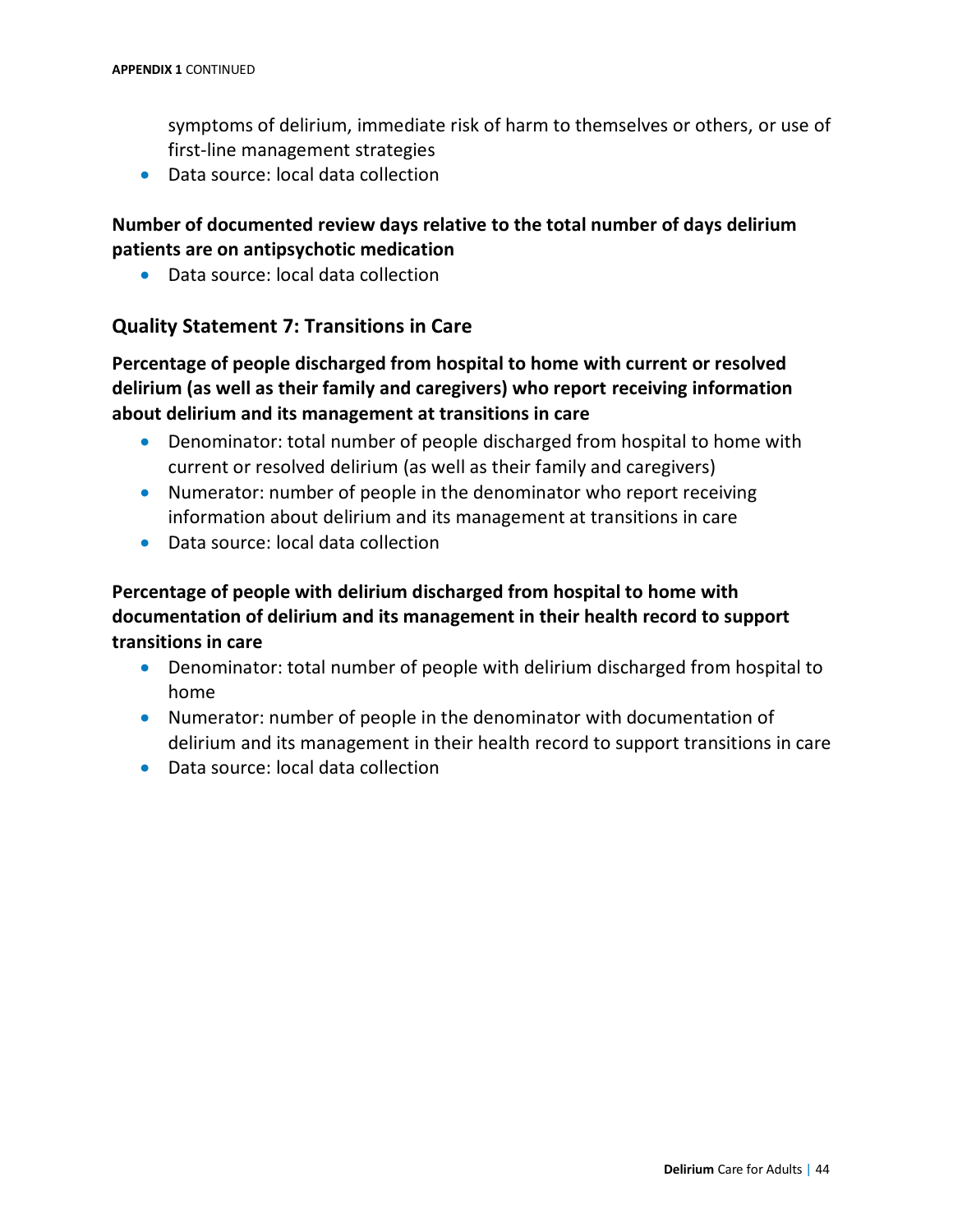symptoms of delirium, immediate risk of harm to themselves or others, or use of first-line management strategies

- Data source: local data collection

**Number of documented review days relative to the total number of days delirium patients are on antipsychotic medication**

- Data source: local data collection

## Quality Statement 7: Transitions in Care

**Percentage of people discharged from hospital to home with current or resolved delirium (as well as their family and caregivers) who report receiving information about delirium and its management at transitions in care**

- Denominator: total number of people discharged from hospital to home with current or resolved delirium (as well as their family and caregivers)
- Numerator: number of people in the denominator who report receiving information about delirium and its management at transitions in care
- Data source: local data collection

**Percentage of people with delirium discharged from hospital to home with documentation of delirium and its management in their health record to support transitions in care**

- Denominator: total number of people with delirium discharged from hospital to home
- Numerator: number of people in the denominator with documentation of delirium and its management in their health record to support transitions in care
- Data source: local data collection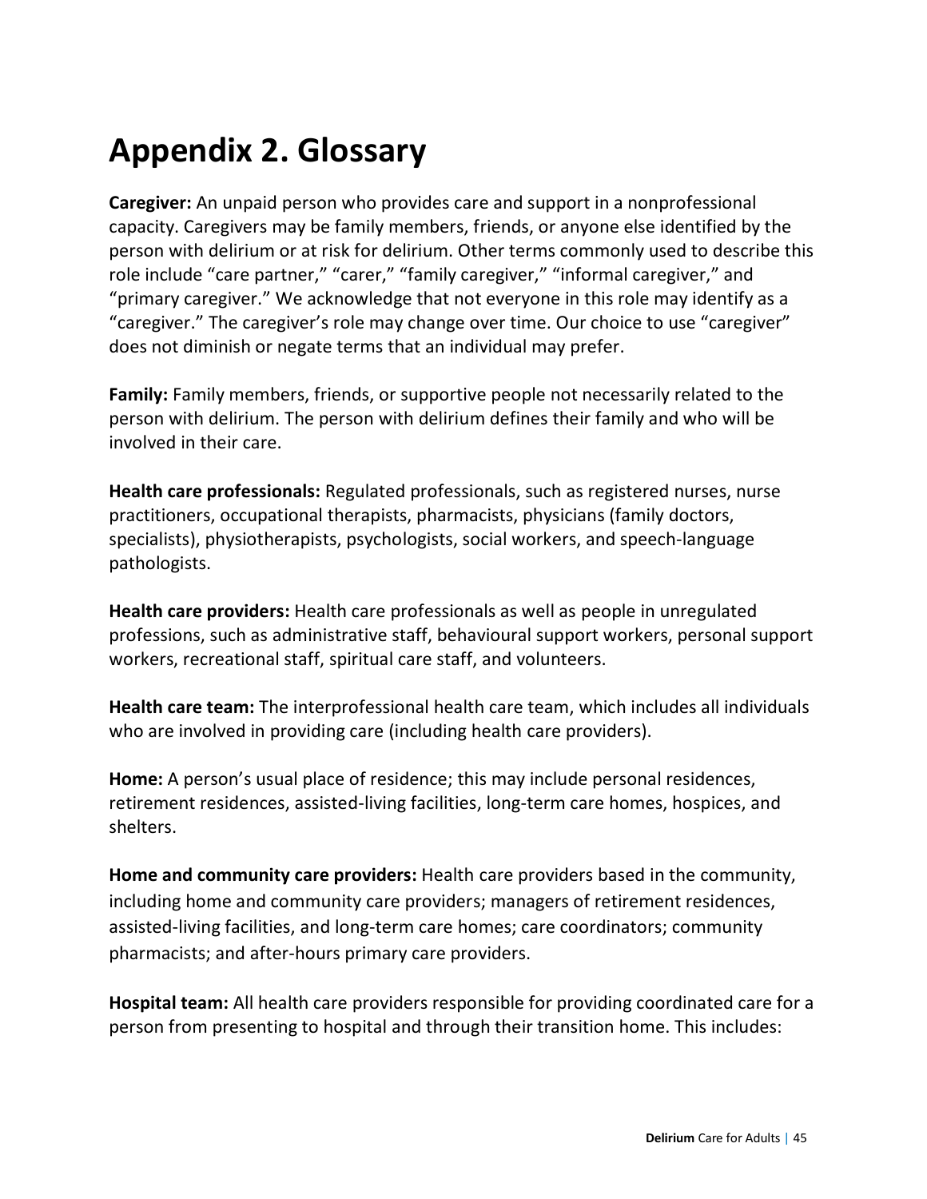# Appendix 2. Glossary

**Caregiver:** An unpaid person who provides care and support in a nonprofessional capacity. Caregivers may be family members, friends, or anyone else identified by the person with delirium or at risk for delirium. Other terms commonly used to describe this role include "care partner," "carer," "family caregiver," "informal caregiver," and "primary caregiver." We acknowledge that not everyone in this role may identify as a "caregiver." The caregiver's role may change over time. Our choice to use "caregiver" does not diminish or negate terms that an individual may prefer.

**Family:** Family members, friends, or supportive people not necessarily related to the person with delirium. The person with delirium defines their family and who will be involved in their care.

**Health care professionals:** Regulated professionals, such as registered nurses, nurse practitioners, occupational therapists, pharmacists, physicians (family doctors, specialists), physiotherapists, psychologists, social workers, and speech-language pathologists.

**Health care providers:** Health care professionals as well as people in unregulated professions, such as administrative staff, behavioural support workers, personal support workers, recreational staff, spiritual care staff, and volunteers.

**Health care team:** The interprofessional health care team, which includes all individuals who are involved in providing care (including health care providers).

**Home:** A person's usual place of residence; this may include personal residences, retirement residences, assisted-living facilities, long-term care homes, hospices, and shelters.

**Home and community care providers:** Health care providers based in the community, including home and community care providers; managers of retirement residences, assisted-living facilities, and long-term care homes; care coordinators; community pharmacists; and after-hours primary care providers.

**Hospital team:** All health care providers responsible for providing coordinated care for a person from presenting to hospital and through their transition home. This includes: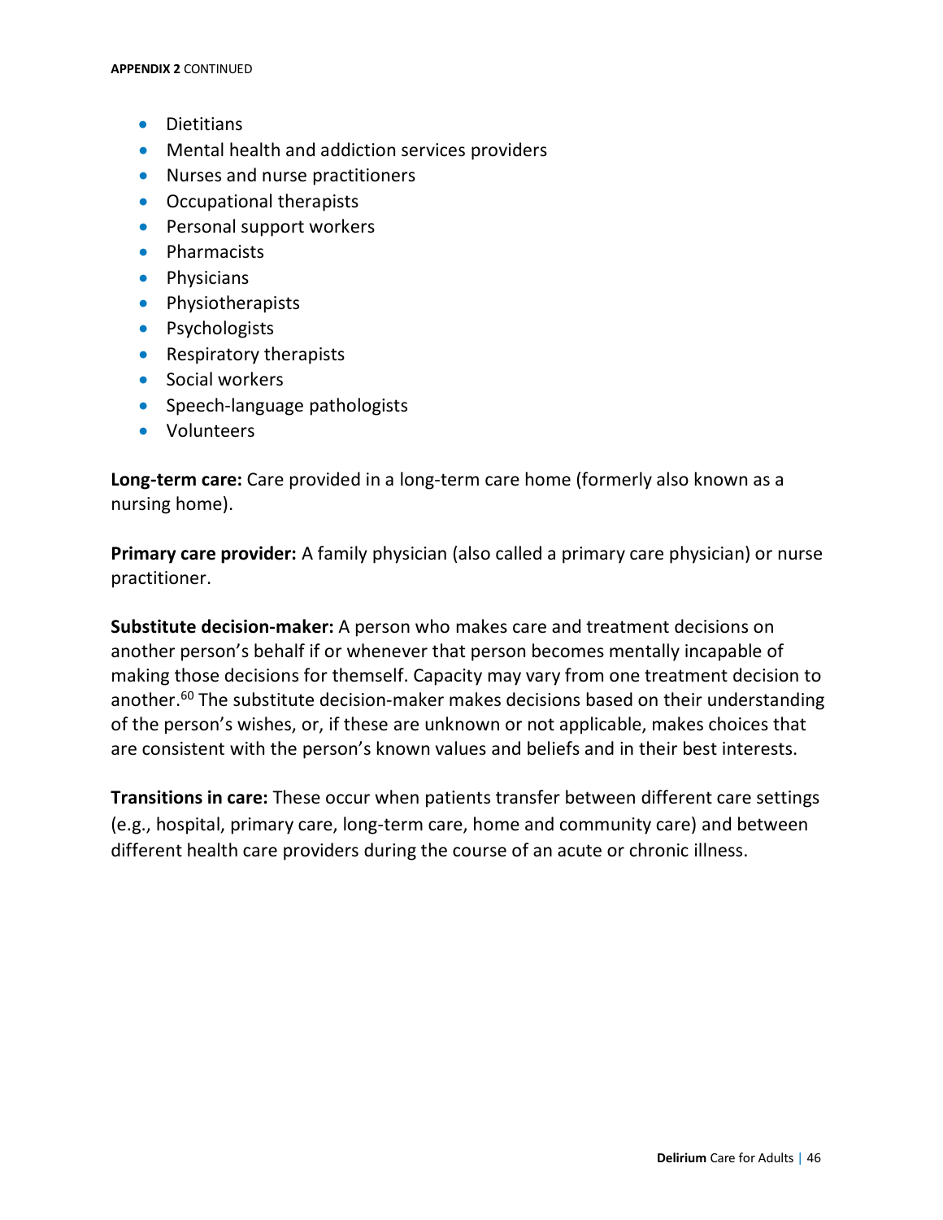- Dietitians
- Mental health and addiction services providers
- Nurses and nurse practitioners
- Occupational therapists
- Personal support workers
- Pharmacists
- Physicians
- Physiotherapists
- Psychologists
- Respiratory therapists
- Social workers
- Speech-language pathologists
- Volunteers

**Long-term care:** Care provided in a long-term care home (formerly also known as a nursing home).

**Primary care provider:** A family physician (also called a primary care physician) or nurse practitioner.

**Substitute decision-maker:** A person who makes care and treatment decisions on another person's behalf if or whenever that person becomes mentally incapable of making those decisions for themself. Capacity may vary from one treatment decision to another.[60] The substitute decision-maker makes decisions based on their understanding of the person's wishes, or, if these are unknown or not applicable, makes choices that are consistent with the person's known values and beliefs and in their best interests.

**Transitions in care:** These occur when patients transfer between different care settings (e.g., hospital, primary care, long-term care, home and community care) and between different health care providers during the course of an acute or chronic illness.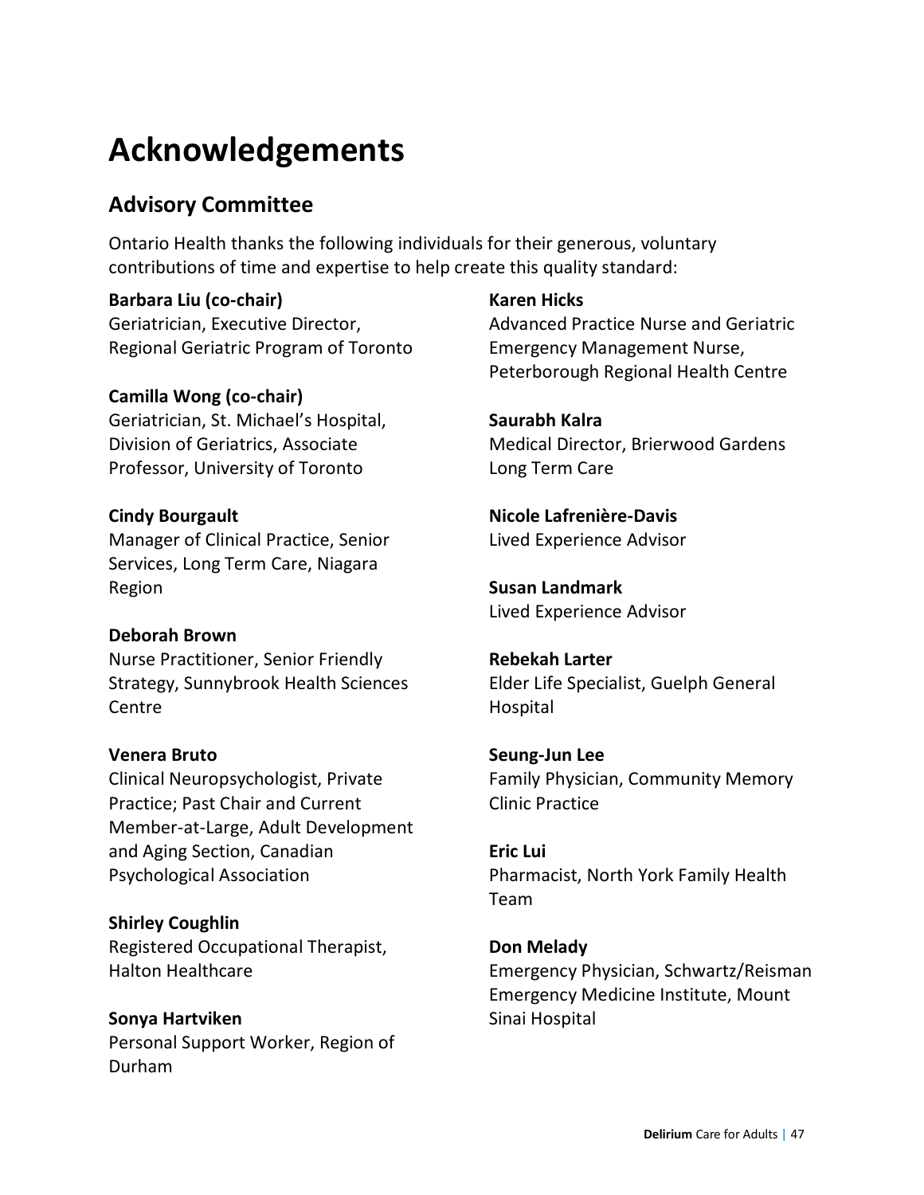# Acknowledgements

## Advisory Committee

Ontario Health thanks the following individuals for their generous, voluntary contributions of time and expertise to help create this quality standard:

**Barbara Liu (co-chair)**
Geriatrician, Executive Director, Regional Geriatric Program of Toronto

**Camilla Wong (co-chair)**
Geriatrician, St. Michael's Hospital, Division of Geriatrics, Associate Professor, University of Toronto

**Cindy Bourgault**
Manager of Clinical Practice, Senior Services, Long Term Care, Niagara Region

**Deborah Brown**
Nurse Practitioner, Senior Friendly Strategy, Sunnybrook Health Sciences Centre

**Venera Bruto**
Clinical Neuropsychologist, Private Practice; Past Chair and Current Member-at-Large, Adult Development and Aging Section, Canadian Psychological Association

**Shirley Coughlin**
Registered Occupational Therapist, Halton Healthcare

**Sonya Hartviken**
Personal Support Worker, Region of Durham

**Karen Hicks**
Advanced Practice Nurse and Geriatric Emergency Management Nurse, Peterborough Regional Health Centre

**Saurabh Kalra**
Medical Director, Brierwood Gardens Long Term Care

**Nicole Lafrenière-Davis**
Lived Experience Advisor

**Susan Landmark**
Lived Experience Advisor

**Rebekah Larter**
Elder Life Specialist, Guelph General Hospital

**Seung-Jun Lee**
Family Physician, Community Memory Clinic Practice

**Eric Lui**
Pharmacist, North York Family Health Team

**Don Melady**
Emergency Physician, Schwartz/Reisman Emergency Medicine Institute, Mount Sinai Hospital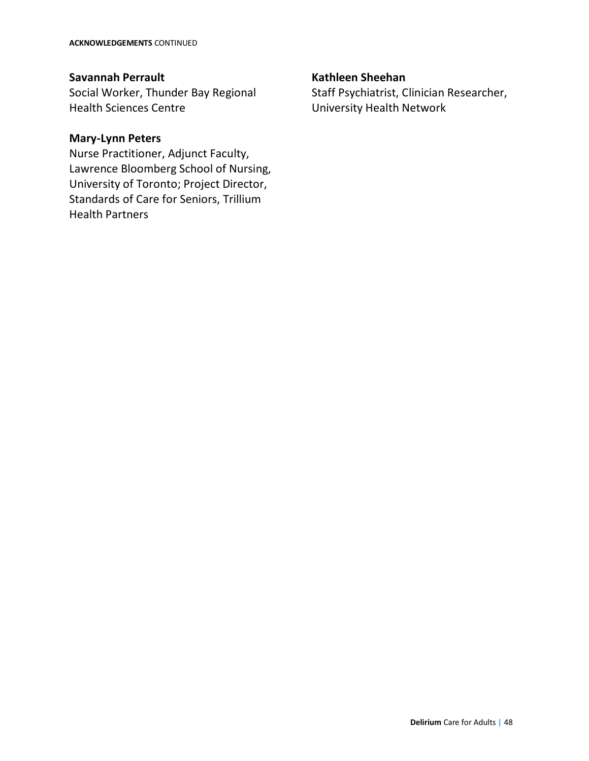**ACKNOWLEDGEMENTS** CONTINUED

**Savannah Perrault**
Social Worker, Thunder Bay Regional Health Sciences Centre

**Mary-Lynn Peters**
Nurse Practitioner, Adjunct Faculty, Lawrence Bloomberg School of Nursing, University of Toronto; Project Director, Standards of Care for Seniors, Trillium Health Partners

**Kathleen Sheehan**
Staff Psychiatrist, Clinician Researcher, University Health Network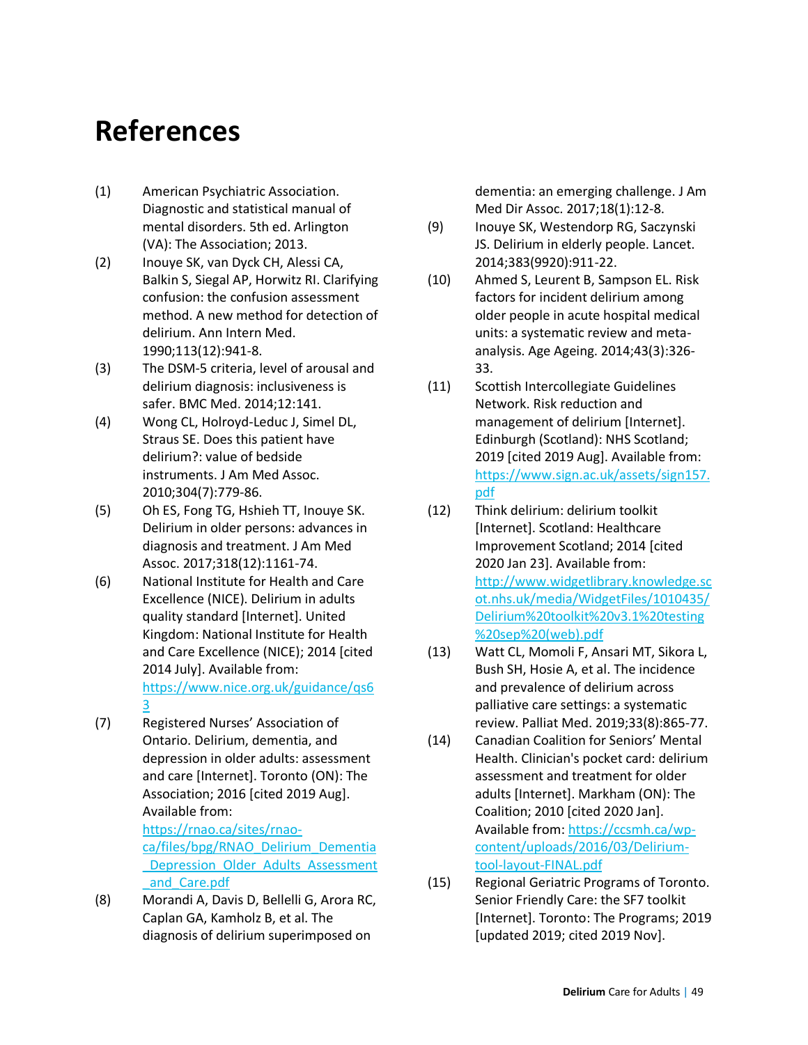# References

(1) American Psychiatric Association. Diagnostic and statistical manual of mental disorders. 5th ed. Arlington (VA): The Association; 2013.

(2) Inouye SK, van Dyck CH, Alessi CA, Balkin S, Siegal AP, Horwitz RI. Clarifying confusion: the confusion assessment method. A new method for detection of delirium. Ann Intern Med. 1990;113(12):941-8.

(3) The DSM-5 criteria, level of arousal and delirium diagnosis: inclusiveness is safer. BMC Med. 2014;12:141.

(4) Wong CL, Holroyd-Leduc J, Simel DL, Straus SE. Does this patient have delirium?: value of bedside instruments. J Am Med Assoc. 2010;304(7):779-86.

(5) Oh ES, Fong TG, Hshieh TT, Inouye SK. Delirium in older persons: advances in diagnosis and treatment. J Am Med Assoc. 2017;318(12):1161-74.

(6) National Institute for Health and Care Excellence (NICE). Delirium in adults quality standard [Internet]. United Kingdom: National Institute for Health and Care Excellence (NICE); 2014 [cited 2014 July]. Available from: https://www.nice.org.uk/guidance/qs63

(7) Registered Nurses' Association of Ontario. Delirium, dementia, and depression in older adults: assessment and care [Internet]. Toronto (ON): The Association; 2016 [cited 2019 Aug]. Available from: https://rnao.ca/sites/rnao-ca/files/bpg/RNAO_Delirium_Dementia_Depression_Older_Adults_Assessment_and_Care.pdf

(8) Morandi A, Davis D, Bellelli G, Arora RC, Caplan GA, Kamholz B, et al. The diagnosis of delirium superimposed on dementia: an emerging challenge. J Am Med Dir Assoc. 2017;18(1):12-8.

(9) Inouye SK, Westendorp RG, Saczynski JS. Delirium in elderly people. Lancet. 2014;383(9920):911-22.

(10) Ahmed S, Leurent B, Sampson EL. Risk factors for incident delirium among older people in acute hospital medical units: a systematic review and meta-analysis. Age Ageing. 2014;43(3):326-33.

(11) Scottish Intercollegiate Guidelines Network. Risk reduction and management of delirium [Internet]. Edinburgh (Scotland): NHS Scotland; 2019 [cited 2019 Aug]. Available from: https://www.sign.ac.uk/assets/sign157.pdf

(12) Think delirium: delirium toolkit [Internet]. Scotland: Healthcare Improvement Scotland; 2014 [cited 2020 Jan 23]. Available from: http://www.widgetlibrary.knowledge.scot.nhs.uk/media/WidgetFiles/1010435/Delirium%20toolkit%20v3.1%20testing%20sep%20(web).pdf

(13) Watt CL, Momoli F, Ansari MT, Sikora L, Bush SH, Hosie A, et al. The incidence and prevalence of delirium across palliative care settings: a systematic review. Palliat Med. 2019;33(8):865-77.

(14) Canadian Coalition for Seniors' Mental Health. Clinician's pocket card: delirium assessment and treatment for older adults [Internet]. Markham (ON): The Coalition; 2010 [cited 2020 Jan]. Available from: https://ccsmh.ca/wp-content/uploads/2016/03/Delirium-tool-layout-FINAL.pdf

(15) Regional Geriatric Programs of Toronto. Senior Friendly Care: the SF7 toolkit [Internet]. Toronto: The Programs; 2019 [updated 2019; cited 2019 Nov].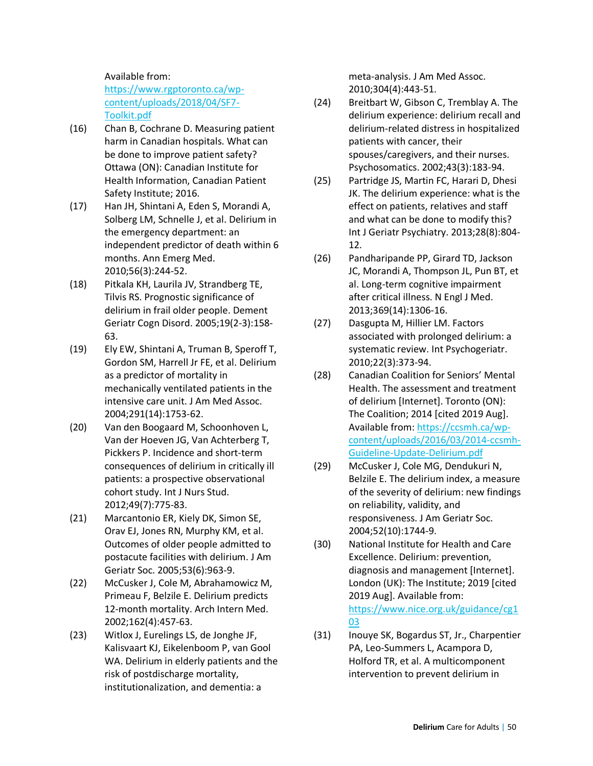Available from: https://www.rgptoronto.ca/wp-content/uploads/2018/04/SF7-Toolkit.pdf

(16) Chan B, Cochrane D. Measuring patient harm in Canadian hospitals. What can be done to improve patient safety? Ottawa (ON): Canadian Institute for Health Information, Canadian Patient Safety Institute; 2016.

(17) Han JH, Shintani A, Eden S, Morandi A, Solberg LM, Schnelle J, et al. Delirium in the emergency department: an independent predictor of death within 6 months. Ann Emerg Med. 2010;56(3):244-52.

(18) Pitkala KH, Laurila JV, Strandberg TE, Tilvis RS. Prognostic significance of delirium in frail older people. Dement Geriatr Cogn Disord. 2005;19(2-3):158-63.

(19) Ely EW, Shintani A, Truman B, Speroff T, Gordon SM, Harrell Jr FE, et al. Delirium as a predictor of mortality in mechanically ventilated patients in the intensive care unit. J Am Med Assoc. 2004;291(14):1753-62.

(20) Van den Boogaard M, Schoonhoven L, Van der Hoeven JG, Van Achterberg T, Pickkers P. Incidence and short-term consequences of delirium in critically ill patients: a prospective observational cohort study. Int J Nurs Stud. 2012;49(7):775-83.

(21) Marcantonio ER, Kiely DK, Simon SE, Orav EJ, Jones RN, Murphy KM, et al. Outcomes of older people admitted to postacute facilities with delirium. J Am Geriatr Soc. 2005;53(6):963-9.

(22) McCusker J, Cole M, Abrahamowicz M, Primeau F, Belzile E. Delirium predicts 12-month mortality. Arch Intern Med. 2002;162(4):457-63.

(23) Witlox J, Eurelings LS, de Jonghe JF, Kalisvaart KJ, Eikelenboom P, van Gool WA. Delirium in elderly patients and the risk of postdischarge mortality, institutionalization, and dementia: a meta-analysis. J Am Med Assoc. 2010;304(4):443-51.

(24) Breitbart W, Gibson C, Tremblay A. The delirium experience: delirium recall and delirium-related distress in hospitalized patients with cancer, their spouses/caregivers, and their nurses. Psychosomatics. 2002;43(3):183-94.

(25) Partridge JS, Martin FC, Harari D, Dhesi JK. The delirium experience: what is the effect on patients, relatives and staff and what can be done to modify this? Int J Geriatr Psychiatry. 2013;28(8):804-12.

(26) Pandharipande PP, Girard TD, Jackson JC, Morandi A, Thompson JL, Pun BT, et al. Long-term cognitive impairment after critical illness. N Engl J Med. 2013;369(14):1306-16.

(27) Dasgupta M, Hillier LM. Factors associated with prolonged delirium: a systematic review. Int Psychogeriatr. 2010;22(3):373-94.

(28) Canadian Coalition for Seniors' Mental Health. The assessment and treatment of delirium [Internet]. Toronto (ON): The Coalition; 2014 [cited 2019 Aug]. Available from: https://ccsmh.ca/wp-content/uploads/2016/03/2014-ccsmh-Guideline-Update-Delirium.pdf

(29) McCusker J, Cole MG, Dendukuri N, Belzile E. The delirium index, a measure of the severity of delirium: new findings on reliability, validity, and responsiveness. J Am Geriatr Soc. 2004;52(10):1744-9.

(30) National Institute for Health and Care Excellence. Delirium: prevention, diagnosis and management [Internet]. London (UK): The Institute; 2019 [cited 2019 Aug]. Available from: https://www.nice.org.uk/guidance/cg103

(31) Inouye SK, Bogardus ST, Jr., Charpentier PA, Leo-Summers L, Acampora D, Holford TR, et al. A multicomponent intervention to prevent delirium in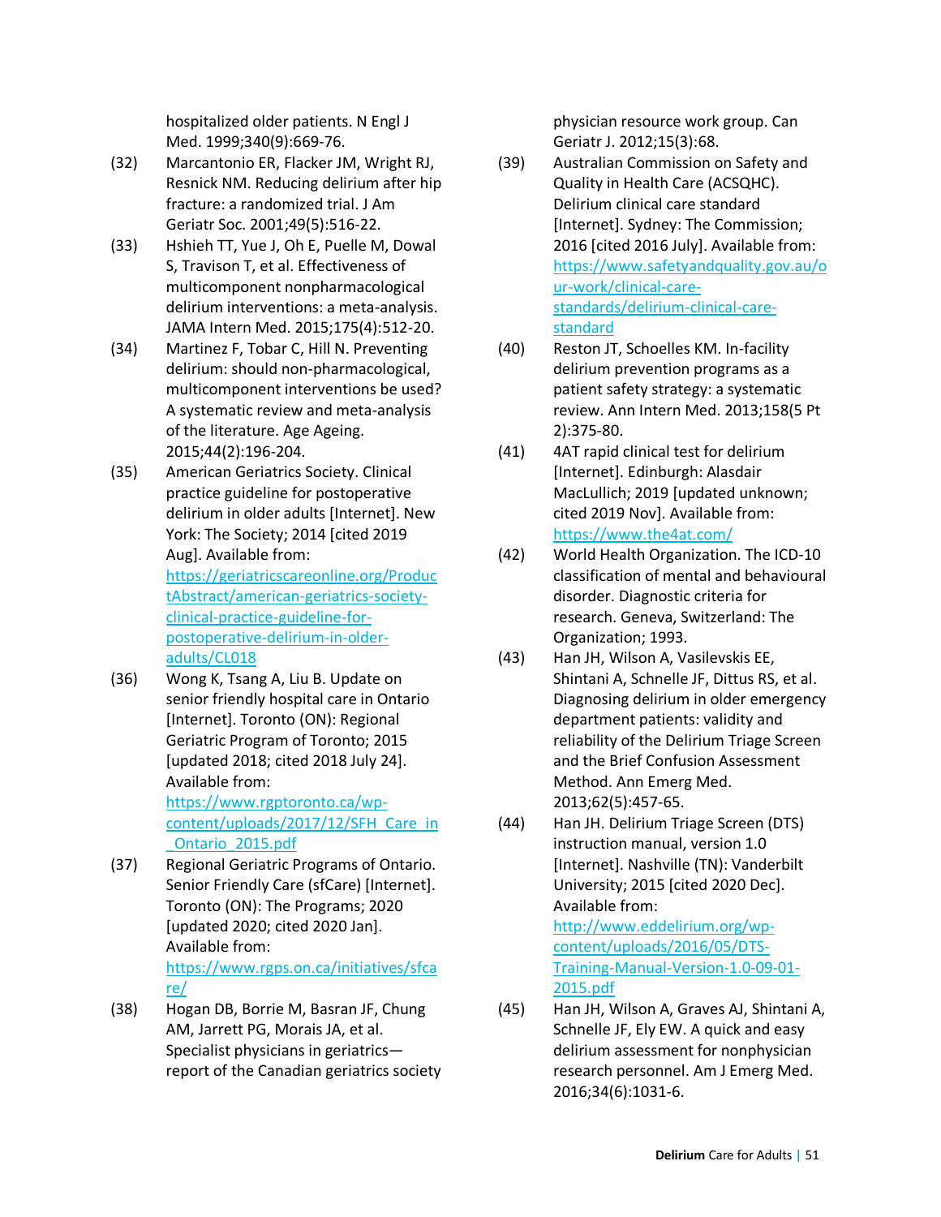hospitalized older patients. N Engl J Med. 1999;340(9):669-76.

(32) Marcantonio ER, Flacker JM, Wright RJ, Resnick NM. Reducing delirium after hip fracture: a randomized trial. J Am Geriatr Soc. 2001;49(5):516-22.

(33) Hshieh TT, Yue J, Oh E, Puelle M, Dowal S, Travison T, et al. Effectiveness of multicomponent nonpharmacological delirium interventions: a meta-analysis. JAMA Intern Med. 2015;175(4):512-20.

(34) Martinez F, Tobar C, Hill N. Preventing delirium: should non-pharmacological, multicomponent interventions be used? A systematic review and meta-analysis of the literature. Age Ageing. 2015;44(2):196-204.

(35) American Geriatrics Society. Clinical practice guideline for postoperative delirium in older adults [Internet]. New York: The Society; 2014 [cited 2019 Aug]. Available from: https://geriatricscareonline.org/ProductAbstract/american-geriatrics-society-clinical-practice-guideline-for-postoperative-delirium-in-older-adults/CL018

(36) Wong K, Tsang A, Liu B. Update on senior friendly hospital care in Ontario [Internet]. Toronto (ON): Regional Geriatric Program of Toronto; 2015 [updated 2018; cited 2018 July 24]. Available from: https://www.rgptoronto.ca/wp-content/uploads/2017/12/SFH_Care_in_Ontario_2015.pdf

(37) Regional Geriatric Programs of Ontario. Senior Friendly Care (sfCare) [Internet]. Toronto (ON): The Programs; 2020 [updated 2020; cited 2020 Jan]. Available from: https://www.rgps.on.ca/initiatives/sfcare/

(38) Hogan DB, Borrie M, Basran JF, Chung AM, Jarrett PG, Morais JA, et al. Specialist physicians in geriatrics—report of the Canadian geriatrics society physician resource work group. Can Geriatr J. 2012;15(3):68.

(39) Australian Commission on Safety and Quality in Health Care (ACSQHC). Delirium clinical care standard [Internet]. Sydney: The Commission; 2016 [cited 2016 July]. Available from: https://www.safetyandquality.gov.au/our-work/clinical-care-standards/delirium-clinical-care-standard

(40) Reston JT, Schoelles KM. In-facility delirium prevention programs as a patient safety strategy: a systematic review. Ann Intern Med. 2013;158(5 Pt 2):375-80.

(41) 4AT rapid clinical test for delirium [Internet]. Edinburgh: Alasdair MacLullich; 2019 [updated unknown; cited 2019 Nov]. Available from: https://www.the4at.com/

(42) World Health Organization. The ICD-10 classification of mental and behavioural disorder. Diagnostic criteria for research. Geneva, Switzerland: The Organization; 1993.

(43) Han JH, Wilson A, Vasilevskis EE, Shintani A, Schnelle JF, Dittus RS, et al. Diagnosing delirium in older emergency department patients: validity and reliability of the Delirium Triage Screen and the Brief Confusion Assessment Method. Ann Emerg Med. 2013;62(5):457-65.

(44) Han JH. Delirium Triage Screen (DTS) instruction manual, version 1.0 [Internet]. Nashville (TN): Vanderbilt University; 2015 [cited 2020 Dec]. Available from: http://www.eddelirium.org/wp-content/uploads/2016/05/DTS-Training-Manual-Version-1.0-09-01-2015.pdf

(45) Han JH, Wilson A, Graves AJ, Shintani A, Schnelle JF, Ely EW. A quick and easy delirium assessment for nonphysician research personnel. Am J Emerg Med. 2016;34(6):1031-6.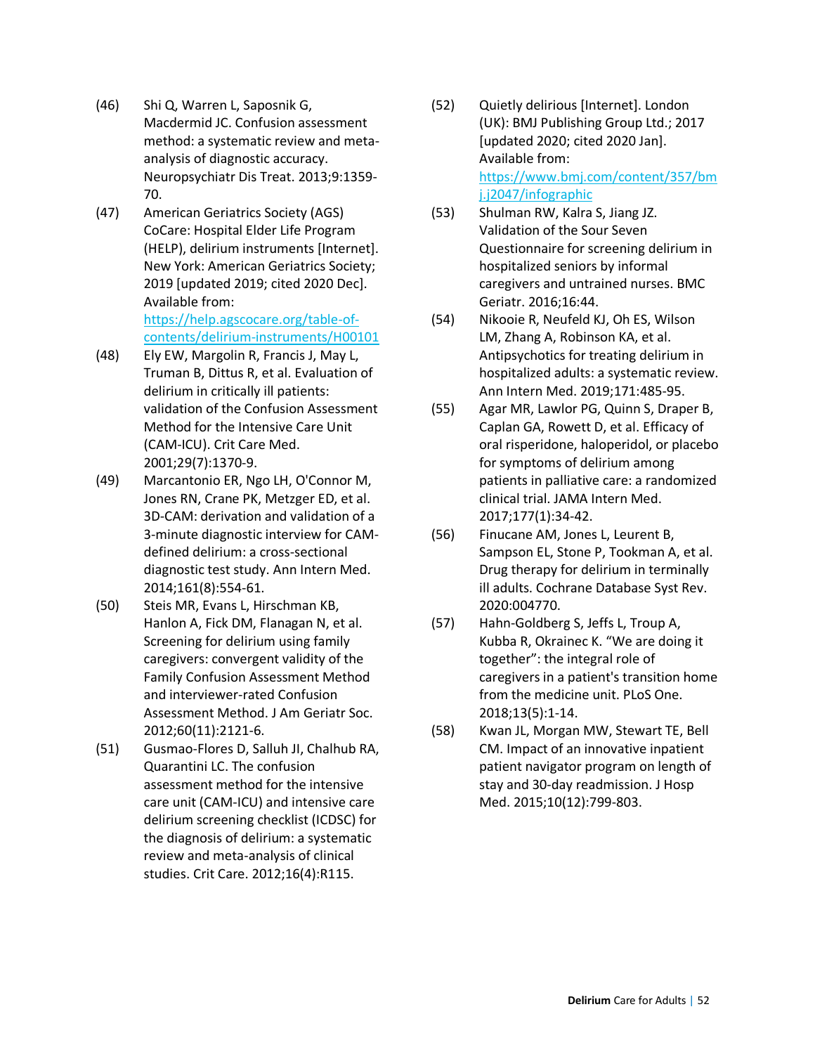(46) Shi Q, Warren L, Saposnik G, Macdermid JC. Confusion assessment method: a systematic review and meta-analysis of diagnostic accuracy. Neuropsychiatr Dis Treat. 2013;9:1359-70.

(47) American Geriatrics Society (AGS) CoCare: Hospital Elder Life Program (HELP), delirium instruments [Internet]. New York: American Geriatrics Society; 2019 [updated 2019; cited 2020 Dec]. Available from: https://help.agscocare.org/table-of-contents/delirium-instruments/H00101

(48) Ely EW, Margolin R, Francis J, May L, Truman B, Dittus R, et al. Evaluation of delirium in critically ill patients: validation of the Confusion Assessment Method for the Intensive Care Unit (CAM-ICU). Crit Care Med. 2001;29(7):1370-9.

(49) Marcantonio ER, Ngo LH, O'Connor M, Jones RN, Crane PK, Metzger ED, et al. 3D-CAM: derivation and validation of a 3-minute diagnostic interview for CAM-defined delirium: a cross-sectional diagnostic test study. Ann Intern Med. 2014;161(8):554-61.

(50) Steis MR, Evans L, Hirschman KB, Hanlon A, Fick DM, Flanagan N, et al. Screening for delirium using family caregivers: convergent validity of the Family Confusion Assessment Method and interviewer-rated Confusion Assessment Method. J Am Geriatr Soc. 2012;60(11):2121-6.

(51) Gusmao-Flores D, Salluh JI, Chalhub RA, Quarantini LC. The confusion assessment method for the intensive care unit (CAM-ICU) and intensive care delirium screening checklist (ICDSC) for the diagnosis of delirium: a systematic review and meta-analysis of clinical studies. Crit Care. 2012;16(4):R115.

(52) Quietly delirious [Internet]. London (UK): BMJ Publishing Group Ltd.; 2017 [updated 2020; cited 2020 Jan]. Available from: https://www.bmj.com/content/357/bmj.j2047/infographic

(53) Shulman RW, Kalra S, Jiang JZ. Validation of the Sour Seven Questionnaire for screening delirium in hospitalized seniors by informal caregivers and untrained nurses. BMC Geriatr. 2016;16:44.

(54) Nikooie R, Neufeld KJ, Oh ES, Wilson LM, Zhang A, Robinson KA, et al. Antipsychotics for treating delirium in hospitalized adults: a systematic review. Ann Intern Med. 2019;171:485-95.

(55) Agar MR, Lawlor PG, Quinn S, Draper B, Caplan GA, Rowett D, et al. Efficacy of oral risperidone, haloperidol, or placebo for symptoms of delirium among patients in palliative care: a randomized clinical trial. JAMA Intern Med. 2017;177(1):34-42.

(56) Finucane AM, Jones L, Leurent B, Sampson EL, Stone P, Tookman A, et al. Drug therapy for delirium in terminally ill adults. Cochrane Database Syst Rev. 2020:004770.

(57) Hahn-Goldberg S, Jeffs L, Troup A, Kubba R, Okrainec K. "We are doing it together": the integral role of caregivers in a patient's transition home from the medicine unit. PLoS One. 2018;13(5):1-14.

(58) Kwan JL, Morgan MW, Stewart TE, Bell CM. Impact of an innovative inpatient patient navigator program on length of stay and 30-day readmission. J Hosp Med. 2015;10(12):799-803.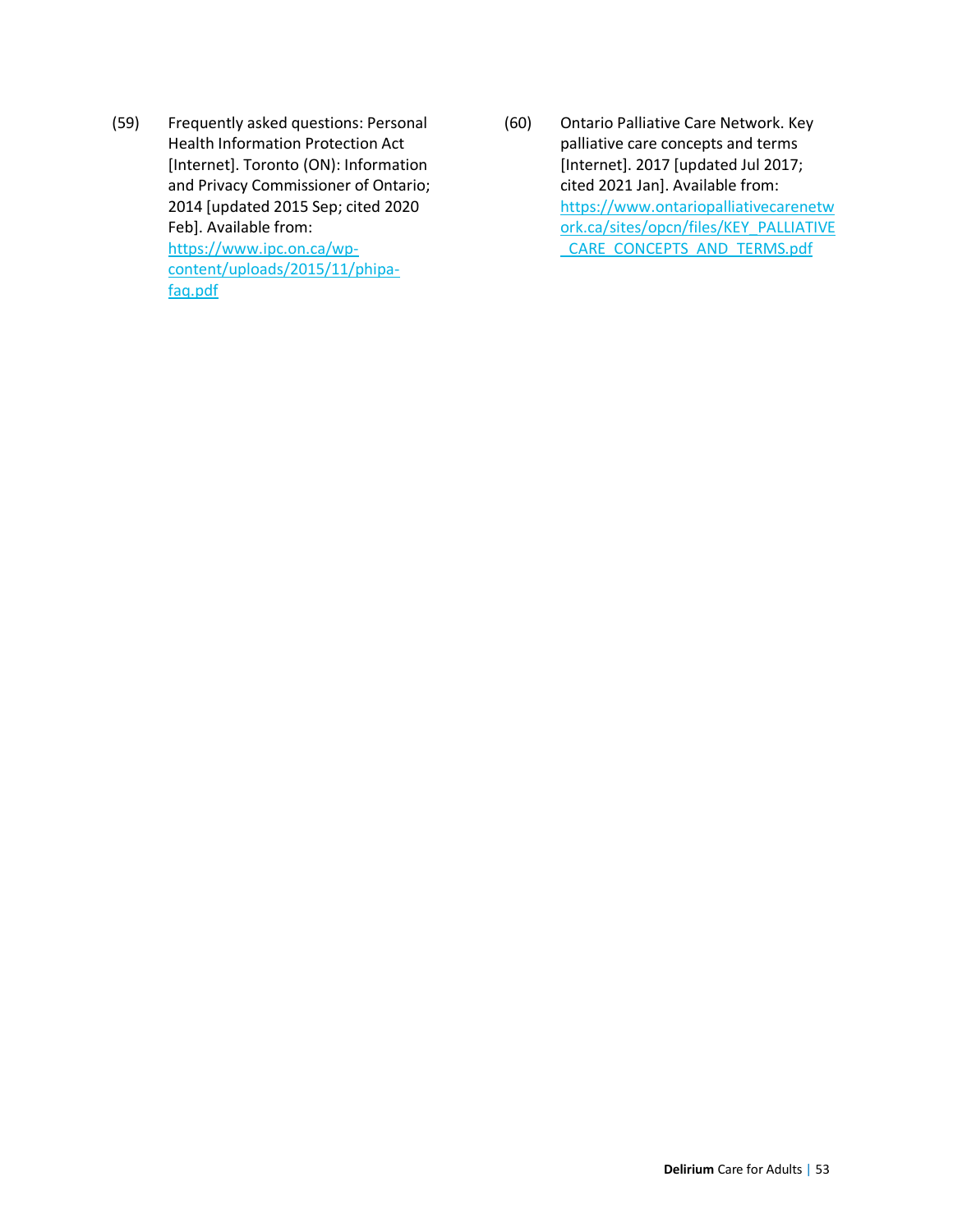(59) Frequently asked questions: Personal Health Information Protection Act [Internet]. Toronto (ON): Information and Privacy Commissioner of Ontario; 2014 [updated 2015 Sep; cited 2020 Feb]. Available from: https://www.ipc.on.ca/wp-content/uploads/2015/11/phipa-faq.pdf

(60) Ontario Palliative Care Network. Key palliative care concepts and terms [Internet]. 2017 [updated Jul 2017; cited 2021 Jan]. Available from: https://www.ontariopalliativecarenetwork.ca/sites/opcn/files/KEY_PALLIATIVE_CARE_CONCEPTS_AND_TERMS.pdf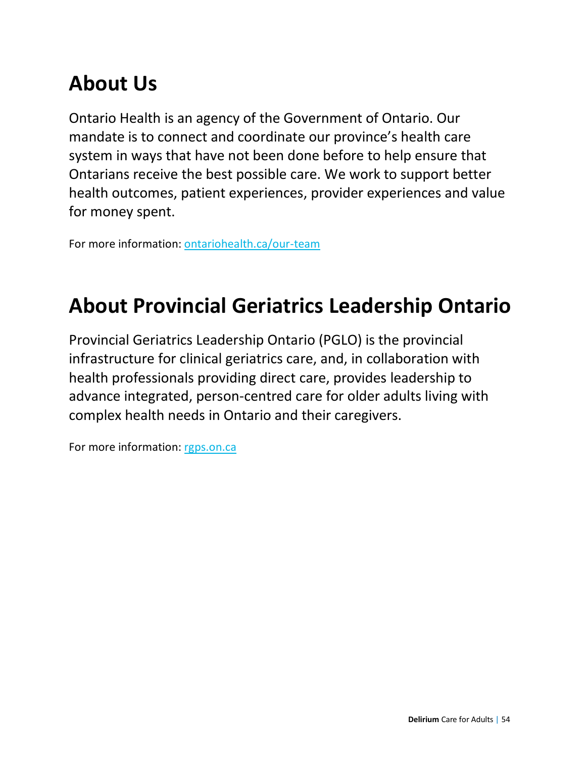## About Us

Ontario Health is an agency of the Government of Ontario. Our mandate is to connect and coordinate our province's health care system in ways that have not been done before to help ensure that Ontarians receive the best possible care. We work to support better health outcomes, patient experiences, provider experiences and value for money spent.

For more information: [ontariohealth.ca/our-team](ontariohealth.ca/our-team)

## About Provincial Geriatrics Leadership Ontario

Provincial Geriatrics Leadership Ontario (PGLO) is the provincial infrastructure for clinical geriatrics care, and, in collaboration with health professionals providing direct care, provides leadership to advance integrated, person-centred care for older adults living with complex health needs in Ontario and their caregivers.

For more information: [rgps.on.ca](rgps.on.ca)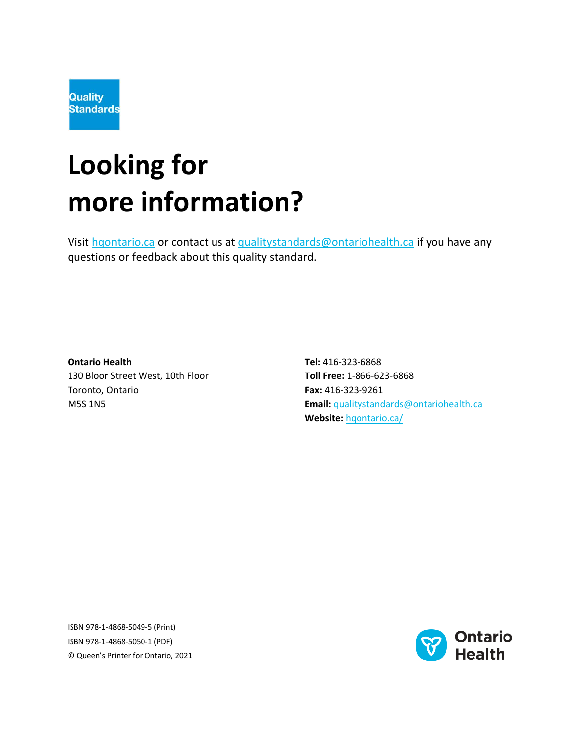Quality Standards

# Looking for more information?

Visit hqontario.ca or contact us at qualitystandards@ontariohealth.ca if you have any questions or feedback about this quality standard.

**Ontario Health**
130 Bloor Street West, 10th Floor
Toronto, Ontario
M5S 1N5

**Tel:** 416-323-6868
**Toll Free:** 1-866-623-6868
**Fax:** 416-323-9261
**Email:** qualitystandards@ontariohealth.ca
**Website:** hqontario.ca/

ISBN 978-1-4868-5049-5 (Print)
ISBN 978-1-4868-5050-1 (PDF)
© Queen's Printer for Ontario, 2021

Ontario Health